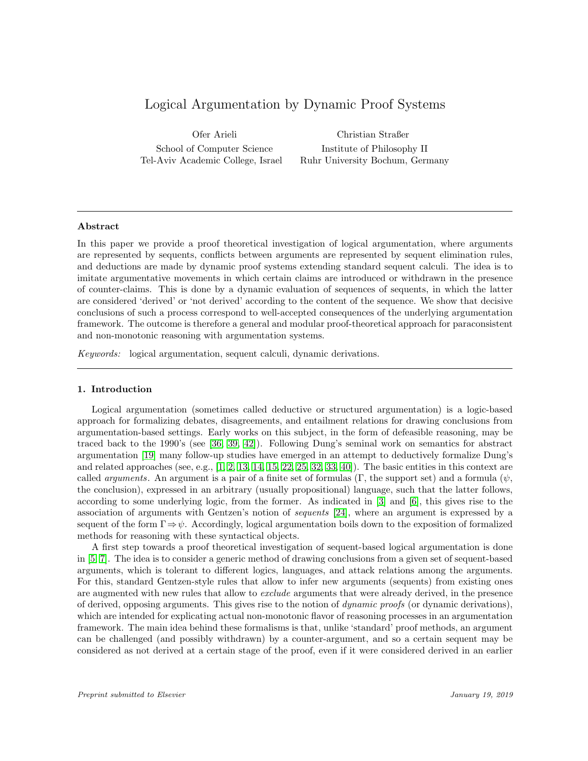# Logical Argumentation by Dynamic Proof Systems

Ofer Arieli
School of Computer Science
Tel-Aviv Academic College, Israel

Christian Straßer
Institute of Philosophy II
Ruhr University Bochum, Germany

---

### Abstract

In this paper we provide a proof theoretical investigation of logical argumentation, where arguments are represented by sequents, conflicts between arguments are represented by sequent elimination rules, and deductions are made by dynamic proof systems extending standard sequent calculi. The idea is to imitate argumentative movements in which certain claims are introduced or withdrawn in the presence of counter-claims. This is done by a dynamic evaluation of sequences of sequents, in which the latter are considered 'derived' or 'not derived' according to the content of the sequence. We show that decisive conclusions of such a process correspond to well-accepted consequences of the underlying argumentation framework. The outcome is therefore a general and modular proof-theoretical approach for paraconsistent and non-monotonic reasoning with argumentation systems.

*Keywords:* logical argumentation, sequent calculi, dynamic derivations.

---

### 1. Introduction

Logical argumentation (sometimes called deductive or structured argumentation) is a logic-based approach for formalizing debates, disagreements, and entailment relations for drawing conclusions from argumentation-based settings. Early works on this subject, in the form of defeasible reasoning, may be traced back to the 1990's (see [36, 39, 42]). Following Dung's seminal work on semantics for abstract argumentation [19] many follow-up studies have emerged in an attempt to deductively formalize Dung's and related approaches (see, e.g., [1, 2, 13, 14, 15, 22, 25, 32, 33, 40]). The basic entities in this context are called *arguments*. An argument is a pair of a finite set of formulas ($\Gamma$, the support set) and a formula ($\psi$, the conclusion), expressed in an arbitrary (usually propositional) language, such that the latter follows, according to some underlying logic, from the former. As indicated in [3] and [6], this gives rise to the association of arguments with Gentzen's notion of *sequents* [24], where an argument is expressed by a sequent of the form $\Gamma \Rightarrow \psi$. Accordingly, logical argumentation boils down to the exposition of formalized methods for reasoning with these syntactical objects.

A first step towards a proof theoretical investigation of sequent-based logical argumentation is done in [5, 7]. The idea is to consider a generic method of drawing conclusions from a given set of sequent-based arguments, which is tolerant to different logics, languages, and attack relations among the arguments. For this, standard Gentzen-style rules that allow to infer new arguments (sequents) from existing ones are augmented with new rules that allow to *exclude* arguments that were already derived, in the presence of derived, opposing arguments. This gives rise to the notion of *dynamic proofs* (or dynamic derivations), which are intended for explicating actual non-monotonic flavor of reasoning processes in an argumentation framework. The main idea behind these formalisms is that, unlike 'standard' proof methods, an argument can be challenged (and possibly withdrawn) by a counter-argument, and so a certain sequent may be considered as not derived at a certain stage of the proof, even if it were considered derived in an earlier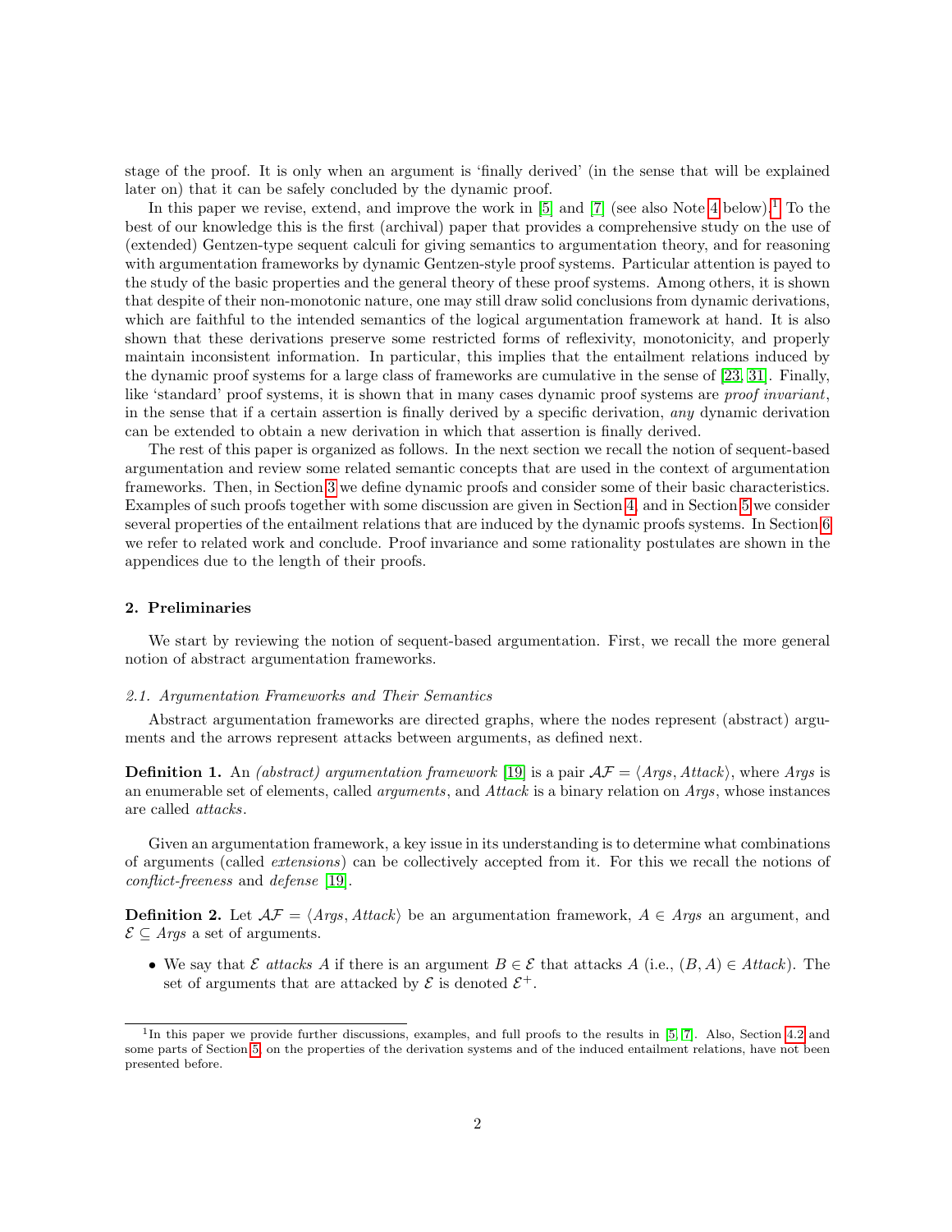stage of the proof. It is only when an argument is 'finally derived' (in the sense that will be explained later on) that it can be safely concluded by the dynamic proof.

In this paper we revise, extend, and improve the work in [5] and [7] (see also Note 4 below).[1] To the best of our knowledge this is the first (archival) paper that provides a comprehensive study on the use of (extended) Gentzen-type sequent calculi for giving semantics to argumentation theory, and for reasoning with argumentation frameworks by dynamic Gentzen-style proof systems. Particular attention is payed to the study of the basic properties and the general theory of these proof systems. Among others, it is shown that despite of their non-monotonic nature, one may still draw solid conclusions from dynamic derivations, which are faithful to the intended semantics of the logical argumentation framework at hand. It is also shown that these derivations preserve some restricted forms of reflexivity, monotonicity, and properly maintain inconsistent information. In particular, this implies that the entailment relations induced by the dynamic proof systems for a large class of frameworks are cumulative in the sense of [23, 31]. Finally, like 'standard' proof systems, it is shown that in many cases dynamic proof systems are *proof invariant*, in the sense that if a certain assertion is finally derived by a specific derivation, *any* dynamic derivation can be extended to obtain a new derivation in which that assertion is finally derived.

The rest of this paper is organized as follows. In the next section we recall the notion of sequent-based argumentation and review some related semantic concepts that are used in the context of argumentation frameworks. Then, in Section 3 we define dynamic proofs and consider some of their basic characteristics. Examples of such proofs together with some discussion are given in Section 4, and in Section 5 we consider several properties of the entailment relations that are induced by the dynamic proofs systems. In Section 6 we refer to related work and conclude. Proof invariance and some rationality postulates are shown in the appendices due to the length of their proofs.

## 2. Preliminaries

We start by reviewing the notion of sequent-based argumentation. First, we recall the more general notion of abstract argumentation frameworks.

### 2.1. Argumentation Frameworks and Their Semantics

Abstract argumentation frameworks are directed graphs, where the nodes represent (abstract) arguments and the arrows represent attacks between arguments, as defined next.

**Definition 1.** An *(abstract) argumentation framework* [19] is a pair $\mathcal{AF} = \langle Args, Attack \rangle$, where *Args* is an enumerable set of elements, called *arguments*, and *Attack* is a binary relation on *Args*, whose instances are called *attacks*.

Given an argumentation framework, a key issue in its understanding is to determine what combinations of arguments (called *extensions*) can be collectively accepted from it. For this we recall the notions of *conflict-freeness* and *defense* [19].

**Definition 2.** Let $\mathcal{AF} = \langle Args, Attack \rangle$ be an argumentation framework, $A \in Args$ an argument, and $\mathcal{E} \subseteq Args$ a set of arguments.

- We say that $\mathcal{E}$ *attacks* $A$ if there is an argument $B \in \mathcal{E}$ that attacks $A$ (i.e., $(B, A) \in Attack$). The set of arguments that are attacked by $\mathcal{E}$ is denoted $\mathcal{E}^+$.

[1] In this paper we provide further discussions, examples, and full proofs to the results in [5, 7]. Also, Section 4.2 and some parts of Section 5, on the properties of the derivation systems and of the induced entailment relations, have not been presented before.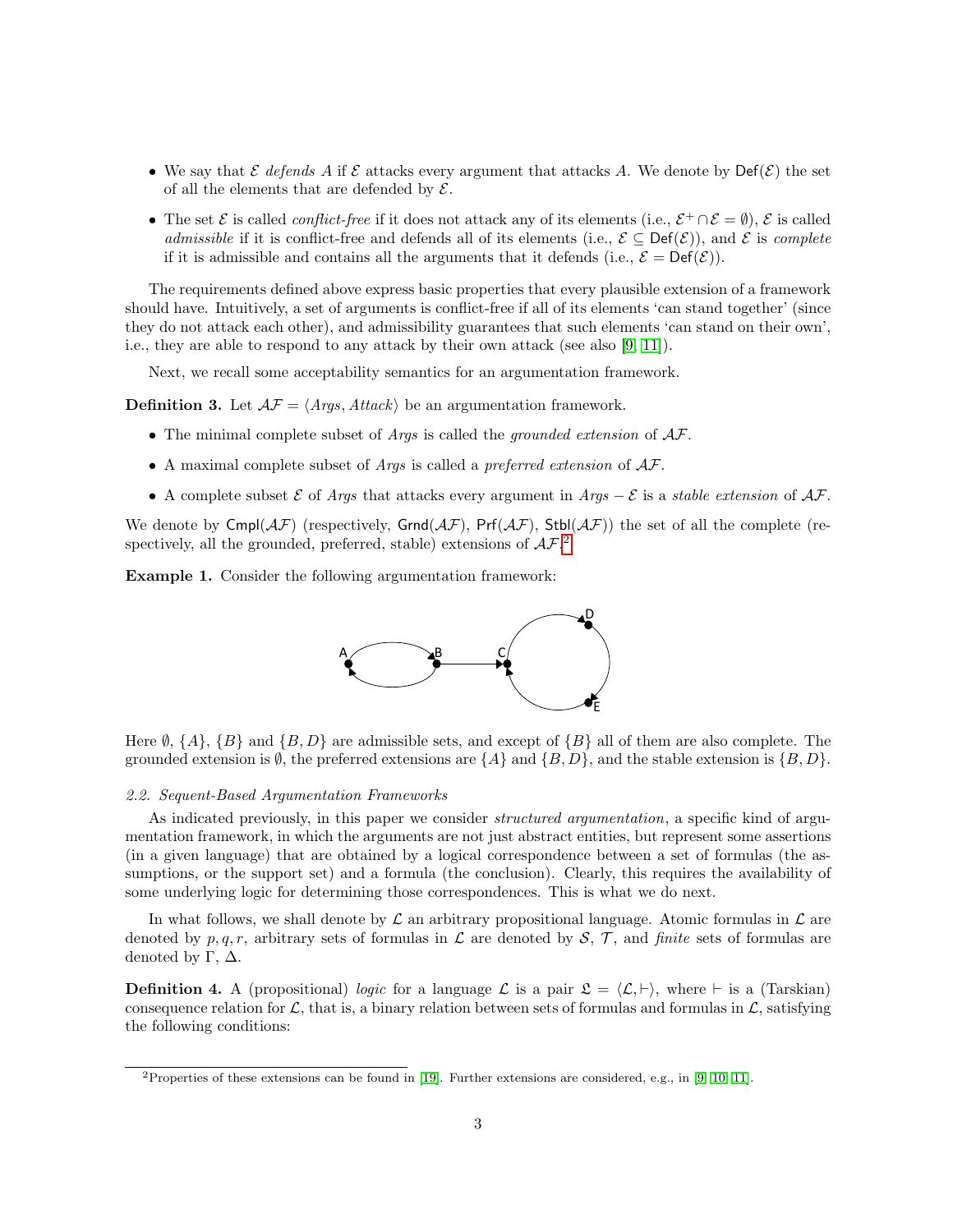- We say that $\mathcal{E}$ *defends* $A$ if $\mathcal{E}$ attacks every argument that attacks $A$. We denote by $\mathsf{Def}(\mathcal{E})$ the set of all the elements that are defended by $\mathcal{E}$.
- The set $\mathcal{E}$ is called *conflict-free* if it does not attack any of its elements (i.e., $\mathcal{E}^+ \cap \mathcal{E} = \emptyset$), $\mathcal{E}$ is called *admissible* if it is conflict-free and defends all of its elements (i.e., $\mathcal{E} \subseteq \mathsf{Def}(\mathcal{E})$), and $\mathcal{E}$ is *complete* if it is admissible and contains all the arguments that it defends (i.e., $\mathcal{E} = \mathsf{Def}(\mathcal{E})$).

The requirements defined above express basic properties that every plausible extension of a framework should have. Intuitively, a set of arguments is conflict-free if all of its elements 'can stand together' (since they do not attack each other), and admissibility guarantees that such elements 'can stand on their own', i.e., they are able to respond to any attack by their own attack (see also [9, 11]).

Next, we recall some acceptability semantics for an argumentation framework.

**Definition 3.** Let $\mathcal{AF} = \langle Args, Attack \rangle$ be an argumentation framework.

- The minimal complete subset of $Args$ is called the *grounded extension* of $\mathcal{AF}$.
- A maximal complete subset of $Args$ is called a *preferred extension* of $\mathcal{AF}$.
- A complete subset $\mathcal{E}$ of $Args$ that attacks every argument in $Args - \mathcal{E}$ is a *stable extension* of $\mathcal{AF}$.

We denote by $\mathsf{Cmpl}(\mathcal{AF})$ (respectively, $\mathsf{Grnd}(\mathcal{AF})$, $\mathsf{Prf}(\mathcal{AF})$, $\mathsf{Stbl}(\mathcal{AF})$) the set of all the complete (respectively, all the grounded, preferred, stable) extensions of $\mathcal{AF}$.[2]

**Example 1.** Consider the following argumentation framework:

Here $\emptyset$, $\{A\}$, $\{B\}$ and $\{B, D\}$ are admissible sets, and except of $\{B\}$ all of them are also complete. The grounded extension is $\emptyset$, the preferred extensions are $\{A\}$ and $\{B, D\}$, and the stable extension is $\{B, D\}$.

### 2.2. Sequent-Based Argumentation Frameworks

As indicated previously, in this paper we consider *structured argumentation*, a specific kind of argumentation framework, in which the arguments are not just abstract entities, but represent some assertions (in a given language) that are obtained by a logical correspondence between a set of formulas (the assumptions, or the support set) and a formula (the conclusion). Clearly, this requires the availability of some underlying logic for determining those correspondences. This is what we do next.

In what follows, we shall denote by $\mathcal{L}$ an arbitrary propositional language. Atomic formulas in $\mathcal{L}$ are denoted by $p, q, r$, arbitrary sets of formulas in $\mathcal{L}$ are denoted by $\mathcal{S}$, $\mathcal{T}$, and *finite* sets of formulas are denoted by $\Gamma$, $\Delta$.

**Definition 4.** A (propositional) *logic* for a language $\mathcal{L}$ is a pair $\mathfrak{L} = \langle \mathcal{L}, \vdash \rangle$, where $\vdash$ is a (Tarskian) consequence relation for $\mathcal{L}$, that is, a binary relation between sets of formulas and formulas in $\mathcal{L}$, satisfying the following conditions:

[2] Properties of these extensions can be found in [19]. Further extensions are considered, e.g., in [9, 10, 11].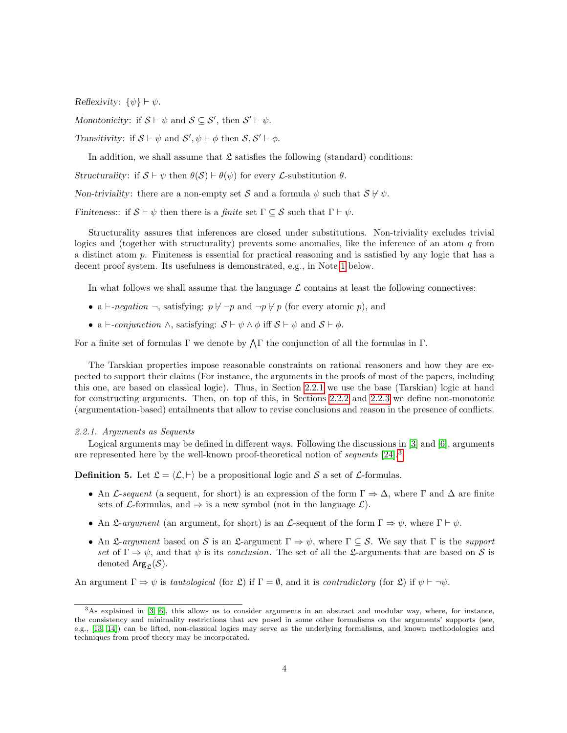*Reflexivity*: $\{\psi\} \vdash \psi$.

*Monotonicity*: if $\mathcal{S} \vdash \psi$ and $\mathcal{S} \subseteq \mathcal{S}'$, then $\mathcal{S}' \vdash \psi$.

*Transitivity*: if $\mathcal{S} \vdash \psi$ and $\mathcal{S}', \psi \vdash \phi$ then $\mathcal{S}, \mathcal{S}' \vdash \phi$.

In addition, we shall assume that $\mathfrak{L}$ satisfies the following (standard) conditions:

*Structurality*: if $\mathcal{S} \vdash \psi$ then $\theta(\mathcal{S}) \vdash \theta(\psi)$ for every $\mathcal{L}$-substitution $\theta$.

*Non-triviality*: there are a non-empty set $\mathcal{S}$ and a formula $\psi$ such that $\mathcal{S} \not\vdash \psi$.

*Finiteness*:: if $\mathcal{S} \vdash \psi$ then there is a *finite* set $\Gamma \subseteq \mathcal{S}$ such that $\Gamma \vdash \psi$.

Structurality assures that inferences are closed under substitutions. Non-triviality excludes trivial logics and (together with structurality) prevents some anomalies, like the inference of an atom $q$ from a distinct atom $p$. Finiteness is essential for practical reasoning and is satisfied by any logic that has a decent proof system. Its usefulness is demonstrated, e.g., in Note 1 below.

In what follows we shall assume that the language $\mathcal{L}$ contains at least the following connectives:

- a $\vdash$-*negation* $\neg$, satisfying: $p \not\vdash \neg p$ and $\neg p \not\vdash p$ (for every atomic $p$), and
- a $\vdash$-*conjunction* $\wedge$, satisfying: $\mathcal{S} \vdash \psi \wedge \phi$ iff $\mathcal{S} \vdash \psi$ and $\mathcal{S} \vdash \phi$.

For a finite set of formulas $\Gamma$ we denote by $\bigwedge \Gamma$ the conjunction of all the formulas in $\Gamma$.

The Tarskian properties impose reasonable constraints on rational reasoners and how they are expected to support their claims (For instance, the arguments in the proofs of most of the papers, including this one, are based on classical logic). Thus, in Section 2.2.1 we use the base (Tarskian) logic at hand for constructing arguments. Then, on top of this, in Sections 2.2.2 and 2.2.3 we define non-monotonic (argumentation-based) entailments that allow to revise conclusions and reason in the presence of conflicts.

#### 2.2.1. Arguments as Sequents

Logical arguments may be defined in different ways. Following the discussions in [3] and [6], arguments are represented here by the well-known proof-theoretical notion of *sequents* [24].[3]

**Definition 5.** Let $\mathfrak{L} = \langle \mathcal{L}, \vdash \rangle$ be a propositional logic and $\mathcal{S}$ a set of $\mathcal{L}$-formulas.

- An $\mathcal{L}$-*sequent* (a sequent, for short) is an expression of the form $\Gamma \Rightarrow \Delta$, where $\Gamma$ and $\Delta$ are finite sets of $\mathcal{L}$-formulas, and $\Rightarrow$ is a new symbol (not in the language $\mathcal{L}$).
- An $\mathfrak{L}$-*argument* (an argument, for short) is an $\mathcal{L}$-sequent of the form $\Gamma \Rightarrow \psi$, where $\Gamma \vdash \psi$.
- An $\mathfrak{L}$-*argument* based on $\mathcal{S}$ is an $\mathfrak{L}$-argument $\Gamma \Rightarrow \psi$, where $\Gamma \subseteq \mathcal{S}$. We say that $\Gamma$ is the *support set* of $\Gamma \Rightarrow \psi$, and that $\psi$ is its *conclusion*. The set of all the $\mathfrak{L}$-arguments that are based on $\mathcal{S}$ is denoted $\mathsf{Arg}_{\mathfrak{L}}(\mathcal{S})$.

An argument $\Gamma \Rightarrow \psi$ is *tautological* (for $\mathfrak{L}$) if $\Gamma = \emptyset$, and it is *contradictory* (for $\mathfrak{L}$) if $\psi \vdash \neg\psi$.

[3] As explained in [3, 6], this allows us to consider arguments in an abstract and modular way, where, for instance, the consistency and minimality restrictions that are posed in some other formalisms on the arguments' supports (see, e.g., [13, 14]) can be lifted, non-classical logics may serve as the underlying formalisms, and known methodologies and techniques from proof theory may be incorporated.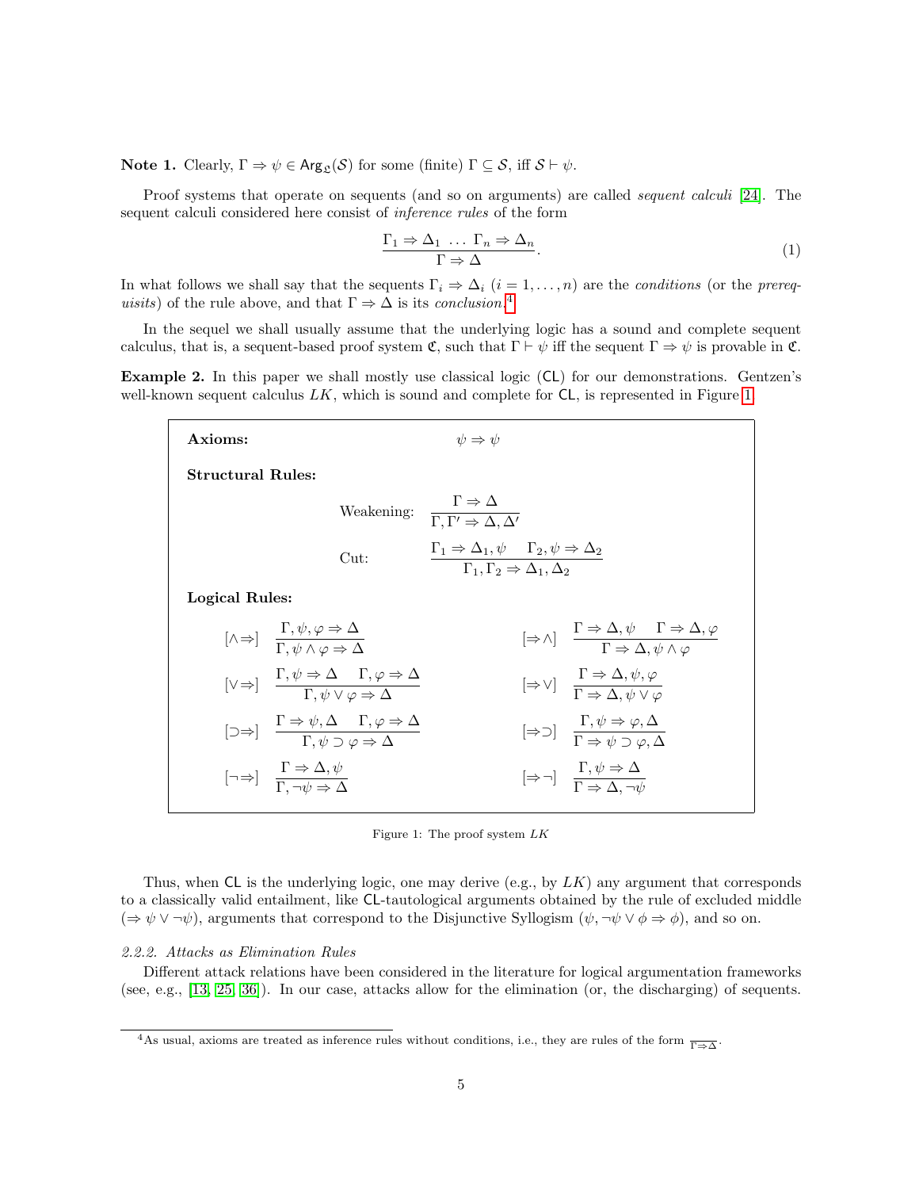**Note 1.** Clearly, $\Gamma \Rightarrow \psi \in \mathsf{Arg}_{\mathfrak{L}}(\mathcal{S})$ for some (finite) $\Gamma \subseteq \mathcal{S}$, iff $\mathcal{S} \vdash \psi$.

Proof systems that operate on sequents (and so on arguments) are called *sequent calculi* [24]. The sequent calculi considered here consist of *inference rules* of the form

$$\frac{\Gamma_1 \Rightarrow \Delta_1 \ \ldots \ \Gamma_n \Rightarrow \Delta_n}{\Gamma \Rightarrow \Delta}. \tag{1}$$

In what follows we shall say that the sequents $\Gamma_i \Rightarrow \Delta_i$ ($i = 1, \ldots, n$) are the *conditions* (or the *prerequisites*) of the rule above, and that $\Gamma \Rightarrow \Delta$ is its *conclusion*.[4]

In the sequel we shall usually assume that the underlying logic has a sound and complete sequent calculus, that is, a sequent-based proof system $\mathfrak{C}$, such that $\Gamma \vdash \psi$ iff the sequent $\Gamma \Rightarrow \psi$ is provable in $\mathfrak{C}$.

**Example 2.** In this paper we shall mostly use classical logic (CL) for our demonstrations. Gentzen's well-known sequent calculus *LK*, which is sound and complete for CL, is represented in Figure 1.

**Axioms:** $\psi \Rightarrow \psi$

**Structural Rules:**

Weakening: $\dfrac{\Gamma \Rightarrow \Delta}{\Gamma, \Gamma' \Rightarrow \Delta, \Delta'}$

Cut: $\dfrac{\Gamma_1 \Rightarrow \Delta_1, \psi \quad \Gamma_2, \psi \Rightarrow \Delta_2}{\Gamma_1, \Gamma_2 \Rightarrow \Delta_1, \Delta_2}$

**Logical Rules:**

$[\wedge\Rightarrow]$ $\dfrac{\Gamma, \psi, \varphi \Rightarrow \Delta}{\Gamma, \psi \wedge \varphi \Rightarrow \Delta}$ $\qquad$ $[\Rightarrow\wedge]$ $\dfrac{\Gamma \Rightarrow \Delta, \psi \quad \Gamma \Rightarrow \Delta, \varphi}{\Gamma \Rightarrow \Delta, \psi \wedge \varphi}$

$[\vee\Rightarrow]$ $\dfrac{\Gamma, \psi \Rightarrow \Delta \quad \Gamma, \varphi \Rightarrow \Delta}{\Gamma, \psi \vee \varphi \Rightarrow \Delta}$ $\qquad$ $[\Rightarrow\vee]$ $\dfrac{\Gamma \Rightarrow \Delta, \psi, \varphi}{\Gamma \Rightarrow \Delta, \psi \vee \varphi}$

$[\supset\Rightarrow]$ $\dfrac{\Gamma \Rightarrow \psi, \Delta \quad \Gamma, \varphi \Rightarrow \Delta}{\Gamma, \psi \supset \varphi \Rightarrow \Delta}$ $\qquad$ $[\Rightarrow\supset]$ $\dfrac{\Gamma, \psi \Rightarrow \varphi, \Delta}{\Gamma \Rightarrow \psi \supset \varphi, \Delta}$

$[\neg\Rightarrow]$ $\dfrac{\Gamma \Rightarrow \Delta, \psi}{\Gamma, \neg\psi \Rightarrow \Delta}$ $\qquad$ $[\Rightarrow\neg]$ $\dfrac{\Gamma, \psi \Rightarrow \Delta}{\Gamma \Rightarrow \Delta, \neg\psi}$

Figure 1: The proof system *LK*

Thus, when CL is the underlying logic, one may derive (e.g., by *LK*) any argument that corresponds to a classically valid entailment, like CL-tautological arguments obtained by the rule of excluded middle ($\Rightarrow \psi \vee \neg\psi$), arguments that correspond to the Disjunctive Syllogism ($\psi, \neg\psi \vee \phi \Rightarrow \phi$), and so on.

### *2.2.2. Attacks as Elimination Rules*

Different attack relations have been considered in the literature for logical argumentation frameworks (see, e.g., [13, 25, 36]). In our case, attacks allow for the elimination (or, the discharging) of sequents.

[4] As usual, axioms are treated as inference rules without conditions, i.e., they are rules of the form $\overline{\Gamma \Rightarrow \Delta}$.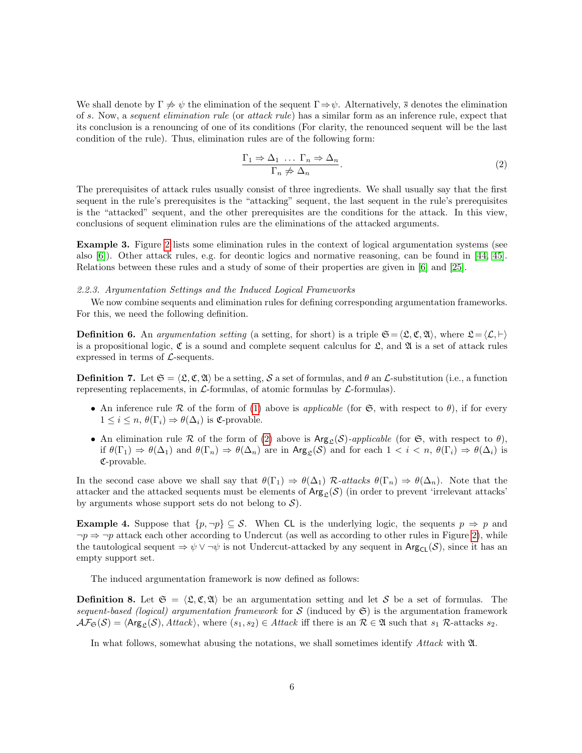We shall denote by $\Gamma \not\Rightarrow \psi$ the elimination of the sequent $\Gamma \Rightarrow \psi$. Alternatively, $\overline{s}$ denotes the elimination of $s$. Now, a *sequent elimination rule* (or *attack rule*) has a similar form as an inference rule, expect that its conclusion is a renouncing of one of its conditions (For clarity, the renounced sequent will be the last condition of the rule). Thus, elimination rules are of the following form:

$$\frac{\Gamma_1 \Rightarrow \Delta_1 \ \ \ldots \ \ \Gamma_n \Rightarrow \Delta_n}{\Gamma_n \not\Rightarrow \Delta_n}. \tag{2}$$

The prerequisites of attack rules usually consist of three ingredients. We shall usually say that the first sequent in the rule's prerequisites is the "attacking" sequent, the last sequent in the rule's prerequisites is the "attacked" sequent, and the other prerequisites are the conditions for the attack. In this view, conclusions of sequent elimination rules are the eliminations of the attacked arguments.

**Example 3.** Figure 2 lists some elimination rules in the context of logical argumentation systems (see also [6]). Other attack rules, e.g. for deontic logics and normative reasoning, can be found in [44, 45]. Relations between these rules and a study of some of their properties are given in [6] and [25].

### 2.2.3. Argumentation Settings and the Induced Logical Frameworks

We now combine sequents and elimination rules for defining corresponding argumentation frameworks. For this, we need the following definition.

**Definition 6.** An *argumentation setting* (a setting, for short) is a triple $\mathfrak{S} = \langle \mathfrak{L}, \mathfrak{C}, \mathfrak{A} \rangle$, where $\mathfrak{L} = \langle \mathcal{L}, \vdash \rangle$ is a propositional logic, $\mathfrak{C}$ is a sound and complete sequent calculus for $\mathfrak{L}$, and $\mathfrak{A}$ is a set of attack rules expressed in terms of $\mathcal{L}$-sequents.

**Definition 7.** Let $\mathfrak{S} = \langle \mathfrak{L}, \mathfrak{C}, \mathfrak{A} \rangle$ be a setting, $\mathcal{S}$ a set of formulas, and $\theta$ an $\mathcal{L}$-substitution (i.e., a function representing replacements, in $\mathcal{L}$-formulas, of atomic formulas by $\mathcal{L}$-formulas).

- An inference rule $\mathcal{R}$ of the form of (1) above is *applicable* (for $\mathfrak{S}$, with respect to $\theta$), if for every $1 \le i \le n$, $\theta(\Gamma_i) \Rightarrow \theta(\Delta_i)$ is $\mathfrak{C}$-provable.
- An elimination rule $\mathcal{R}$ of the form of (2) above is $\mathsf{Arg}_{\mathfrak{L}}(\mathcal{S})$*-applicable* (for $\mathfrak{S}$, with respect to $\theta$), if $\theta(\Gamma_1) \Rightarrow \theta(\Delta_1)$ and $\theta(\Gamma_n) \Rightarrow \theta(\Delta_n)$ are in $\mathsf{Arg}_{\mathfrak{L}}(\mathcal{S})$ and for each $1 < i < n$, $\theta(\Gamma_i) \Rightarrow \theta(\Delta_i)$ is $\mathfrak{C}$-provable.

In the second case above we shall say that $\theta(\Gamma_1) \Rightarrow \theta(\Delta_1)$ $\mathcal{R}$*-attacks* $\theta(\Gamma_n) \Rightarrow \theta(\Delta_n)$. Note that the attacker and the attacked sequents must be elements of $\mathsf{Arg}_{\mathfrak{L}}(\mathcal{S})$ (in order to prevent 'irrelevant attacks' by arguments whose support sets do not belong to $\mathcal{S}$).

**Example 4.** Suppose that $\{p, \neg p\} \subseteq \mathcal{S}$. When $\mathsf{CL}$ is the underlying logic, the sequents $p \Rightarrow p$ and $\neg p \Rightarrow \neg p$ attack each other according to Undercut (as well as according to other rules in Figure 2), while the tautological sequent $\Rightarrow \psi \vee \neg \psi$ is not Undercut-attacked by any sequent in $\mathsf{Arg}_{\mathsf{CL}}(\mathcal{S})$, since it has an empty support set.

The induced argumentation framework is now defined as follows:

**Definition 8.** Let $\mathfrak{S} = \langle \mathfrak{L}, \mathfrak{C}, \mathfrak{A} \rangle$ be an argumentation setting and let $\mathcal{S}$ be a set of formulas. The *sequent-based (logical) argumentation framework* for $\mathcal{S}$ (induced by $\mathfrak{S}$) is the argumentation framework $\mathcal{AF}_{\mathfrak{S}}(\mathcal{S}) = \langle \mathsf{Arg}_{\mathfrak{L}}(\mathcal{S}), \mathit{Attack} \rangle$, where $(s_1, s_2) \in \mathit{Attack}$ iff there is an $\mathcal{R} \in \mathfrak{A}$ such that $s_1$ $\mathcal{R}$-attacks $s_2$.

In what follows, somewhat abusing the notations, we shall sometimes identify $\mathit{Attack}$ with $\mathfrak{A}$.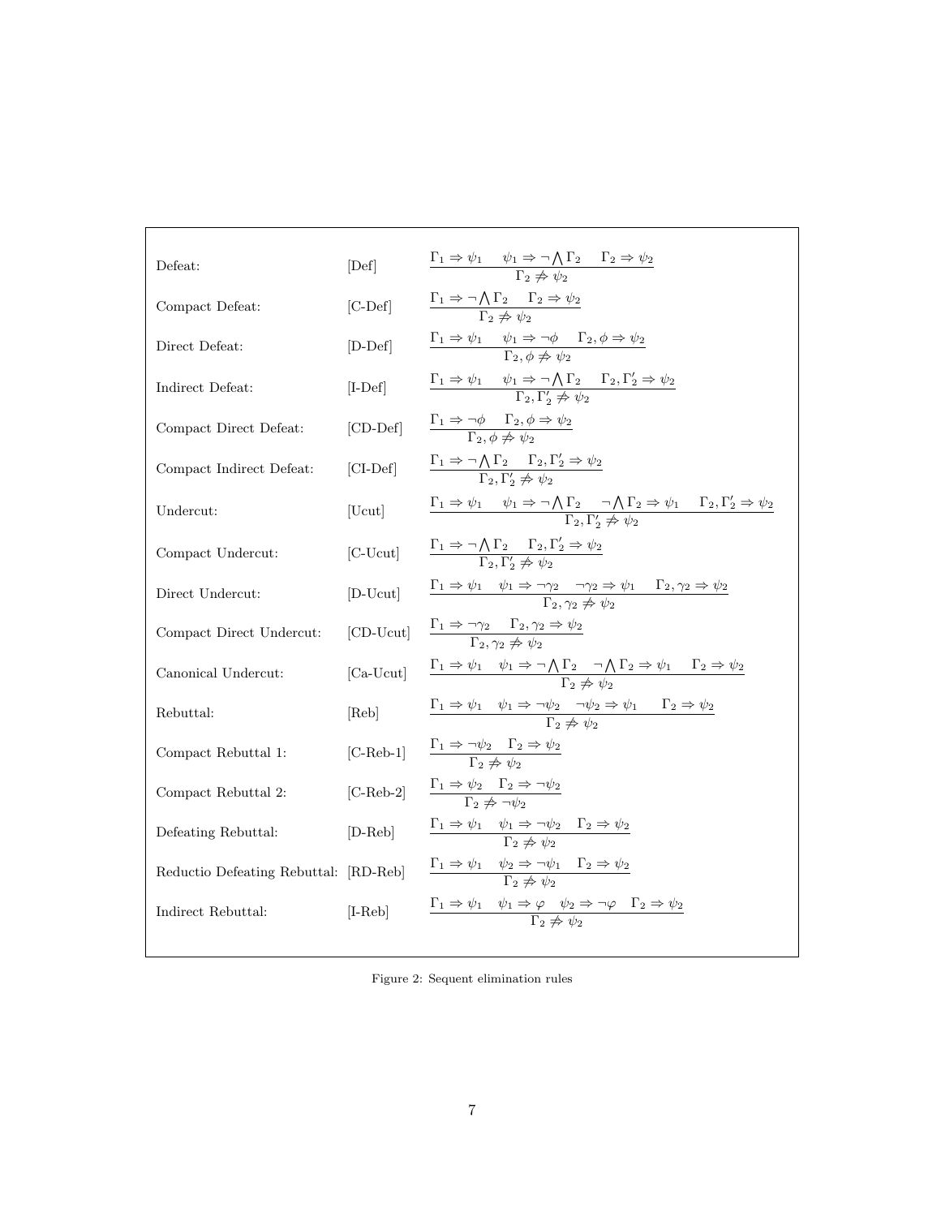| Name | Label | Rule |
| --- | --- | --- |
| Defeat: | [Def] | $\dfrac{\Gamma_1 \Rightarrow \psi_1 \quad \psi_1 \Rightarrow \neg \bigwedge \Gamma_2 \quad \Gamma_2 \Rightarrow \psi_2}{\Gamma_2 \not\Rightarrow \psi_2}$ |
| Compact Defeat: | [C-Def] | $\dfrac{\Gamma_1 \Rightarrow \neg \bigwedge \Gamma_2 \quad \Gamma_2 \Rightarrow \psi_2}{\Gamma_2 \not\Rightarrow \psi_2}$ |
| Direct Defeat: | [D-Def] | $\dfrac{\Gamma_1 \Rightarrow \psi_1 \quad \psi_1 \Rightarrow \neg\phi \quad \Gamma_2, \phi \Rightarrow \psi_2}{\Gamma_2, \phi \not\Rightarrow \psi_2}$ |
| Indirect Defeat: | [I-Def] | $\dfrac{\Gamma_1 \Rightarrow \psi_1 \quad \psi_1 \Rightarrow \neg \bigwedge \Gamma_2 \quad \Gamma_2, \Gamma_2' \Rightarrow \psi_2}{\Gamma_2, \Gamma_2' \not\Rightarrow \psi_2}$ |
| Compact Direct Defeat: | [CD-Def] | $\dfrac{\Gamma_1 \Rightarrow \neg\phi \quad \Gamma_2, \phi \Rightarrow \psi_2}{\Gamma_2, \phi \not\Rightarrow \psi_2}$ |
| Compact Indirect Defeat: | [CI-Def] | $\dfrac{\Gamma_1 \Rightarrow \neg \bigwedge \Gamma_2 \quad \Gamma_2, \Gamma_2' \Rightarrow \psi_2}{\Gamma_2, \Gamma_2' \not\Rightarrow \psi_2}$ |
| Undercut: | [Ucut] | $\dfrac{\Gamma_1 \Rightarrow \psi_1 \quad \psi_1 \Rightarrow \neg \bigwedge \Gamma_2 \quad \neg \bigwedge \Gamma_2 \Rightarrow \psi_1 \quad \Gamma_2, \Gamma_2' \Rightarrow \psi_2}{\Gamma_2, \Gamma_2' \not\Rightarrow \psi_2}$ |
| Compact Undercut: | [C-Ucut] | $\dfrac{\Gamma_1 \Rightarrow \neg \bigwedge \Gamma_2 \quad \Gamma_2, \Gamma_2' \Rightarrow \psi_2}{\Gamma_2, \Gamma_2' \not\Rightarrow \psi_2}$ |
| Direct Undercut: | [D-Ucut] | $\dfrac{\Gamma_1 \Rightarrow \psi_1 \quad \psi_1 \Rightarrow \neg\gamma_2 \quad \neg\gamma_2 \Rightarrow \psi_1 \quad \Gamma_2, \gamma_2 \Rightarrow \psi_2}{\Gamma_2, \gamma_2 \not\Rightarrow \psi_2}$ |
| Compact Direct Undercut: | [CD-Ucut] | $\dfrac{\Gamma_1 \Rightarrow \neg\gamma_2 \quad \Gamma_2, \gamma_2 \Rightarrow \psi_2}{\Gamma_2, \gamma_2 \not\Rightarrow \psi_2}$ |
| Canonical Undercut: | [Ca-Ucut] | $\dfrac{\Gamma_1 \Rightarrow \psi_1 \quad \psi_1 \Rightarrow \neg \bigwedge \Gamma_2 \quad \neg \bigwedge \Gamma_2 \Rightarrow \psi_1 \quad \Gamma_2 \Rightarrow \psi_2}{\Gamma_2 \not\Rightarrow \psi_2}$ |
| Rebuttal: | [Reb] | $\dfrac{\Gamma_1 \Rightarrow \psi_1 \quad \psi_1 \Rightarrow \neg\psi_2 \quad \neg\psi_2 \Rightarrow \psi_1 \quad \Gamma_2 \Rightarrow \psi_2}{\Gamma_2 \not\Rightarrow \psi_2}$ |
| Compact Rebuttal 1: | [C-Reb-1] | $\dfrac{\Gamma_1 \Rightarrow \neg\psi_2 \quad \Gamma_2 \Rightarrow \psi_2}{\Gamma_2 \not\Rightarrow \psi_2}$ |
| Compact Rebuttal 2: | [C-Reb-2] | $\dfrac{\Gamma_1 \Rightarrow \psi_2 \quad \Gamma_2 \Rightarrow \neg\psi_2}{\Gamma_2 \not\Rightarrow \neg\psi_2}$ |
| Defeating Rebuttal: | [D-Reb] | $\dfrac{\Gamma_1 \Rightarrow \psi_1 \quad \psi_1 \Rightarrow \neg\psi_2 \quad \Gamma_2 \Rightarrow \psi_2}{\Gamma_2 \not\Rightarrow \psi_2}$ |
| Reductio Defeating Rebuttal: | [RD-Reb] | $\dfrac{\Gamma_1 \Rightarrow \psi_1 \quad \psi_2 \Rightarrow \neg\psi_1 \quad \Gamma_2 \Rightarrow \psi_2}{\Gamma_2 \not\Rightarrow \psi_2}$ |
| Indirect Rebuttal: | [I-Reb] | $\dfrac{\Gamma_1 \Rightarrow \psi_1 \quad \psi_1 \Rightarrow \varphi \quad \psi_2 \Rightarrow \neg\varphi \quad \Gamma_2 \Rightarrow \psi_2}{\Gamma_2 \not\Rightarrow \psi_2}$ |

Figure 2: Sequent elimination rules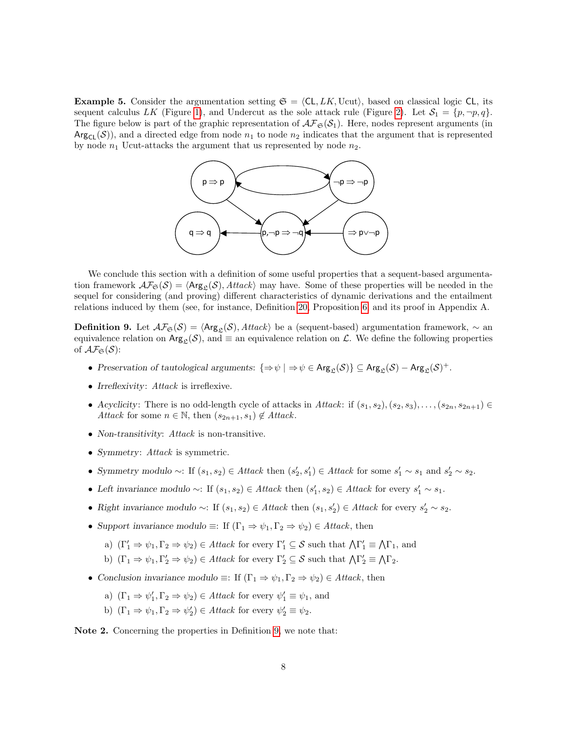**Example 5.** Consider the argumentation setting $\mathfrak{S} = \langle \mathsf{CL}, LK, \text{Ucut}\rangle$, based on classical logic $\mathsf{CL}$, its sequent calculus $LK$ (Figure 1), and Undercut as the sole attack rule (Figure 2). Let $\mathcal{S}_1 = \{p, \neg p, q\}$. The figure below is part of the graphic representation of $\mathcal{AF}_{\mathfrak{S}}(\mathcal{S}_1)$. Here, nodes represent arguments (in $\mathsf{Arg}_{\mathsf{CL}}(\mathcal{S})$), and a directed edge from node $n_1$ to node $n_2$ indicates that the argument that is represented by node $n_1$ Ucut-attacks the argument that us represented by node $n_2$.

We conclude this section with a definition of some useful properties that a sequent-based argumentation framework $\mathcal{AF}_{\mathfrak{S}}(\mathcal{S}) = \langle \mathsf{Arg}_{\mathfrak{L}}(\mathcal{S}), Attack\rangle$ may have. Some of these properties will be needed in the sequel for considering (and proving) different characteristics of dynamic derivations and the entailment relations induced by them (see, for instance, Definition 20, Proposition 6, and its proof in Appendix A.

**Definition 9.** Let $\mathcal{AF}_{\mathfrak{S}}(\mathcal{S}) = \langle \mathsf{Arg}_{\mathfrak{L}}(\mathcal{S}), Attack\rangle$ be a (sequent-based) argumentation framework, $\sim$ an equivalence relation on $\mathsf{Arg}_{\mathfrak{L}}(\mathcal{S})$, and $\equiv$ an equivalence relation on $\mathcal{L}$. We define the following properties of $\mathcal{AF}_{\mathfrak{S}}(\mathcal{S})$:

- *Preservation of tautological arguments*: $\{\Rightarrow\psi \mid \Rightarrow\psi \in \mathsf{Arg}_{\mathfrak{L}}(\mathcal{S})\} \subseteq \mathsf{Arg}_{\mathfrak{L}}(\mathcal{S}) - \mathsf{Arg}_{\mathfrak{L}}(\mathcal{S})^{+}$.
- *Irreflexivity*: *Attack* is irreflexive.
- *Acyclicity*: There is no odd-length cycle of attacks in *Attack*: if $(s_1, s_2), (s_2, s_3), \ldots, (s_{2n}, s_{2n+1}) \in Attack$ for some $n \in \mathbb{N}$, then $(s_{2n+1}, s_1) \notin Attack$.
- *Non-transitivity*: *Attack* is non-transitive.
- *Symmetry*: *Attack* is symmetric.
- *Symmetry modulo* $\sim$: If $(s_1, s_2) \in Attack$ then $(s'_2, s'_1) \in Attack$ for some $s'_1 \sim s_1$ and $s'_2 \sim s_2$.
- *Left invariance modulo* $\sim$: If $(s_1, s_2) \in Attack$ then $(s'_1, s_2) \in Attack$ for every $s'_1 \sim s_1$.
- *Right invariance modulo* $\sim$: If $(s_1, s_2) \in Attack$ then $(s_1, s'_2) \in Attack$ for every $s'_2 \sim s_2$.
- *Support invariance modulo* $\equiv$: If $(\Gamma_1 \Rightarrow \psi_1, \Gamma_2 \Rightarrow \psi_2) \in Attack$, then
  a) $(\Gamma'_1 \Rightarrow \psi_1, \Gamma_2 \Rightarrow \psi_2) \in Attack$ for every $\Gamma'_1 \subseteq \mathcal{S}$ such that $\bigwedge\Gamma'_1 \equiv \bigwedge\Gamma_1$, and
  b) $(\Gamma_1 \Rightarrow \psi_1, \Gamma'_2 \Rightarrow \psi_2) \in Attack$ for every $\Gamma'_2 \subseteq \mathcal{S}$ such that $\bigwedge\Gamma'_2 \equiv \bigwedge\Gamma_2$.
- *Conclusion invariance modulo* $\equiv$: If $(\Gamma_1 \Rightarrow \psi_1, \Gamma_2 \Rightarrow \psi_2) \in Attack$, then
  a) $(\Gamma_1 \Rightarrow \psi'_1, \Gamma_2 \Rightarrow \psi_2) \in Attack$ for every $\psi'_1 \equiv \psi_1$, and
  b) $(\Gamma_1 \Rightarrow \psi_1, \Gamma_2 \Rightarrow \psi'_2) \in Attack$ for every $\psi'_2 \equiv \psi_2$.

**Note 2.** Concerning the properties in Definition 9, we note that: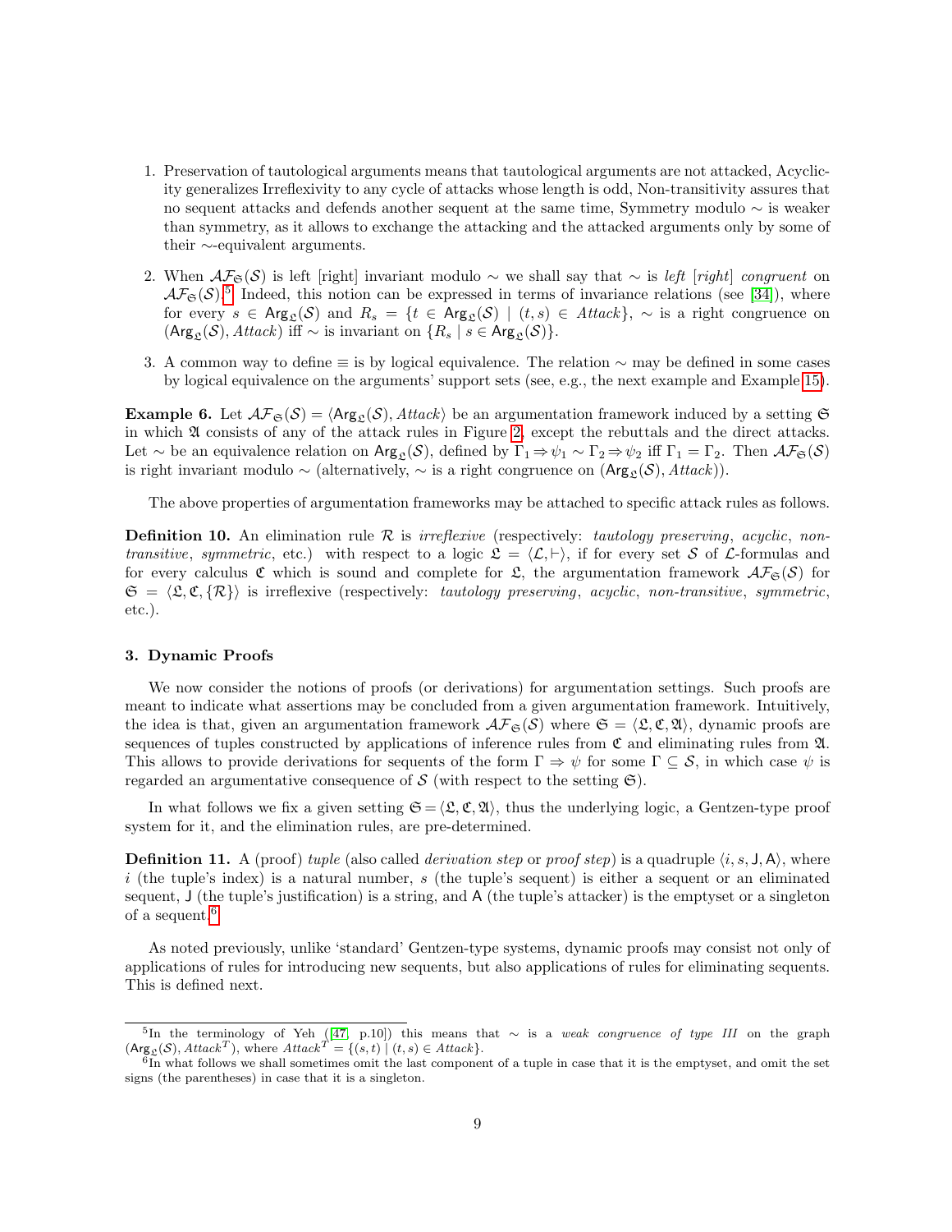1. Preservation of tautological arguments means that tautological arguments are not attacked, Acyclicity generalizes Irreflexivity to any cycle of attacks whose length is odd, Non-transitivity assures that no sequent attacks and defends another sequent at the same time, Symmetry modulo $\sim$ is weaker than symmetry, as it allows to exchange the attacking and the attacked arguments only by some of their $\sim$-equivalent arguments.

2. When $\mathcal{AF}_{\mathfrak{S}}(\mathcal{S})$ is left [right] invariant modulo $\sim$ we shall say that $\sim$ is *left* [*right*] *congruent* on $\mathcal{AF}_{\mathfrak{S}}(\mathcal{S})$.[5] Indeed, this notion can be expressed in terms of invariance relations (see [34]), where for every $s \in \mathsf{Arg}_{\mathfrak{L}}(\mathcal{S})$ and $R_s = \{t \in \mathsf{Arg}_{\mathfrak{L}}(\mathcal{S}) \mid (t,s) \in \mathit{Attack}\}$, $\sim$ is a right congruence on $(\mathsf{Arg}_{\mathfrak{L}}(\mathcal{S}), \mathit{Attack})$ iff $\sim$ is invariant on $\{R_s \mid s \in \mathsf{Arg}_{\mathfrak{L}}(\mathcal{S})\}$.

3. A common way to define $\equiv$ is by logical equivalence. The relation $\sim$ may be defined in some cases by logical equivalence on the arguments' support sets (see, e.g., the next example and Example 15).

**Example 6.** Let $\mathcal{AF}_{\mathfrak{S}}(\mathcal{S}) = \langle \mathsf{Arg}_{\mathfrak{L}}(\mathcal{S}), \mathit{Attack}\rangle$ be an argumentation framework induced by a setting $\mathfrak{S}$ in which $\mathfrak{A}$ consists of any of the attack rules in Figure 2, except the rebuttals and the direct attacks. Let $\sim$ be an equivalence relation on $\mathsf{Arg}_{\mathfrak{L}}(\mathcal{S})$, defined by $\Gamma_1 \Rightarrow \psi_1 \sim \Gamma_2 \Rightarrow \psi_2$ iff $\Gamma_1 = \Gamma_2$. Then $\mathcal{AF}_{\mathfrak{S}}(\mathcal{S})$ is right invariant modulo $\sim$ (alternatively, $\sim$ is a right congruence on $(\mathsf{Arg}_{\mathfrak{L}}(\mathcal{S}), \mathit{Attack})$).

The above properties of argumentation frameworks may be attached to specific attack rules as follows.

**Definition 10.** An elimination rule $\mathcal{R}$ is *irreflexive* (respectively: *tautology preserving*, *acyclic*, *non-transitive*, *symmetric*, etc.) with respect to a logic $\mathfrak{L} = \langle \mathcal{L}, \vdash\rangle$, if for every set $\mathcal{S}$ of $\mathcal{L}$-formulas and for every calculus $\mathfrak{C}$ which is sound and complete for $\mathfrak{L}$, the argumentation framework $\mathcal{AF}_{\mathfrak{S}}(\mathcal{S})$ for $\mathfrak{S} = \langle \mathfrak{L}, \mathfrak{C}, \{\mathcal{R}\}\rangle$ is irreflexive (respectively: *tautology preserving*, *acyclic*, *non-transitive*, *symmetric*, etc.).

## 3. Dynamic Proofs

We now consider the notions of proofs (or derivations) for argumentation settings. Such proofs are meant to indicate what assertions may be concluded from a given argumentation framework. Intuitively, the idea is that, given an argumentation framework $\mathcal{AF}_{\mathfrak{S}}(\mathcal{S})$ where $\mathfrak{S} = \langle \mathfrak{L}, \mathfrak{C}, \mathfrak{A}\rangle$, dynamic proofs are sequences of tuples constructed by applications of inference rules from $\mathfrak{C}$ and eliminating rules from $\mathfrak{A}$. This allows to provide derivations for sequents of the form $\Gamma \Rightarrow \psi$ for some $\Gamma \subseteq \mathcal{S}$, in which case $\psi$ is regarded an argumentative consequence of $\mathcal{S}$ (with respect to the setting $\mathfrak{S}$).

In what follows we fix a given setting $\mathfrak{S} = \langle \mathfrak{L}, \mathfrak{C}, \mathfrak{A}\rangle$, thus the underlying logic, a Gentzen-type proof system for it, and the elimination rules, are pre-determined.

**Definition 11.** A (proof) *tuple* (also called *derivation step* or *proof step*) is a quadruple $\langle i, s, \mathsf{J}, \mathsf{A}\rangle$, where $i$ (the tuple's index) is a natural number, $s$ (the tuple's sequent) is either a sequent or an eliminated sequent, $\mathsf{J}$ (the tuple's justification) is a string, and $\mathsf{A}$ (the tuple's attacker) is the emptyset or a singleton of a sequent.[6]

As noted previously, unlike 'standard' Gentzen-type systems, dynamic proofs may consist not only of applications of rules for introducing new sequents, but also applications of rules for eliminating sequents. This is defined next.

---

[5] In the terminology of Yeh ([47, p.10]) this means that $\sim$ is a *weak congruence of type III* on the graph $(\mathsf{Arg}_{\mathfrak{L}}(\mathcal{S}), \mathit{Attack}^T)$, where $\mathit{Attack}^T = \{(s,t) \mid (t,s) \in \mathit{Attack}\}$.

[6] In what follows we shall sometimes omit the last component of a tuple in case that it is the emptyset, and omit the set signs (the parentheses) in case that it is a singleton.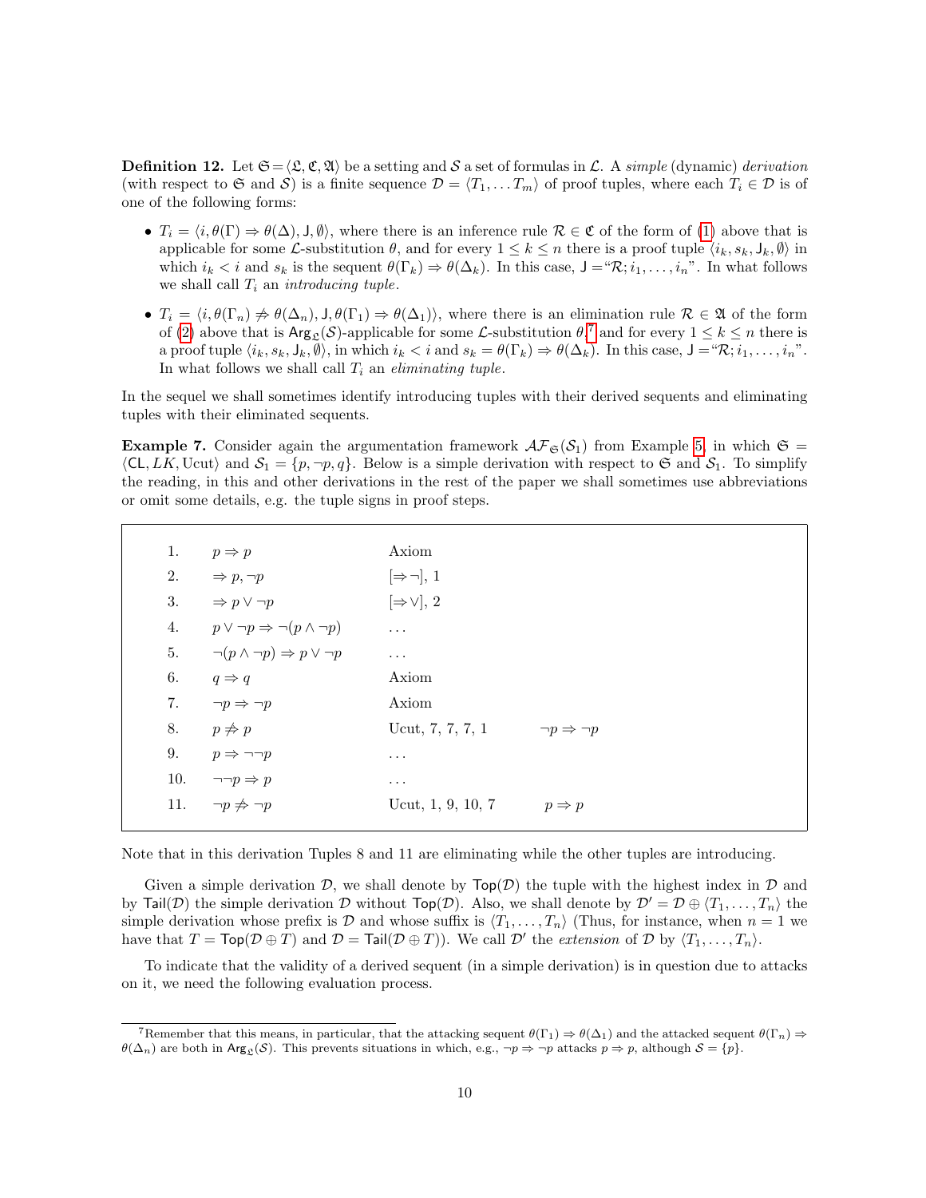**Definition 12.** Let $\mathfrak{S} = \langle \mathfrak{L}, \mathfrak{C}, \mathfrak{A} \rangle$ be a setting and $\mathcal{S}$ a set of formulas in $\mathcal{L}$. A *simple* (dynamic) *derivation* (with respect to $\mathfrak{S}$ and $\mathcal{S}$) is a finite sequence $\mathcal{D} = \langle T_1, \dots T_m \rangle$ of proof tuples, where each $T_i \in \mathcal{D}$ is of one of the following forms:

- $T_i = \langle i, \theta(\Gamma) \Rightarrow \theta(\Delta), \mathsf{J}, \emptyset \rangle$, where there is an inference rule $\mathcal{R} \in \mathfrak{C}$ of the form of (1) above that is applicable for some $\mathcal{L}$-substitution $\theta$, and for every $1 \leq k \leq n$ there is a proof tuple $\langle i_k, s_k, \mathsf{J}_k, \emptyset \rangle$ in which $i_k < i$ and $s_k$ is the sequent $\theta(\Gamma_k) \Rightarrow \theta(\Delta_k)$. In this case, $\mathsf{J} =$"$\mathcal{R}; i_1, \dots, i_n$". In what follows we shall call $T_i$ an *introducing tuple*.
- $T_i = \langle i, \theta(\Gamma_n) \not\Rightarrow \theta(\Delta_n), \mathsf{J}, \theta(\Gamma_1) \Rightarrow \theta(\Delta_1) \rangle$, where there is an elimination rule $\mathcal{R} \in \mathfrak{A}$ of the form of (2) above that is $\mathsf{Arg}_{\mathfrak{L}}(\mathcal{S})$-applicable for some $\mathcal{L}$-substitution $\theta$,[7] and for every $1 \leq k \leq n$ there is a proof tuple $\langle i_k, s_k, \mathsf{J}_k, \emptyset \rangle$, in which $i_k < i$ and $s_k = \theta(\Gamma_k) \Rightarrow \theta(\Delta_k)$. In this case, $\mathsf{J} =$"$\mathcal{R}; i_1, \dots, i_n$". In what follows we shall call $T_i$ an *eliminating tuple*.

In the sequel we shall sometimes identify introducing tuples with their derived sequents and eliminating tuples with their eliminated sequents.

**Example 7.** Consider again the argumentation framework $\mathcal{AF}_{\mathfrak{S}}(\mathcal{S}_1)$ from Example 5, in which $\mathfrak{S} = \langle \mathsf{CL}, LK, \text{Ucut} \rangle$ and $\mathcal{S}_1 = \{p, \neg p, q\}$. Below is a simple derivation with respect to $\mathfrak{S}$ and $\mathcal{S}_1$. To simplify the reading, in this and other derivations in the rest of the paper we shall sometimes use abbreviations or omit some details, e.g. the tuple signs in proof steps.

| | | | |
|---|---|---|---|
| 1. | $p \Rightarrow p$ | Axiom | |
| 2. | $\Rightarrow p, \neg p$ | $[\Rightarrow\neg]$, 1 | |
| 3. | $\Rightarrow p \vee \neg p$ | $[\Rightarrow\vee]$, 2 | |
| 4. | $p \vee \neg p \Rightarrow \neg(p \wedge \neg p)$ | ... | |
| 5. | $\neg(p \wedge \neg p) \Rightarrow p \vee \neg p$ | ... | |
| 6. | $q \Rightarrow q$ | Axiom | |
| 7. | $\neg p \Rightarrow \neg p$ | Axiom | |
| 8. | $p \not\Rightarrow p$ | Ucut, 7, 7, 7, 1 | $\neg p \Rightarrow \neg p$ |
| 9. | $p \Rightarrow \neg\neg p$ | ... | |
| 10. | $\neg\neg p \Rightarrow p$ | ... | |
| 11. | $\neg p \not\Rightarrow \neg p$ | Ucut, 1, 9, 10, 7 | $p \Rightarrow p$ |

Note that in this derivation Tuples 8 and 11 are eliminating while the other tuples are introducing.

Given a simple derivation $\mathcal{D}$, we shall denote by $\mathsf{Top}(\mathcal{D})$ the tuple with the highest index in $\mathcal{D}$ and by $\mathsf{Tail}(\mathcal{D})$ the simple derivation $\mathcal{D}$ without $\mathsf{Top}(\mathcal{D})$. Also, we shall denote by $\mathcal{D}' = \mathcal{D} \oplus \langle T_1, \dots, T_n \rangle$ the simple derivation whose prefix is $\mathcal{D}$ and whose suffix is $\langle T_1, \dots, T_n \rangle$ (Thus, for instance, when $n = 1$ we have that $T = \mathsf{Top}(\mathcal{D} \oplus T)$ and $\mathcal{D} = \mathsf{Tail}(\mathcal{D} \oplus T)$). We call $\mathcal{D}'$ the *extension* of $\mathcal{D}$ by $\langle T_1, \dots, T_n \rangle$.

To indicate that the validity of a derived sequent (in a simple derivation) is in question due to attacks on it, we need the following evaluation process.

[7] Remember that this means, in particular, that the attacking sequent $\theta(\Gamma_1) \Rightarrow \theta(\Delta_1)$ and the attacked sequent $\theta(\Gamma_n) \Rightarrow \theta(\Delta_n)$ are both in $\mathsf{Arg}_{\mathfrak{L}}(\mathcal{S})$. This prevents situations in which, e.g., $\neg p \Rightarrow \neg p$ attacks $p \Rightarrow p$, although $\mathcal{S} = \{p\}$.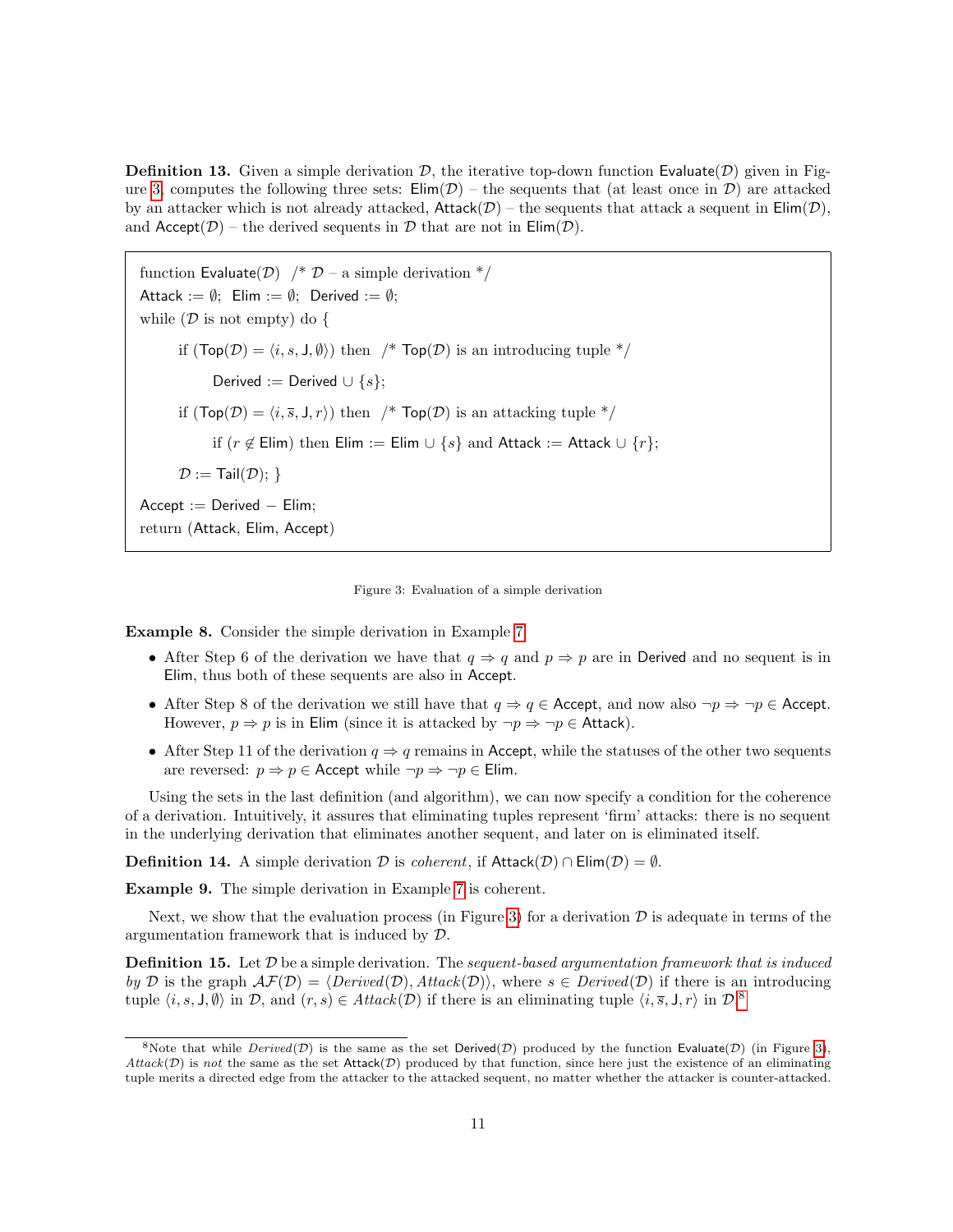**Definition 13.** Given a simple derivation $\mathcal{D}$, the iterative top-down function $\mathsf{Evaluate}(\mathcal{D})$ given in Figure 3, computes the following three sets: $\mathsf{Elim}(\mathcal{D})$ – the sequents that (at least once in $\mathcal{D}$) are attacked by an attacker which is not already attacked, $\mathsf{Attack}(\mathcal{D})$ – the sequents that attack a sequent in $\mathsf{Elim}(\mathcal{D})$, and $\mathsf{Accept}(\mathcal{D})$ – the derived sequents in $\mathcal{D}$ that are not in $\mathsf{Elim}(\mathcal{D})$.

```
function Evaluate(D)  /* D – a simple derivation */
Attack := ∅;  Elim := ∅;  Derived := ∅;
while (D is not empty) do {
    if (Top(D) = ⟨i, s, J, ∅⟩) then  /* Top(D) is an introducing tuple */
        Derived := Derived ∪ {s};
    if (Top(D) = ⟨i, s̄, J, r⟩) then  /* Top(D) is an attacking tuple */
        if (r ∉ Elim) then Elim := Elim ∪ {s} and Attack := Attack ∪ {r};
    D := Tail(D); }
Accept := Derived − Elim;
return (Attack, Elim, Accept)
```

Figure 3: Evaluation of a simple derivation

**Example 8.** Consider the simple derivation in Example 7.

- After Step 6 of the derivation we have that $q \Rightarrow q$ and $p \Rightarrow p$ are in $\mathsf{Derived}$ and no sequent is in $\mathsf{Elim}$, thus both of these sequents are also in $\mathsf{Accept}$.
- After Step 8 of the derivation we still have that $q \Rightarrow q \in \mathsf{Accept}$, and now also $\neg p \Rightarrow \neg p \in \mathsf{Accept}$. However, $p \Rightarrow p$ is in $\mathsf{Elim}$ (since it is attacked by $\neg p \Rightarrow \neg p \in \mathsf{Attack}$).
- After Step 11 of the derivation $q \Rightarrow q$ remains in $\mathsf{Accept}$, while the statuses of the other two sequents are reversed: $p \Rightarrow p \in \mathsf{Accept}$ while $\neg p \Rightarrow \neg p \in \mathsf{Elim}$.

Using the sets in the last definition (and algorithm), we can now specify a condition for the coherence of a derivation. Intuitively, it assures that eliminating tuples represent 'firm' attacks: there is no sequent in the underlying derivation that eliminates another sequent, and later on is eliminated itself.

**Definition 14.** A simple derivation $\mathcal{D}$ is *coherent*, if $\mathsf{Attack}(\mathcal{D}) \cap \mathsf{Elim}(\mathcal{D}) = \emptyset$.

**Example 9.** The simple derivation in Example 7 is coherent.

Next, we show that the evaluation process (in Figure 3) for a derivation $\mathcal{D}$ is adequate in terms of the argumentation framework that is induced by $\mathcal{D}$.

**Definition 15.** Let $\mathcal{D}$ be a simple derivation. The *sequent-based argumentation framework that is induced by* $\mathcal{D}$ is the graph $\mathcal{AF}(\mathcal{D}) = \langle \mathit{Derived}(\mathcal{D}), \mathit{Attack}(\mathcal{D})\rangle$, where $s \in \mathit{Derived}(\mathcal{D})$ if there is an introducing tuple $\langle i, s, \mathsf{J}, \emptyset\rangle$ in $\mathcal{D}$, and $(r, s) \in \mathit{Attack}(\mathcal{D})$ if there is an eliminating tuple $\langle i, \overline{s}, \mathsf{J}, r\rangle$ in $\mathcal{D}$.[8]

[8] Note that while $\mathit{Derived}(\mathcal{D})$ is the same as the set $\mathsf{Derived}(\mathcal{D})$ produced by the function $\mathsf{Evaluate}(\mathcal{D})$ (in Figure 3), $\mathit{Attack}(\mathcal{D})$ is *not* the same as the set $\mathsf{Attack}(\mathcal{D})$ produced by that function, since here just the existence of an eliminating tuple merits a directed edge from the attacker to the attacked sequent, no matter whether the attacker is counter-attacked.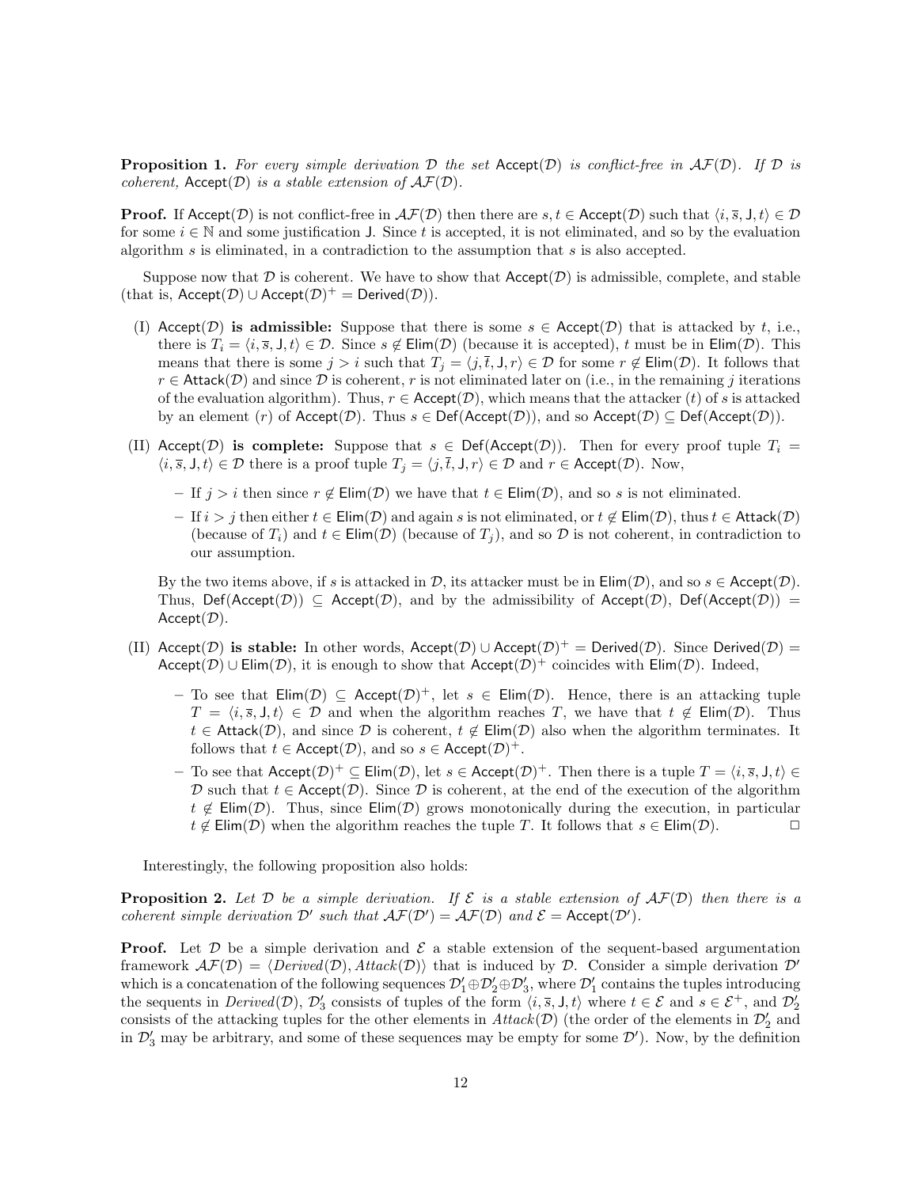**Proposition 1.** *For every simple derivation $\mathcal{D}$ the set $\mathsf{Accept}(\mathcal{D})$ is conflict-free in $\mathcal{AF}(\mathcal{D})$. If $\mathcal{D}$ is coherent, $\mathsf{Accept}(\mathcal{D})$ is a stable extension of $\mathcal{AF}(\mathcal{D})$.*

**Proof.** If $\mathsf{Accept}(\mathcal{D})$ is not conflict-free in $\mathcal{AF}(\mathcal{D})$ then there are $s, t \in \mathsf{Accept}(\mathcal{D})$ such that $\langle i, \overline{s}, \mathsf{J}, t\rangle \in \mathcal{D}$ for some $i \in \mathbb{N}$ and some justification $\mathsf{J}$. Since $t$ is accepted, it is not eliminated, and so by the evaluation algorithm $s$ is eliminated, in a contradiction to the assumption that $s$ is also accepted.

Suppose now that $\mathcal{D}$ is coherent. We have to show that $\mathsf{Accept}(\mathcal{D})$ is admissible, complete, and stable (that is, $\mathsf{Accept}(\mathcal{D}) \cup \mathsf{Accept}(\mathcal{D})^{+} = \mathsf{Derived}(\mathcal{D})$).

(I) $\mathsf{Accept}(\mathcal{D})$ **is admissible:** Suppose that there is some $s \in \mathsf{Accept}(\mathcal{D})$ that is attacked by $t$, i.e., there is $T_i = \langle i, \overline{s}, \mathsf{J}, t\rangle \in \mathcal{D}$. Since $s \notin \mathsf{Elim}(\mathcal{D})$ (because it is accepted), $t$ must be in $\mathsf{Elim}(\mathcal{D})$. This means that there is some $j > i$ such that $T_j = \langle j, \overline{t}, \mathsf{J}, r\rangle \in \mathcal{D}$ for some $r \notin \mathsf{Elim}(\mathcal{D})$. It follows that $r \in \mathsf{Attack}(\mathcal{D})$ and since $\mathcal{D}$ is coherent, $r$ is not eliminated later on (i.e., in the remaining $j$ iterations of the evaluation algorithm). Thus, $r \in \mathsf{Accept}(\mathcal{D})$, which means that the attacker ($t$) of $s$ is attacked by an element ($r$) of $\mathsf{Accept}(\mathcal{D})$. Thus $s \in \mathsf{Def}(\mathsf{Accept}(\mathcal{D}))$, and so $\mathsf{Accept}(\mathcal{D}) \subseteq \mathsf{Def}(\mathsf{Accept}(\mathcal{D}))$.

(II) $\mathsf{Accept}(\mathcal{D})$ **is complete:** Suppose that $s \in \mathsf{Def}(\mathsf{Accept}(\mathcal{D}))$. Then for every proof tuple $T_i = \langle i, \overline{s}, \mathsf{J}, t\rangle \in \mathcal{D}$ there is a proof tuple $T_j = \langle j, \overline{t}, \mathsf{J}, r\rangle \in \mathcal{D}$ and $r \in \mathsf{Accept}(\mathcal{D})$. Now,

- If $j > i$ then since $r \notin \mathsf{Elim}(\mathcal{D})$ we have that $t \in \mathsf{Elim}(\mathcal{D})$, and so $s$ is not eliminated.
- If $i > j$ then either $t \in \mathsf{Elim}(\mathcal{D})$ and again $s$ is not eliminated, or $t \notin \mathsf{Elim}(\mathcal{D})$, thus $t \in \mathsf{Attack}(\mathcal{D})$ (because of $T_i$) and $t \in \mathsf{Elim}(\mathcal{D})$ (because of $T_j$), and so $\mathcal{D}$ is not coherent, in contradiction to our assumption.

By the two items above, if $s$ is attacked in $\mathcal{D}$, its attacker must be in $\mathsf{Elim}(\mathcal{D})$, and so $s \in \mathsf{Accept}(\mathcal{D})$. Thus, $\mathsf{Def}(\mathsf{Accept}(\mathcal{D})) \subseteq \mathsf{Accept}(\mathcal{D})$, and by the admissibility of $\mathsf{Accept}(\mathcal{D})$, $\mathsf{Def}(\mathsf{Accept}(\mathcal{D})) = \mathsf{Accept}(\mathcal{D})$.

(II) $\mathsf{Accept}(\mathcal{D})$ **is stable:** In other words, $\mathsf{Accept}(\mathcal{D}) \cup \mathsf{Accept}(\mathcal{D})^{+} = \mathsf{Derived}(\mathcal{D})$. Since $\mathsf{Derived}(\mathcal{D}) = \mathsf{Accept}(\mathcal{D}) \cup \mathsf{Elim}(\mathcal{D})$, it is enough to show that $\mathsf{Accept}(\mathcal{D})^{+}$ coincides with $\mathsf{Elim}(\mathcal{D})$. Indeed,

- To see that $\mathsf{Elim}(\mathcal{D}) \subseteq \mathsf{Accept}(\mathcal{D})^{+}$, let $s \in \mathsf{Elim}(\mathcal{D})$. Hence, there is an attacking tuple $T = \langle i, \overline{s}, \mathsf{J}, t\rangle \in \mathcal{D}$ and when the algorithm reaches $T$, we have that $t \notin \mathsf{Elim}(\mathcal{D})$. Thus $t \in \mathsf{Attack}(\mathcal{D})$, and since $\mathcal{D}$ is coherent, $t \notin \mathsf{Elim}(\mathcal{D})$ also when the algorithm terminates. It follows that $t \in \mathsf{Accept}(\mathcal{D})$, and so $s \in \mathsf{Accept}(\mathcal{D})^{+}$.
- To see that $\mathsf{Accept}(\mathcal{D})^{+} \subseteq \mathsf{Elim}(\mathcal{D})$, let $s \in \mathsf{Accept}(\mathcal{D})^{+}$. Then there is a tuple $T = \langle i, \overline{s}, \mathsf{J}, t\rangle \in \mathcal{D}$ such that $t \in \mathsf{Accept}(\mathcal{D})$. Since $\mathcal{D}$ is coherent, at the end of the execution of the algorithm $t \notin \mathsf{Elim}(\mathcal{D})$. Thus, since $\mathsf{Elim}(\mathcal{D})$ grows monotonically during the execution, in particular $t \notin \mathsf{Elim}(\mathcal{D})$ when the algorithm reaches the tuple $T$. It follows that $s \in \mathsf{Elim}(\mathcal{D})$. ☐

Interestingly, the following proposition also holds:

**Proposition 2.** *Let $\mathcal{D}$ be a simple derivation. If $\mathcal{E}$ is a stable extension of $\mathcal{AF}(\mathcal{D})$ then there is a coherent simple derivation $\mathcal{D}'$ such that $\mathcal{AF}(\mathcal{D}') = \mathcal{AF}(\mathcal{D})$ and $\mathcal{E} = \mathsf{Accept}(\mathcal{D}')$.*

**Proof.** Let $\mathcal{D}$ be a simple derivation and $\mathcal{E}$ a stable extension of the sequent-based argumentation framework $\mathcal{AF}(\mathcal{D}) = \langle \mathit{Derived}(\mathcal{D}), \mathit{Attack}(\mathcal{D})\rangle$ that is induced by $\mathcal{D}$. Consider a simple derivation $\mathcal{D}'$ which is a concatenation of the following sequences $\mathcal{D}'_1 \oplus \mathcal{D}'_2 \oplus \mathcal{D}'_3$, where $\mathcal{D}'_1$ contains the tuples introducing the sequents in $\mathit{Derived}(\mathcal{D})$, $\mathcal{D}'_3$ consists of tuples of the form $\langle i, \overline{s}, \mathsf{J}, t\rangle$ where $t \in \mathcal{E}$ and $s \in \mathcal{E}^{+}$, and $\mathcal{D}'_2$ consists of the attacking tuples for the other elements in $\mathit{Attack}(\mathcal{D})$ (the order of the elements in $\mathcal{D}'_2$ and in $\mathcal{D}'_3$ may be arbitrary, and some of these sequences may be empty for some $\mathcal{D}'$). Now, by the definition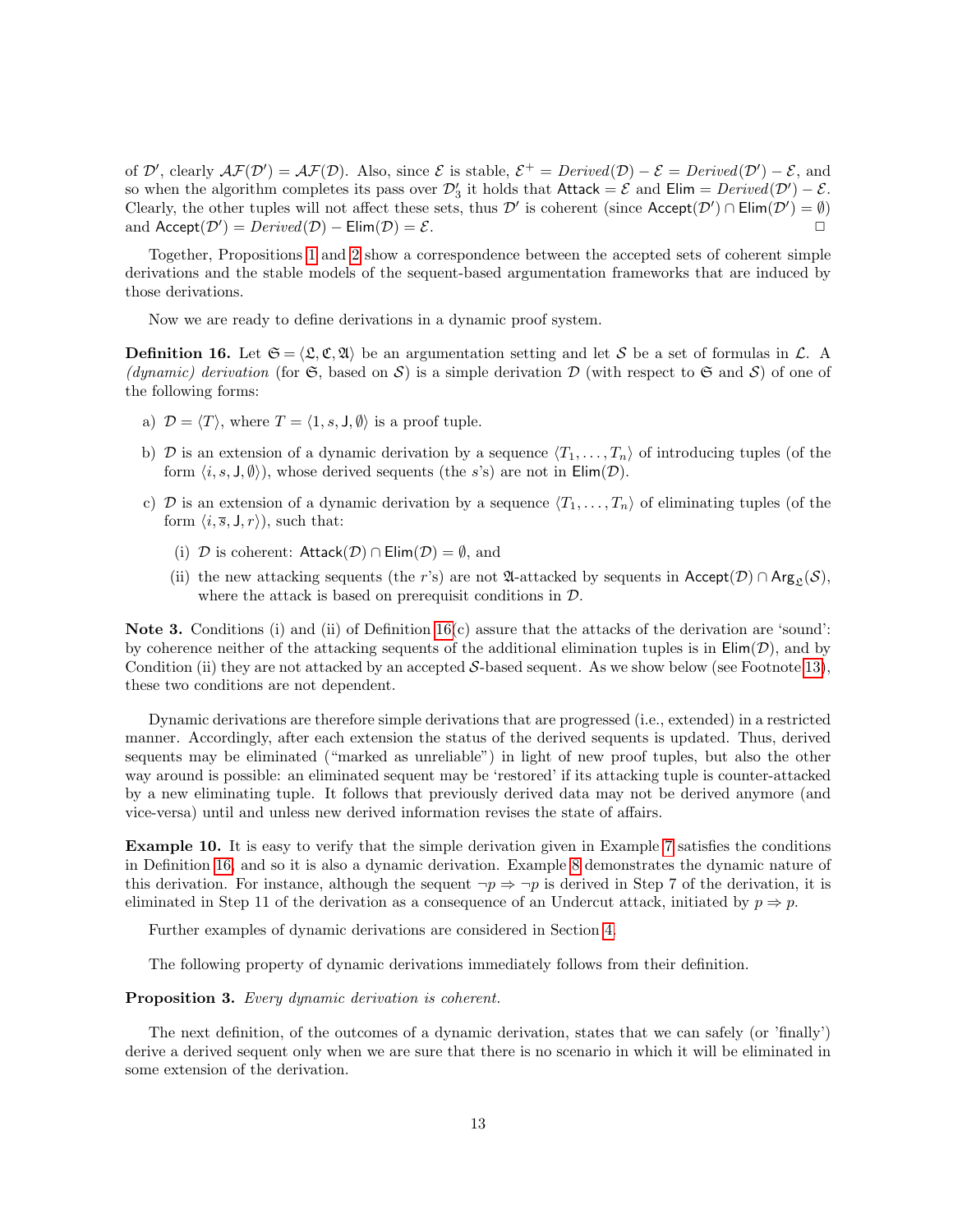of $\mathcal{D}'$, clearly $\mathcal{AF}(\mathcal{D}') = \mathcal{AF}(\mathcal{D})$. Also, since $\mathcal{E}$ is stable, $\mathcal{E}^+ = \mathit{Derived}(\mathcal{D}) - \mathcal{E} = \mathit{Derived}(\mathcal{D}') - \mathcal{E}$, and so when the algorithm completes its pass over $\mathcal{D}'_3$ it holds that $\mathsf{Attack} = \mathcal{E}$ and $\mathsf{Elim} = \mathit{Derived}(\mathcal{D}') - \mathcal{E}$. Clearly, the other tuples will not affect these sets, thus $\mathcal{D}'$ is coherent (since $\mathsf{Accept}(\mathcal{D}') \cap \mathsf{Elim}(\mathcal{D}') = \emptyset$) and $\mathsf{Accept}(\mathcal{D}') = \mathit{Derived}(\mathcal{D}) - \mathsf{Elim}(\mathcal{D}) = \mathcal{E}$. □

Together, Propositions 1 and 2 show a correspondence between the accepted sets of coherent simple derivations and the stable models of the sequent-based argumentation frameworks that are induced by those derivations.

Now we are ready to define derivations in a dynamic proof system.

**Definition 16.** Let $\mathfrak{S} = \langle \mathfrak{L}, \mathfrak{C}, \mathfrak{A} \rangle$ be an argumentation setting and let $\mathcal{S}$ be a set of formulas in $\mathcal{L}$. A *(dynamic) derivation* (for $\mathfrak{S}$, based on $\mathcal{S}$) is a simple derivation $\mathcal{D}$ (with respect to $\mathfrak{S}$ and $\mathcal{S}$) of one of the following forms:

a) $\mathcal{D} = \langle T \rangle$, where $T = \langle 1, s, \mathsf{J}, \emptyset \rangle$ is a proof tuple.

b) $\mathcal{D}$ is an extension of a dynamic derivation by a sequence $\langle T_1, \ldots, T_n \rangle$ of introducing tuples (of the form $\langle i, s, \mathsf{J}, \emptyset \rangle$), whose derived sequents (the $s$'s) are not in $\mathsf{Elim}(\mathcal{D})$.

c) $\mathcal{D}$ is an extension of a dynamic derivation by a sequence $\langle T_1, \ldots, T_n \rangle$ of eliminating tuples (of the form $\langle i, \overline{s}, \mathsf{J}, r \rangle$), such that:

   (i) $\mathcal{D}$ is coherent: $\mathsf{Attack}(\mathcal{D}) \cap \mathsf{Elim}(\mathcal{D}) = \emptyset$, and

   (ii) the new attacking sequents (the $r$'s) are not $\mathfrak{A}$-attacked by sequents in $\mathsf{Accept}(\mathcal{D}) \cap \mathsf{Arg}_{\mathfrak{L}}(\mathcal{S})$, where the attack is based on prerequisit conditions in $\mathcal{D}$.

**Note 3.** Conditions (i) and (ii) of Definition 16(c) assure that the attacks of the derivation are 'sound': by coherence neither of the attacking sequents of the additional elimination tuples is in $\mathsf{Elim}(\mathcal{D})$, and by Condition (ii) they are not attacked by an accepted $\mathcal{S}$-based sequent. As we show below (see Footnote 13), these two conditions are not dependent.

Dynamic derivations are therefore simple derivations that are progressed (i.e., extended) in a restricted manner. Accordingly, after each extension the status of the derived sequents is updated. Thus, derived sequents may be eliminated ("marked as unreliable") in light of new proof tuples, but also the other way around is possible: an eliminated sequent may be 'restored' if its attacking tuple is counter-attacked by a new eliminating tuple. It follows that previously derived data may not be derived anymore (and vice-versa) until and unless new derived information revises the state of affairs.

**Example 10.** It is easy to verify that the simple derivation given in Example 7 satisfies the conditions in Definition 16, and so it is also a dynamic derivation. Example 8 demonstrates the dynamic nature of this derivation. For instance, although the sequent $\neg p \Rightarrow \neg p$ is derived in Step 7 of the derivation, it is eliminated in Step 11 of the derivation as a consequence of an Undercut attack, initiated by $p \Rightarrow p$.

Further examples of dynamic derivations are considered in Section 4.

The following property of dynamic derivations immediately follows from their definition.

**Proposition 3.** *Every dynamic derivation is coherent.*

The next definition, of the outcomes of a dynamic derivation, states that we can safely (or 'finally') derive a derived sequent only when we are sure that there is no scenario in which it will be eliminated in some extension of the derivation.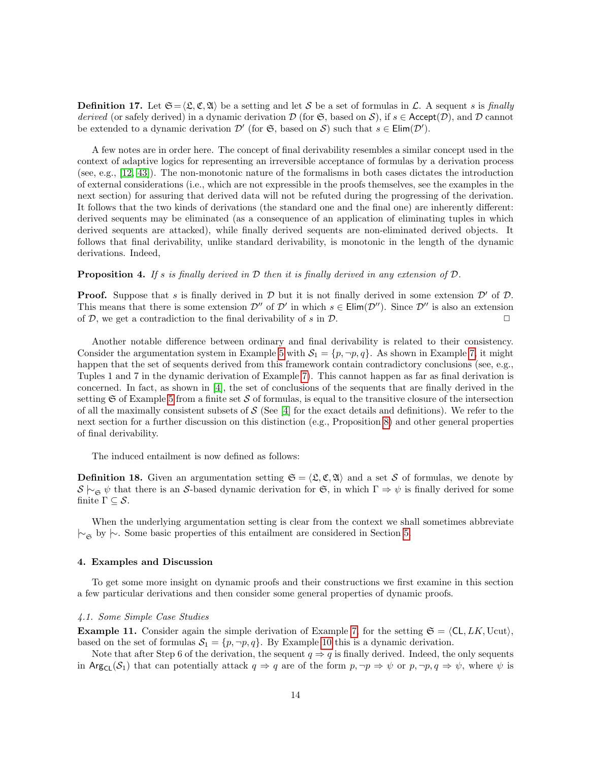**Definition 17.** Let $\mathfrak{S} = \langle \mathfrak{L}, \mathfrak{C}, \mathfrak{A} \rangle$ be a setting and let $\mathcal{S}$ be a set of formulas in $\mathcal{L}$. A sequent $s$ is *finally derived* (or safely derived) in a dynamic derivation $\mathcal{D}$ (for $\mathfrak{S}$, based on $\mathcal{S}$), if $s \in \mathsf{Accept}(\mathcal{D})$, and $\mathcal{D}$ cannot be extended to a dynamic derivation $\mathcal{D}'$ (for $\mathfrak{S}$, based on $\mathcal{S}$) such that $s \in \mathsf{Elim}(\mathcal{D}')$.

A few notes are in order here. The concept of final derivability resembles a similar concept used in the context of adaptive logics for representing an irreversible acceptance of formulas by a derivation process (see, e.g., [12, 43]). The non-monotonic nature of the formalisms in both cases dictates the introduction of external considerations (i.e., which are not expressible in the proofs themselves, see the examples in the next section) for assuring that derived data will not be refuted during the progressing of the derivation. It follows that the two kinds of derivations (the standard one and the final one) are inherently different: derived sequents may be eliminated (as a consequence of an application of eliminating tuples in which derived sequents are attacked), while finally derived sequents are non-eliminated derived objects. It follows that final derivability, unlike standard derivability, is monotonic in the length of the dynamic derivations. Indeed,

**Proposition 4.** *If $s$ is finally derived in $\mathcal{D}$ then it is finally derived in any extension of $\mathcal{D}$.*

**Proof.** Suppose that $s$ is finally derived in $\mathcal{D}$ but it is not finally derived in some extension $\mathcal{D}'$ of $\mathcal{D}$. This means that there is some extension $\mathcal{D}''$ of $\mathcal{D}'$ in which $s \in \mathsf{Elim}(\mathcal{D}'')$. Since $\mathcal{D}''$ is also an extension of $\mathcal{D}$, we get a contradiction to the final derivability of $s$ in $\mathcal{D}$. $\square$

Another notable difference between ordinary and final derivability is related to their consistency. Consider the argumentation system in Example 5 with $\mathcal{S}_1 = \{p, \neg p, q\}$. As shown in Example 7, it might happen that the set of sequents derived from this framework contain contradictory conclusions (see, e.g., Tuples 1 and 7 in the dynamic derivation of Example 7). This cannot happen as far as final derivation is concerned. In fact, as shown in [4], the set of conclusions of the sequents that are finally derived in the setting $\mathfrak{S}$ of Example 5 from a finite set $\mathcal{S}$ of formulas, is equal to the transitive closure of the intersection of all the maximally consistent subsets of $\mathcal{S}$ (See [4] for the exact details and definitions). We refer to the next section for a further discussion on this distinction (e.g., Proposition 8) and other general properties of final derivability.

The induced entailment is now defined as follows:

**Definition 18.** Given an argumentation setting $\mathfrak{S} = \langle \mathfrak{L}, \mathfrak{C}, \mathfrak{A} \rangle$ and a set $\mathcal{S}$ of formulas, we denote by $\mathcal{S} \mid\!\sim_{\mathfrak{S}} \psi$ that there is an $\mathcal{S}$-based dynamic derivation for $\mathfrak{S}$, in which $\Gamma \Rightarrow \psi$ is finally derived for some finite $\Gamma \subseteq \mathcal{S}$.

When the underlying argumentation setting is clear from the context we shall sometimes abbreviate $\mid\!\sim_{\mathfrak{S}}$ by $\mid\!\sim$. Some basic properties of this entailment are considered in Section 5.

## 4. Examples and Discussion

To get some more insight on dynamic proofs and their constructions we first examine in this section a few particular derivations and then consider some general properties of dynamic proofs.

### *4.1. Some Simple Case Studies*

**Example 11.** Consider again the simple derivation of Example 7, for the setting $\mathfrak{S} = \langle \mathsf{CL}, LK, \mathrm{Ucut} \rangle$, based on the set of formulas $\mathcal{S}_1 = \{p, \neg p, q\}$. By Example 10 this is a dynamic derivation.

Note that after Step 6 of the derivation, the sequent $q \Rightarrow q$ is finally derived. Indeed, the only sequents in $\mathsf{Arg}_{\mathsf{CL}}(\mathcal{S}_1)$ that can potentially attack $q \Rightarrow q$ are of the form $p, \neg p \Rightarrow \psi$ or $p, \neg p, q \Rightarrow \psi$, where $\psi$ is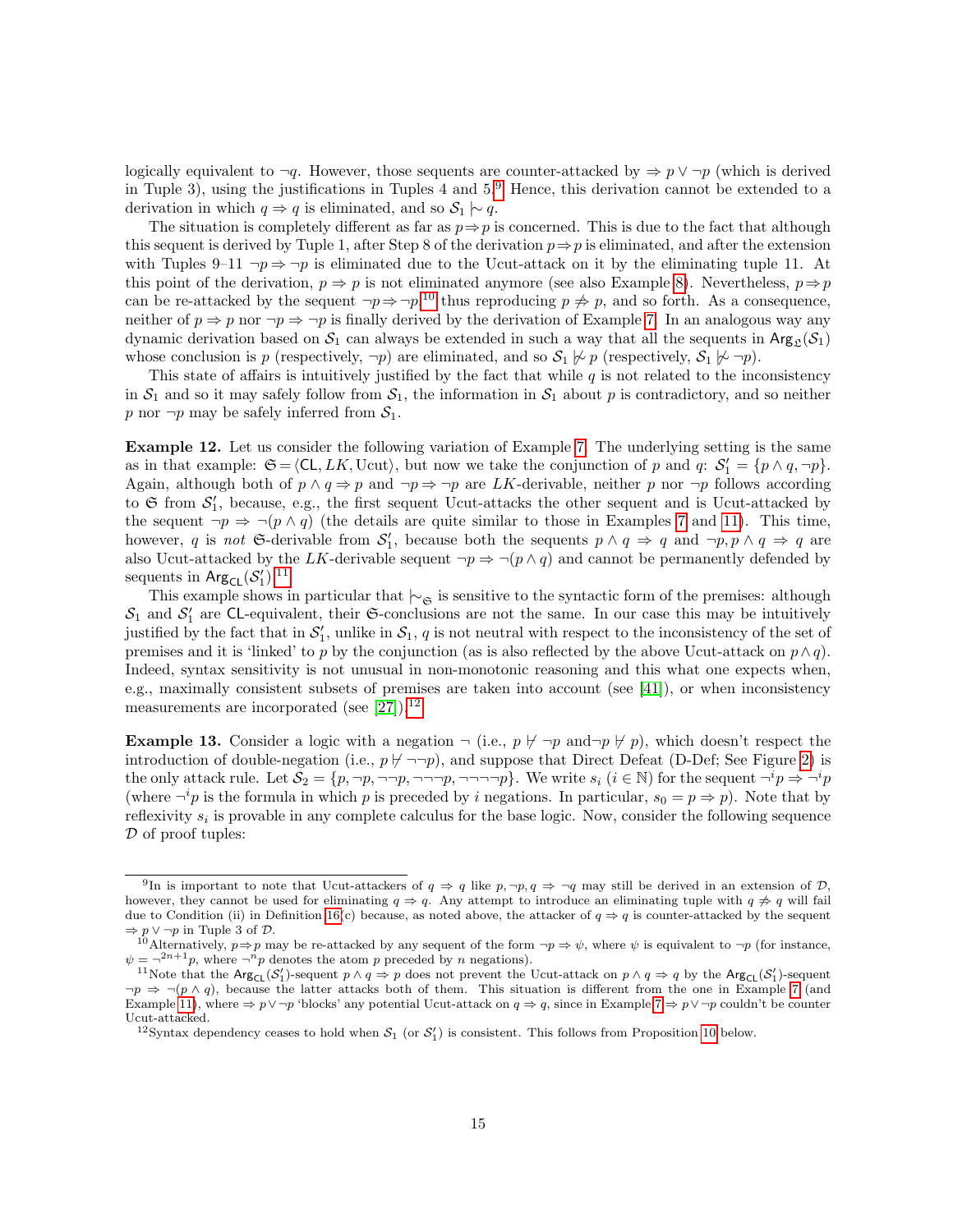logically equivalent to $\neg q$. However, those sequents are counter-attacked by $\Rightarrow p \vee \neg p$ (which is derived in Tuple 3), using the justifications in Tuples 4 and 5.[9] Hence, this derivation cannot be extended to a derivation in which $q \Rightarrow q$ is eliminated, and so $\mathcal{S}_1 \mathrel{|\!\sim} q$.

The situation is completely different as far as $p \Rightarrow p$ is concerned. This is due to the fact that although this sequent is derived by Tuple 1, after Step 8 of the derivation $p \Rightarrow p$ is eliminated, and after the extension with Tuples 9–11 $\neg p \Rightarrow \neg p$ is eliminated due to the Ucut-attack on it by the eliminating tuple 11. At this point of the derivation, $p \Rightarrow p$ is not eliminated anymore (see also Example 8). Nevertheless, $p \Rightarrow p$ can be re-attacked by the sequent $\neg p \Rightarrow \neg p$,[10] thus reproducing $p \not\Rightarrow p$, and so forth. As a consequence, neither of $p \Rightarrow p$ nor $\neg p \Rightarrow \neg p$ is finally derived by the derivation of Example 7. In an analogous way any dynamic derivation based on $\mathcal{S}_1$ can always be extended in such a way that all the sequents in $\mathsf{Arg}_{\mathfrak{L}}(\mathcal{S}_1)$ whose conclusion is $p$ (respectively, $\neg p$) are eliminated, and so $\mathcal{S}_1 \not\mathrel{|\!\sim} p$ (respectively, $\mathcal{S}_1 \not\mathrel{|\!\sim} \neg p$).

This state of affairs is intuitively justified by the fact that while $q$ is not related to the inconsistency in $\mathcal{S}_1$ and so it may safely follow from $\mathcal{S}_1$, the information in $\mathcal{S}_1$ about $p$ is contradictory, and so neither $p$ nor $\neg p$ may be safely inferred from $\mathcal{S}_1$.

**Example 12.** Let us consider the following variation of Example 7. The underlying setting is the same as in that example: $\mathfrak{S} = \langle \mathsf{CL}, LK, \text{Ucut}\rangle$, but now we take the conjunction of $p$ and $q$: $\mathcal{S}_1' = \{p \wedge q, \neg p\}$. Again, although both of $p \wedge q \Rightarrow p$ and $\neg p \Rightarrow \neg p$ are $LK$-derivable, neither $p$ nor $\neg p$ follows according to $\mathfrak{S}$ from $\mathcal{S}_1'$, because, e.g., the first sequent Ucut-attacks the other sequent and is Ucut-attacked by the sequent $\neg p \Rightarrow \neg(p \wedge q)$ (the details are quite similar to those in Examples 7 and 11). This time, however, $q$ is *not* $\mathfrak{S}$-derivable from $\mathcal{S}_1'$, because both the sequents $p \wedge q \Rightarrow q$ and $\neg p, p \wedge q \Rightarrow q$ are also Ucut-attacked by the $LK$-derivable sequent $\neg p \Rightarrow \neg(p \wedge q)$ and cannot be permanently defended by sequents in $\mathsf{Arg}_{\mathsf{CL}}(\mathcal{S}_1')$.[11]

This example shows in particular that $\mathrel{|\!\sim}_{\mathfrak{S}}$ is sensitive to the syntactic form of the premises: although $\mathcal{S}_1$ and $\mathcal{S}_1'$ are $\mathsf{CL}$-equivalent, their $\mathfrak{S}$-conclusions are not the same. In our case this may be intuitively justified by the fact that in $\mathcal{S}_1'$, unlike in $\mathcal{S}_1$, $q$ is not neutral with respect to the inconsistency of the set of premises and it is 'linked' to $p$ by the conjunction (as is also reflected by the above Ucut-attack on $p \wedge q$). Indeed, syntax sensitivity is not unusual in non-monotonic reasoning and this what one expects when, e.g., maximally consistent subsets of premises are taken into account (see [41]), or when inconsistency measurements are incorporated (see [27]).[12]

**Example 13.** Consider a logic with a negation $\neg$ (i.e., $p \not\vdash \neg p$ and $\neg p \not\vdash p$), which doesn't respect the introduction of double-negation (i.e., $p \not\vdash \neg\neg p$), and suppose that Direct Defeat (D-Def; See Figure 2) is the only attack rule. Let $\mathcal{S}_2 = \{p, \neg p, \neg\neg p, \neg\neg\neg p, \neg\neg\neg\neg p\}$. We write $s_i$ ($i \in \mathbb{N}$) for the sequent $\neg^i p \Rightarrow \neg^i p$ (where $\neg^i p$ is the formula in which $p$ is preceded by $i$ negations. In particular, $s_0 = p \Rightarrow p$). Note that by reflexivity $s_i$ is provable in any complete calculus for the base logic. Now, consider the following sequence $\mathcal{D}$ of proof tuples:

---

[9] In is important to note that Ucut-attackers of $q \Rightarrow q$ like $p, \neg p, q \Rightarrow \neg q$ may still be derived in an extension of $\mathcal{D}$, however, they cannot be used for eliminating $q \Rightarrow q$. Any attempt to introduce an eliminating tuple with $q \not\Rightarrow q$ will fail due to Condition (ii) in Definition 16(c) because, as noted above, the attacker of $q \Rightarrow q$ is counter-attacked by the sequent $\Rightarrow p \vee \neg p$ in Tuple 3 of $\mathcal{D}$.

[10] Alternatively, $p \Rightarrow p$ may be re-attacked by any sequent of the form $\neg p \Rightarrow \psi$, where $\psi$ is equivalent to $\neg p$ (for instance, $\psi = \neg^{2n+1}p$, where $\neg^n p$ denotes the atom $p$ preceded by $n$ negations).

[11] Note that the $\mathsf{Arg}_{\mathsf{CL}}(\mathcal{S}_1')$-sequent $p \wedge q \Rightarrow p$ does not prevent the Ucut-attack on $p \wedge q \Rightarrow q$ by the $\mathsf{Arg}_{\mathsf{CL}}(\mathcal{S}_1')$-sequent $\neg p \Rightarrow \neg(p \wedge q)$, because the latter attacks both of them. This situation is different from the one in Example 7 (and Example 11), where $\Rightarrow p \vee \neg p$ 'blocks' any potential Ucut-attack on $q \Rightarrow q$, since in Example 7 $\Rightarrow p \vee \neg p$ couldn't be counter Ucut-attacked.

[12] Syntax dependency ceases to hold when $\mathcal{S}_1$ (or $\mathcal{S}_1'$) is consistent. This follows from Proposition 10 below.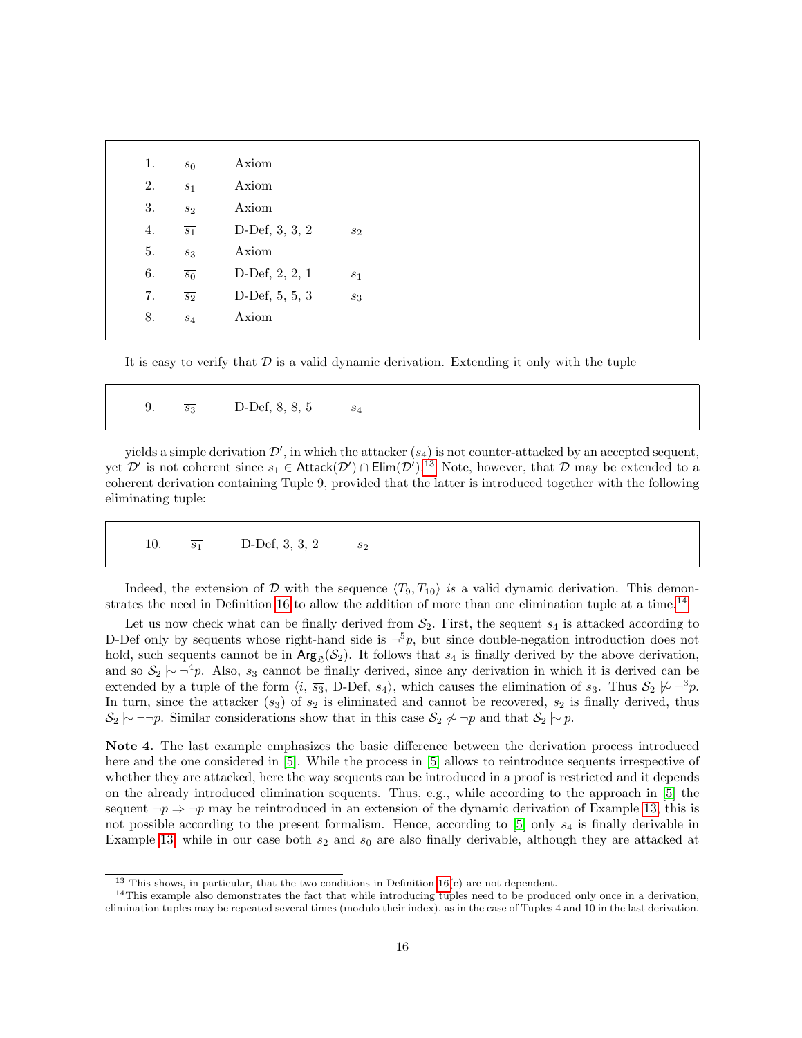| | | | |
|---|---|---|---|
| 1. | $s_0$ | Axiom | |
| 2. | $s_1$ | Axiom | |
| 3. | $s_2$ | Axiom | |
| 4. | $\overline{s_1}$ | D-Def, 3, 3, 2 | $s_2$ |
| 5. | $s_3$ | Axiom | |
| 6. | $\overline{s_0}$ | D-Def, 2, 2, 1 | $s_1$ |
| 7. | $\overline{s_2}$ | D-Def, 5, 5, 3 | $s_3$ |
| 8. | $s_4$ | Axiom | |

It is easy to verify that $\mathcal{D}$ is a valid dynamic derivation. Extending it only with the tuple

| | | | |
|---|---|---|---|
| 9. | $\overline{s_3}$ | D-Def, 8, 8, 5 | $s_4$ |

yields a simple derivation $\mathcal{D}'$, in which the attacker ($s_4$) is not counter-attacked by an accepted sequent, yet $\mathcal{D}'$ is not coherent since $s_1 \in \mathsf{Attack}(\mathcal{D}') \cap \mathsf{Elim}(\mathcal{D}')$.[13] Note, however, that $\mathcal{D}$ may be extended to a coherent derivation containing Tuple 9, provided that the latter is introduced together with the following eliminating tuple:

| | | | |
|---|---|---|---|
| 10. | $\overline{s_1}$ | D-Def, 3, 3, 2 | $s_2$ |

Indeed, the extension of $\mathcal{D}$ with the sequence $\langle T_9, T_{10}\rangle$ *is* a valid dynamic derivation. This demonstrates the need in Definition 16 to allow the addition of more than one elimination tuple at a time.[14]

Let us now check what can be finally derived from $\mathcal{S}_2$. First, the sequent $s_4$ is attacked according to D-Def only by sequents whose right-hand side is $\neg^5 p$, but since double-negation introduction does not hold, such sequents cannot be in $\mathsf{Arg}_{\mathfrak{L}}(\mathcal{S}_2)$. It follows that $s_4$ is finally derived by the above derivation, and so $\mathcal{S}_2 \mathrel{|\!\sim} \neg^4 p$. Also, $s_3$ cannot be finally derived, since any derivation in which it is derived can be extended by a tuple of the form $\langle i, \overline{s_3}, \text{D-Def}, s_4\rangle$, which causes the elimination of $s_3$. Thus $\mathcal{S}_2 \mathrel{|\!\not\sim} \neg^3 p$. In turn, since the attacker ($s_3$) of $s_2$ is eliminated and cannot be recovered, $s_2$ is finally derived, thus $\mathcal{S}_2 \mathrel{|\!\sim} \neg\neg p$. Similar considerations show that in this case $\mathcal{S}_2 \mathrel{|\!\not\sim} \neg p$ and that $\mathcal{S}_2 \mathrel{|\!\sim} p$.

**Note 4.** The last example emphasizes the basic difference between the derivation process introduced here and the one considered in [5]. While the process in [5] allows to reintroduce sequents irrespective of whether they are attacked, here the way sequents can be introduced in a proof is restricted and it depends on the already introduced elimination sequents. Thus, e.g., while according to the approach in [5] the sequent $\neg p \Rightarrow \neg p$ may be reintroduced in an extension of the dynamic derivation of Example 13, this is not possible according to the present formalism. Hence, according to [5] only $s_4$ is finally derivable in Example 13, while in our case both $s_2$ and $s_0$ are also finally derivable, although they are attacked at

[13] This shows, in particular, that the two conditions in Definition 16(c) are not dependent.

[14] This example also demonstrates the fact that while introducing tuples need to be produced only once in a derivation, elimination tuples may be repeated several times (modulo their index), as in the case of Tuples 4 and 10 in the last derivation.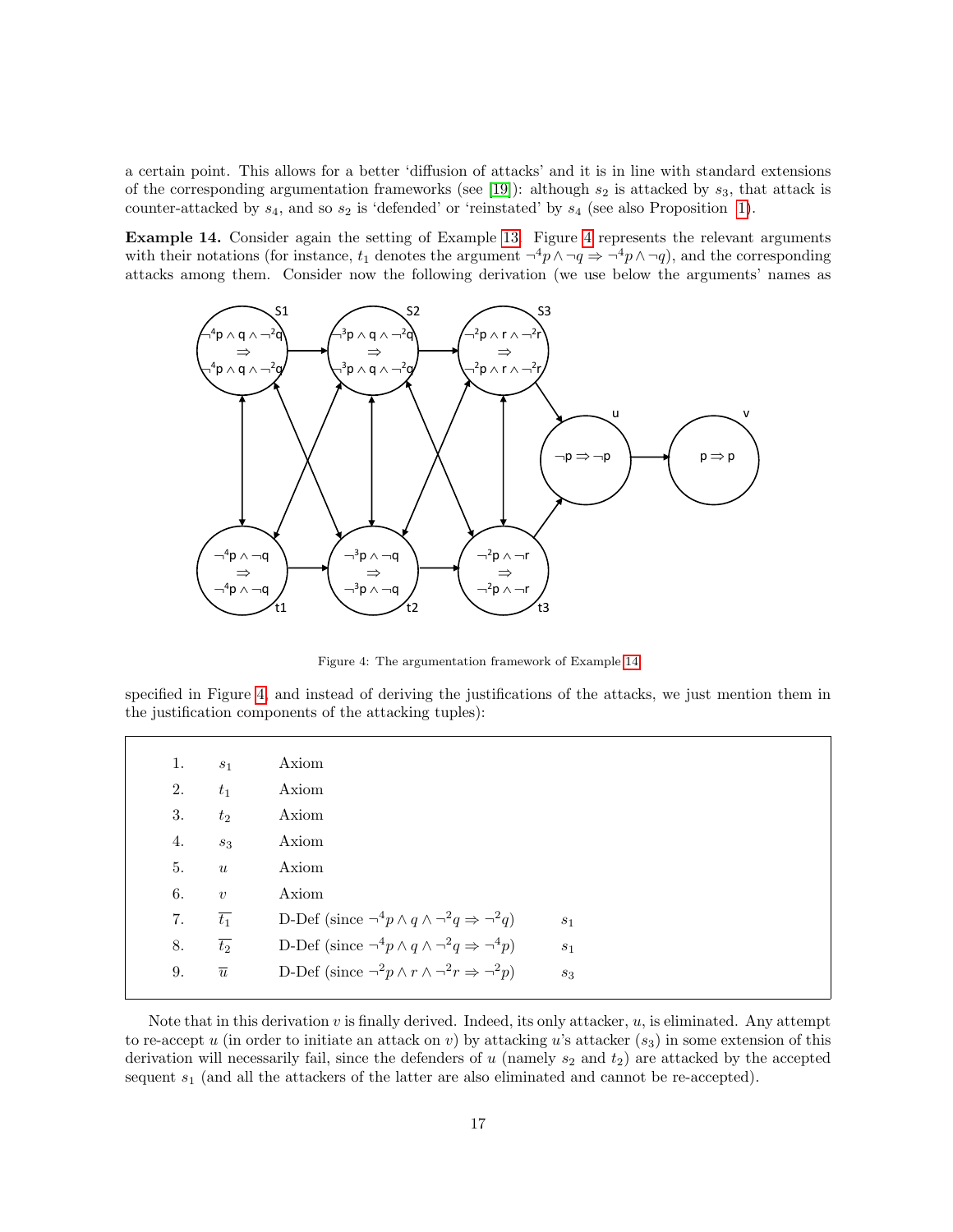a certain point. This allows for a better 'diffusion of attacks' and it is in line with standard extensions of the corresponding argumentation frameworks (see [19]): although $s_2$ is attacked by $s_3$, that attack is counter-attacked by $s_4$, and so $s_2$ is 'defended' or 'reinstated' by $s_4$ (see also Proposition 1).

**Example 14.** Consider again the setting of Example 13. Figure 4 represents the relevant arguments with their notations (for instance, $t_1$ denotes the argument $\neg^4 p \wedge \neg q \Rightarrow \neg^4 p \wedge \neg q$), and the corresponding attacks among them. Consider now the following derivation (we use below the arguments' names as specified in Figure 4, and instead of deriving the justifications of the attacks, we just mention them in the justification components of the attacking tuples):

Figure 4: The argumentation framework of Example 14

| | | | |
|---|---|---|---|
| 1. | $s_1$ | Axiom | |
| 2. | $t_1$ | Axiom | |
| 3. | $t_2$ | Axiom | |
| 4. | $s_3$ | Axiom | |
| 5. | $u$ | Axiom | |
| 6. | $v$ | Axiom | |
| 7. | $\overline{t_1}$ | D-Def (since $\neg^4 p \wedge q \wedge \neg^2 q \Rightarrow \neg^2 q$) | $s_1$ |
| 8. | $\overline{t_2}$ | D-Def (since $\neg^4 p \wedge q \wedge \neg^2 q \Rightarrow \neg^4 p$) | $s_1$ |
| 9. | $\overline{u}$ | D-Def (since $\neg^2 p \wedge r \wedge \neg^2 r \Rightarrow \neg^2 p$) | $s_3$ |

Note that in this derivation $v$ is finally derived. Indeed, its only attacker, $u$, is eliminated. Any attempt to re-accept $u$ (in order to initiate an attack on $v$) by attacking $u$'s attacker ($s_3$) in some extension of this derivation will necessarily fail, since the defenders of $u$ (namely $s_2$ and $t_2$) are attacked by the accepted sequent $s_1$ (and all the attackers of the latter are also eliminated and cannot be re-accepted).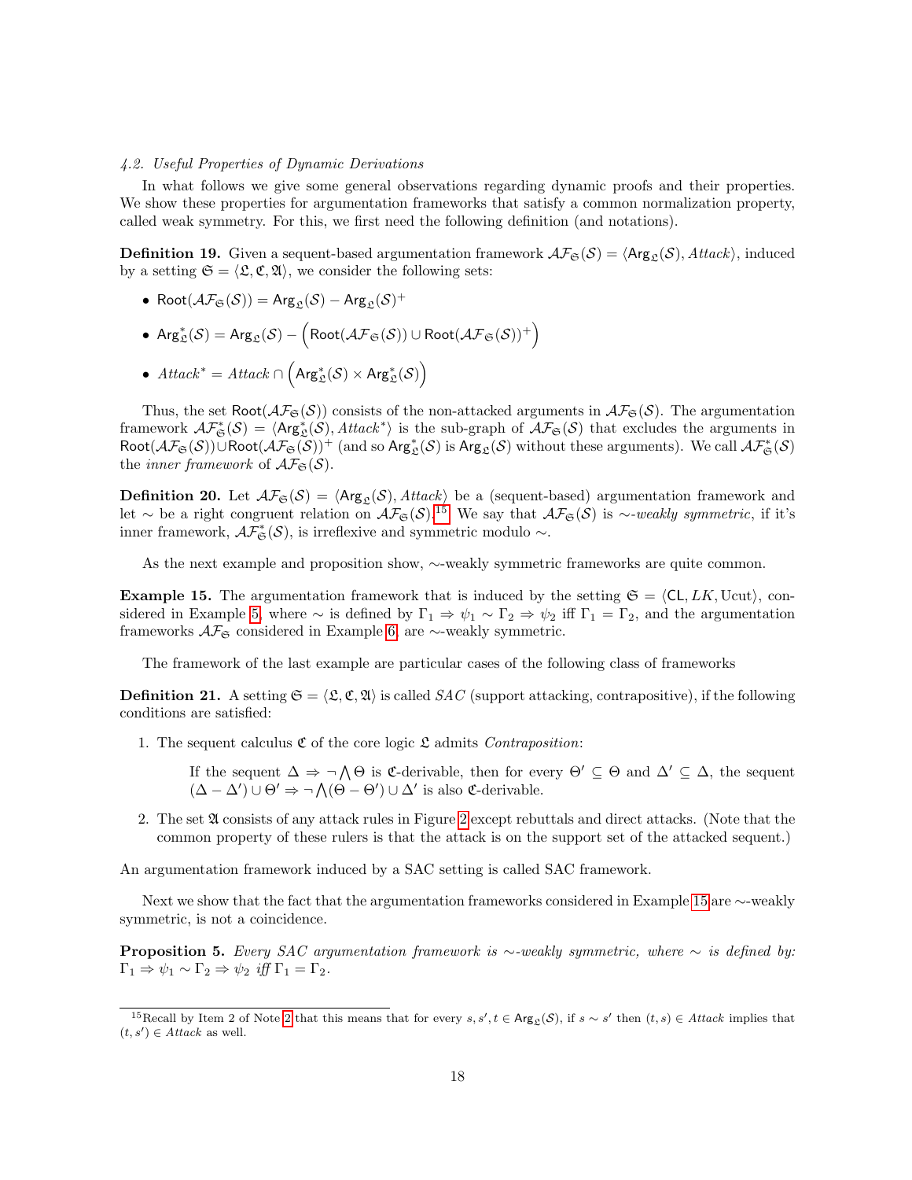### 4.2. Useful Properties of Dynamic Derivations

In what follows we give some general observations regarding dynamic proofs and their properties. We show these properties for argumentation frameworks that satisfy a common normalization property, called weak symmetry. For this, we first need the following definition (and notations).

**Definition 19.** Given a sequent-based argumentation framework $\mathcal{AF}_{\mathfrak{S}}(\mathcal{S}) = \langle \mathsf{Arg}_{\mathfrak{L}}(\mathcal{S}), \mathit{Attack} \rangle$, induced by a setting $\mathfrak{S} = \langle \mathfrak{L}, \mathfrak{C}, \mathfrak{A} \rangle$, we consider the following sets:

- $\mathsf{Root}(\mathcal{AF}_{\mathfrak{S}}(\mathcal{S})) = \mathsf{Arg}_{\mathfrak{L}}(\mathcal{S}) - \mathsf{Arg}_{\mathfrak{L}}(\mathcal{S})^+$
- $\mathsf{Arg}^*_{\mathfrak{L}}(\mathcal{S}) = \mathsf{Arg}_{\mathfrak{L}}(\mathcal{S}) - \Big( \mathsf{Root}(\mathcal{AF}_{\mathfrak{S}}(\mathcal{S})) \cup \mathsf{Root}(\mathcal{AF}_{\mathfrak{S}}(\mathcal{S}))^+ \Big)$
- $\mathit{Attack}^* = \mathit{Attack} \cap \Big( \mathsf{Arg}^*_{\mathfrak{L}}(\mathcal{S}) \times \mathsf{Arg}^*_{\mathfrak{L}}(\mathcal{S}) \Big)$

Thus, the set $\mathsf{Root}(\mathcal{AF}_{\mathfrak{S}}(\mathcal{S}))$ consists of the non-attacked arguments in $\mathcal{AF}_{\mathfrak{S}}(\mathcal{S})$. The argumentation framework $\mathcal{AF}^*_{\mathfrak{S}}(\mathcal{S}) = \langle \mathsf{Arg}^*_{\mathfrak{L}}(\mathcal{S}), \mathit{Attack}^* \rangle$ is the sub-graph of $\mathcal{AF}_{\mathfrak{S}}(\mathcal{S})$ that excludes the arguments in $\mathsf{Root}(\mathcal{AF}_{\mathfrak{S}}(\mathcal{S})) \cup \mathsf{Root}(\mathcal{AF}_{\mathfrak{S}}(\mathcal{S}))^+$ (and so $\mathsf{Arg}^*_{\mathfrak{L}}(\mathcal{S})$ is $\mathsf{Arg}_{\mathfrak{L}}(\mathcal{S})$ without these arguments). We call $\mathcal{AF}^*_{\mathfrak{S}}(\mathcal{S})$ the *inner framework* of $\mathcal{AF}_{\mathfrak{S}}(\mathcal{S})$.

**Definition 20.** Let $\mathcal{AF}_{\mathfrak{S}}(\mathcal{S}) = \langle \mathsf{Arg}_{\mathfrak{L}}(\mathcal{S}), \mathit{Attack} \rangle$ be a (sequent-based) argumentation framework and let $\sim$ be a right congruent relation on $\mathcal{AF}_{\mathfrak{S}}(\mathcal{S})$.[15] We say that $\mathcal{AF}_{\mathfrak{S}}(\mathcal{S})$ is *$\sim$-weakly symmetric*, if it's inner framework, $\mathcal{AF}^*_{\mathfrak{S}}(\mathcal{S})$, is irreflexive and symmetric modulo $\sim$.

As the next example and proposition show, $\sim$-weakly symmetric frameworks are quite common.

**Example 15.** The argumentation framework that is induced by the setting $\mathfrak{S} = \langle \mathsf{CL}, LK, \mathrm{Ucut} \rangle$, considered in Example 5, where $\sim$ is defined by $\Gamma_1 \Rightarrow \psi_1 \sim \Gamma_2 \Rightarrow \psi_2$ iff $\Gamma_1 = \Gamma_2$, and the argumentation frameworks $\mathcal{AF}_{\mathfrak{S}}$ considered in Example 6, are $\sim$-weakly symmetric.

The framework of the last example are particular cases of the following class of frameworks

**Definition 21.** A setting $\mathfrak{S} = \langle \mathfrak{L}, \mathfrak{C}, \mathfrak{A} \rangle$ is called *SAC* (support attacking, contrapositive), if the following conditions are satisfied:

1. The sequent calculus $\mathfrak{C}$ of the core logic $\mathfrak{L}$ admits *Contraposition*:

   If the sequent $\Delta \Rightarrow \neg \bigwedge \Theta$ is $\mathfrak{C}$-derivable, then for every $\Theta' \subseteq \Theta$ and $\Delta' \subseteq \Delta$, the sequent $(\Delta - \Delta') \cup \Theta' \Rightarrow \neg \bigwedge (\Theta - \Theta') \cup \Delta'$ is also $\mathfrak{C}$-derivable.

2. The set $\mathfrak{A}$ consists of any attack rules in Figure 2 except rebuttals and direct attacks. (Note that the common property of these rulers is that the attack is on the support set of the attacked sequent.)

An argumentation framework induced by a SAC setting is called SAC framework.

Next we show that the fact that the argumentation frameworks considered in Example 15 are $\sim$-weakly symmetric, is not a coincidence.

**Proposition 5.** *Every SAC argumentation framework is $\sim$-weakly symmetric, where $\sim$ is defined by: $\Gamma_1 \Rightarrow \psi_1 \sim \Gamma_2 \Rightarrow \psi_2$ iff $\Gamma_1 = \Gamma_2$.*

---

[15] Recall by Item 2 of Note 2 that this means that for every $s, s', t \in \mathsf{Arg}_{\mathfrak{L}}(\mathcal{S})$, if $s \sim s'$ then $(t, s) \in \mathit{Attack}$ implies that $(t, s') \in \mathit{Attack}$ as well.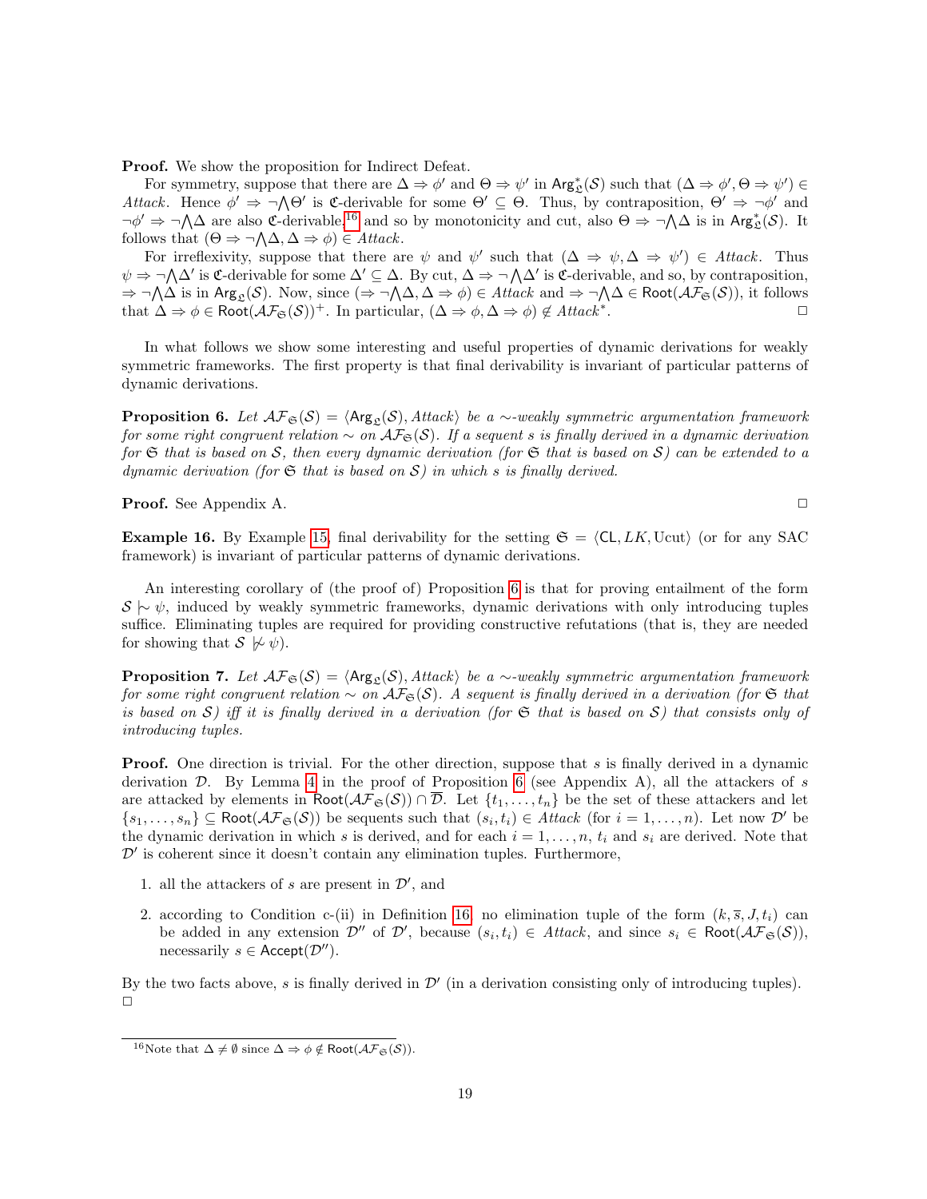**Proof.** We show the proposition for Indirect Defeat.

For symmetry, suppose that there are $\Delta \Rightarrow \phi'$ and $\Theta \Rightarrow \psi'$ in $\mathsf{Arg}^*_{\mathfrak{L}}(\mathcal{S})$ such that $(\Delta \Rightarrow \phi', \Theta \Rightarrow \psi') \in \mathit{Attack}$. Hence $\phi' \Rightarrow \neg \bigwedge \Theta'$ is $\mathfrak{C}$-derivable for some $\Theta' \subseteq \Theta$. Thus, by contraposition, $\Theta' \Rightarrow \neg\phi'$ and $\neg\phi' \Rightarrow \neg \bigwedge \Delta$ are also $\mathfrak{C}$-derivable,[16] and so by monotonicity and cut, also $\Theta \Rightarrow \neg \bigwedge \Delta$ is in $\mathsf{Arg}^*_{\mathfrak{L}}(\mathcal{S})$. It follows that $(\Theta \Rightarrow \neg \bigwedge \Delta, \Delta \Rightarrow \phi) \in \mathit{Attack}$.

For irreflexivity, suppose that there are $\psi$ and $\psi'$ such that $(\Delta \Rightarrow \psi, \Delta \Rightarrow \psi') \in \mathit{Attack}$. Thus $\psi \Rightarrow \neg \bigwedge \Delta'$ is $\mathfrak{C}$-derivable for some $\Delta' \subseteq \Delta$. By cut, $\Delta \Rightarrow \neg \bigwedge \Delta'$ is $\mathfrak{C}$-derivable, and so, by contraposition, $\Rightarrow \neg \bigwedge \Delta$ is in $\mathsf{Arg}_{\mathfrak{L}}(\mathcal{S})$. Now, since $(\Rightarrow \neg \bigwedge \Delta, \Delta \Rightarrow \phi) \in \mathit{Attack}$ and $\Rightarrow \neg \bigwedge \Delta \in \mathsf{Root}(\mathcal{AF}_{\mathfrak{S}}(\mathcal{S}))$, it follows that $\Delta \Rightarrow \phi \in \mathsf{Root}(\mathcal{AF}_{\mathfrak{S}}(\mathcal{S}))^+$. In particular, $(\Delta \Rightarrow \phi, \Delta \Rightarrow \phi) \notin \mathit{Attack}^*$. $\square$

In what follows we show some interesting and useful properties of dynamic derivations for weakly symmetric frameworks. The first property is that final derivability is invariant of particular patterns of dynamic derivations.

**Proposition 6.** *Let $\mathcal{AF}_{\mathfrak{S}}(\mathcal{S}) = \langle \mathsf{Arg}_{\mathfrak{L}}(\mathcal{S}), \mathit{Attack}\rangle$ be a $\sim$-weakly symmetric argumentation framework for some right congruent relation $\sim$ on $\mathcal{AF}_{\mathfrak{S}}(\mathcal{S})$. If a sequent $s$ is finally derived in a dynamic derivation for $\mathfrak{S}$ that is based on $\mathcal{S}$, then every dynamic derivation (for $\mathfrak{S}$ that is based on $\mathcal{S}$) can be extended to a dynamic derivation (for $\mathfrak{S}$ that is based on $\mathcal{S}$) in which $s$ is finally derived.*

**Proof.** See Appendix A. $\square$

**Example 16.** By Example 15, final derivability for the setting $\mathfrak{S} = \langle \mathsf{CL}, LK, \mathrm{Ucut}\rangle$ (or for any SAC framework) is invariant of particular patterns of dynamic derivations.

An interesting corollary of (the proof of) Proposition 6 is that for proving entailment of the form $\mathcal{S} \mathrel{|\!\sim} \psi$, induced by weakly symmetric frameworks, dynamic derivations with only introducing tuples suffice. Eliminating tuples are required for providing constructive refutations (that is, they are needed for showing that $\mathcal{S} \not\mathrel{|\!\sim} \psi$).

**Proposition 7.** *Let $\mathcal{AF}_{\mathfrak{S}}(\mathcal{S}) = \langle \mathsf{Arg}_{\mathfrak{L}}(\mathcal{S}), \mathit{Attack}\rangle$ be a $\sim$-weakly symmetric argumentation framework for some right congruent relation $\sim$ on $\mathcal{AF}_{\mathfrak{S}}(\mathcal{S})$. A sequent is finally derived in a derivation (for $\mathfrak{S}$ that is based on $\mathcal{S}$) iff it is finally derived in a derivation (for $\mathfrak{S}$ that is based on $\mathcal{S}$) that consists only of introducing tuples.*

**Proof.** One direction is trivial. For the other direction, suppose that $s$ is finally derived in a dynamic derivation $\mathcal{D}$. By Lemma 4 in the proof of Proposition 6 (see Appendix A), all the attackers of $s$ are attacked by elements in $\mathsf{Root}(\mathcal{AF}_{\mathfrak{S}}(\mathcal{S})) \cap \overline{\mathcal{D}}$. Let $\{t_1, \ldots, t_n\}$ be the set of these attackers and let $\{s_1, \ldots, s_n\} \subseteq \mathsf{Root}(\mathcal{AF}_{\mathfrak{S}}(\mathcal{S}))$ be sequents such that $(s_i, t_i) \in \mathit{Attack}$ (for $i = 1, \ldots, n$). Let now $\mathcal{D}'$ be the dynamic derivation in which $s$ is derived, and for each $i = 1, \ldots, n$, $t_i$ and $s_i$ are derived. Note that $\mathcal{D}'$ is coherent since it doesn't contain any elimination tuples. Furthermore,

1. all the attackers of $s$ are present in $\mathcal{D}'$, and
2. according to Condition c-(ii) in Definition 16, no elimination tuple of the form $(k, \overline{s}, J, t_i)$ can be added in any extension $\mathcal{D}''$ of $\mathcal{D}'$, because $(s_i, t_i) \in \mathit{Attack}$, and since $s_i \in \mathsf{Root}(\mathcal{AF}_{\mathfrak{S}}(\mathcal{S}))$, necessarily $s \in \mathsf{Accept}(\mathcal{D}'')$.

By the two facts above, $s$ is finally derived in $\mathcal{D}'$ (in a derivation consisting only of introducing tuples). $\square$

[16] Note that $\Delta \neq \emptyset$ since $\Delta \Rightarrow \phi \notin \mathsf{Root}(\mathcal{AF}_{\mathfrak{S}}(\mathcal{S}))$.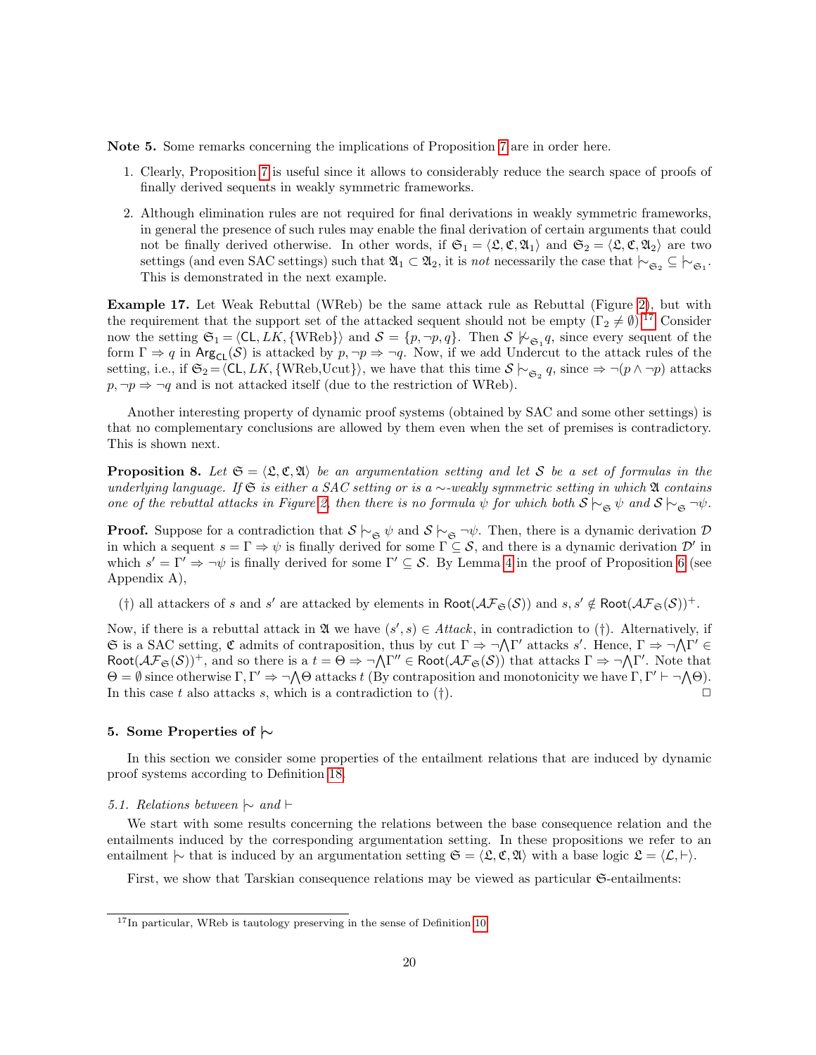**Note 5.** Some remarks concerning the implications of Proposition 7 are in order here.

1. Clearly, Proposition 7 is useful since it allows to considerably reduce the search space of proofs of finally derived sequents in weakly symmetric frameworks.
2. Although elimination rules are not required for final derivations in weakly symmetric frameworks, in general the presence of such rules may enable the final derivation of certain arguments that could not be finally derived otherwise. In other words, if $\mathfrak{S}_1 = \langle \mathfrak{L}, \mathfrak{C}, \mathfrak{A}_1 \rangle$ and $\mathfrak{S}_2 = \langle \mathfrak{L}, \mathfrak{C}, \mathfrak{A}_2 \rangle$ are two settings (and even SAC settings) such that $\mathfrak{A}_1 \subset \mathfrak{A}_2$, it is *not* necessarily the case that $\mid\!\sim_{\mathfrak{S}_2} \subseteq \mid\!\sim_{\mathfrak{S}_1}$. This is demonstrated in the next example.

**Example 17.** Let Weak Rebuttal (WReb) be the same attack rule as Rebuttal (Figure 2), but with the requirement that the support set of the attacked sequent should not be empty ($\Gamma_2 \neq \emptyset$).[17] Consider now the setting $\mathfrak{S}_1 = \langle \mathsf{CL}, LK, \{\text{WReb}\} \rangle$ and $\mathcal{S} = \{p, \neg p, q\}$. Then $\mathcal{S} \not\mid\!\sim_{\mathfrak{S}_1} q$, since every sequent of the form $\Gamma \Rightarrow q$ in $\mathsf{Arg}_{\mathsf{CL}}(\mathcal{S})$ is attacked by $p, \neg p \Rightarrow \neg q$. Now, if we add Undercut to the attack rules of the setting, i.e., if $\mathfrak{S}_2 = \langle \mathsf{CL}, LK, \{\text{WReb,Ucut}\} \rangle$, we have that this time $\mathcal{S} \mid\!\sim_{\mathfrak{S}_2} q$, since $\Rightarrow \neg(p \wedge \neg p)$ attacks $p, \neg p \Rightarrow \neg q$ and is not attacked itself (due to the restriction of WReb).

Another interesting property of dynamic proof systems (obtained by SAC and some other settings) is that no complementary conclusions are allowed by them even when the set of premises is contradictory. This is shown next.

**Proposition 8.** *Let $\mathfrak{S} = \langle \mathfrak{L}, \mathfrak{C}, \mathfrak{A} \rangle$ be an argumentation setting and let $\mathcal{S}$ be a set of formulas in the underlying language. If $\mathfrak{S}$ is either a SAC setting or is a $\sim$-weakly symmetric setting in which $\mathfrak{A}$ contains one of the rebuttal attacks in Figure 2, then there is no formula $\psi$ for which both $\mathcal{S} \mid\!\sim_{\mathfrak{S}} \psi$ and $\mathcal{S} \mid\!\sim_{\mathfrak{S}} \neg\psi$.*

**Proof.** Suppose for a contradiction that $\mathcal{S} \mid\!\sim_{\mathfrak{S}} \psi$ and $\mathcal{S} \mid\!\sim_{\mathfrak{S}} \neg\psi$. Then, there is a dynamic derivation $\mathcal{D}$ in which a sequent $s = \Gamma \Rightarrow \psi$ is finally derived for some $\Gamma \subseteq \mathcal{S}$, and there is a dynamic derivation $\mathcal{D}'$ in which $s' = \Gamma' \Rightarrow \neg\psi$ is finally derived for some $\Gamma' \subseteq \mathcal{S}$. By Lemma 4 in the proof of Proposition 6 (see Appendix A),

($\dagger$) all attackers of $s$ and $s'$ are attacked by elements in $\mathsf{Root}(\mathcal{AF}_{\mathfrak{S}}(\mathcal{S}))$ and $s, s' \notin \mathsf{Root}(\mathcal{AF}_{\mathfrak{S}}(\mathcal{S}))^+$.

Now, if there is a rebuttal attack in $\mathfrak{A}$ we have $(s', s) \in \mathit{Attack}$, in contradiction to ($\dagger$). Alternatively, if $\mathfrak{S}$ is a SAC setting, $\mathfrak{C}$ admits of contraposition, thus by cut $\Gamma \Rightarrow \neg\bigwedge\Gamma'$ attacks $s'$. Hence, $\Gamma \Rightarrow \neg\bigwedge\Gamma' \in \mathsf{Root}(\mathcal{AF}_{\mathfrak{S}}(\mathcal{S}))^+$, and so there is a $t = \Theta \Rightarrow \neg\bigwedge\Gamma'' \in \mathsf{Root}(\mathcal{AF}_{\mathfrak{S}}(\mathcal{S}))$ that attacks $\Gamma \Rightarrow \neg\bigwedge\Gamma'$. Note that $\Theta = \emptyset$ since otherwise $\Gamma, \Gamma' \Rightarrow \neg\bigwedge\Theta$ attacks $t$ (By contraposition and monotonicity we have $\Gamma, \Gamma' \vdash \neg\bigwedge\Theta$). In this case $t$ also attacks $s$, which is a contradiction to ($\dagger$). $\square$

## 5. Some Properties of $\mid\!\sim$

In this section we consider some properties of the entailment relations that are induced by dynamic proof systems according to Definition 18.

### 5.1. Relations between $\mid\!\sim$ and $\vdash$

We start with some results concerning the relations between the base consequence relation and the entailments induced by the corresponding argumentation setting. In these propositions we refer to an entailment $\mid\!\sim$ that is induced by an argumentation setting $\mathfrak{S} = \langle \mathfrak{L}, \mathfrak{C}, \mathfrak{A} \rangle$ with a base logic $\mathfrak{L} = \langle \mathcal{L}, \vdash \rangle$.

First, we show that Tarskian consequence relations may be viewed as particular $\mathfrak{S}$-entailments:

[17] In particular, WReb is tautology preserving in the sense of Definition 10.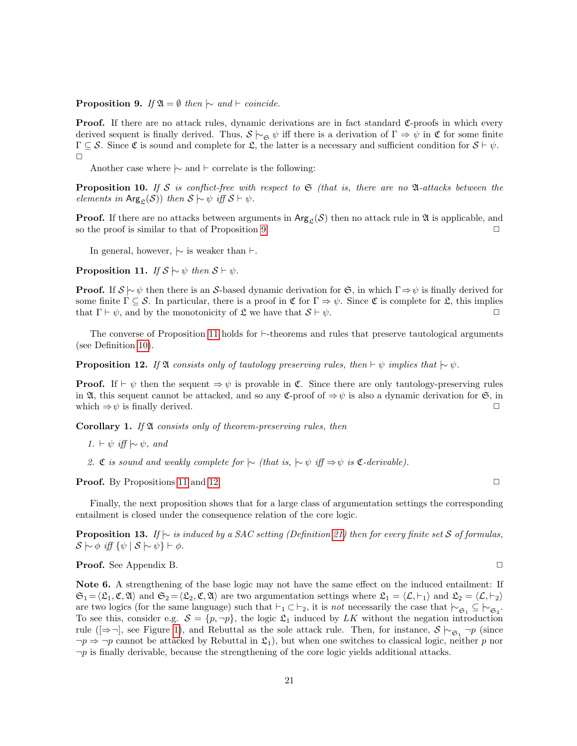**Proposition 9.** *If $\mathfrak{A} = \emptyset$ then $\mid\!\sim$ and $\vdash$ coincide.*

**Proof.** If there are no attack rules, dynamic derivations are in fact standard $\mathfrak{C}$-proofs in which every derived sequent is finally derived. Thus, $\mathcal{S} \mid\!\sim_{\mathfrak{S}} \psi$ iff there is a derivation of $\Gamma \Rightarrow \psi$ in $\mathfrak{C}$ for some finite $\Gamma \subseteq \mathcal{S}$. Since $\mathfrak{C}$ is sound and complete for $\mathfrak{L}$, the latter is a necessary and sufficient condition for $\mathcal{S} \vdash \psi$. $\square$

Another case where $\mid\!\sim$ and $\vdash$ correlate is the following:

**Proposition 10.** *If $\mathcal{S}$ is conflict-free with respect to $\mathfrak{S}$ (that is, there are no $\mathfrak{A}$-attacks between the elements in $\mathsf{Arg}_{\mathfrak{L}}(\mathcal{S})$) then $\mathcal{S} \mid\!\sim \psi$ iff $\mathcal{S} \vdash \psi$.*

**Proof.** If there are no attacks between arguments in $\mathsf{Arg}_{\mathfrak{L}}(\mathcal{S})$ then no attack rule in $\mathfrak{A}$ is applicable, and so the proof is similar to that of Proposition 9. $\square$

In general, however, $\mid\!\sim$ is weaker than $\vdash$.

**Proposition 11.** *If $\mathcal{S} \mid\!\sim \psi$ then $\mathcal{S} \vdash \psi$.*

**Proof.** If $\mathcal{S} \mid\!\sim \psi$ then there is an $\mathcal{S}$-based dynamic derivation for $\mathfrak{S}$, in which $\Gamma \Rightarrow \psi$ is finally derived for some finite $\Gamma \subseteq \mathcal{S}$. In particular, there is a proof in $\mathfrak{C}$ for $\Gamma \Rightarrow \psi$. Since $\mathfrak{C}$ is complete for $\mathfrak{L}$, this implies that $\Gamma \vdash \psi$, and by the monotonicity of $\mathfrak{L}$ we have that $\mathcal{S} \vdash \psi$. $\square$

The converse of Proposition 11 holds for $\vdash$-theorems and rules that preserve tautological arguments (see Definition 10).

**Proposition 12.** *If $\mathfrak{A}$ consists only of tautology preserving rules, then $\vdash \psi$ implies that $\mid\!\sim \psi$.*

**Proof.** If $\vdash \psi$ then the sequent $\Rightarrow \psi$ is provable in $\mathfrak{C}$. Since there are only tautology-preserving rules in $\mathfrak{A}$, this sequent cannot be attacked, and so any $\mathfrak{C}$-proof of $\Rightarrow \psi$ is also a dynamic derivation for $\mathfrak{S}$, in which $\Rightarrow \psi$ is finally derived. $\square$

**Corollary 1.** *If $\mathfrak{A}$ consists only of theorem-preserving rules, then*

1. *$\vdash \psi$ iff $\mid\!\sim \psi$, and*
2. *$\mathfrak{C}$ is sound and weakly complete for $\mid\!\sim$ (that is, $\mid\!\sim \psi$ iff $\Rightarrow \psi$ is $\mathfrak{C}$-derivable).*

**Proof.** By Propositions 11 and 12. $\square$

Finally, the next proposition shows that for a large class of argumentation settings the corresponding entailment is closed under the consequence relation of the core logic.

**Proposition 13.** *If $\mid\!\sim$ is induced by a SAC setting (Definition 21) then for every finite set $\mathcal{S}$ of formulas, $\mathcal{S} \mid\!\sim \phi$ iff $\{\psi \mid \mathcal{S} \mid\!\sim \psi\} \vdash \phi$.*

**Proof.** See Appendix B. $\square$

**Note 6.** A strengthening of the base logic may not have the same effect on the induced entailment: If $\mathfrak{S}_1 = \langle \mathfrak{L}_1, \mathfrak{C}, \mathfrak{A} \rangle$ and $\mathfrak{S}_2 = \langle \mathfrak{L}_2, \mathfrak{C}, \mathfrak{A} \rangle$ are two argumentation settings where $\mathfrak{L}_1 = \langle \mathcal{L}, \vdash_1 \rangle$ and $\mathfrak{L}_2 = \langle \mathcal{L}, \vdash_2 \rangle$ are two logics (for the same language) such that $\vdash_1 \subset \vdash_2$, it is *not* necessarily the case that $\mid\!\sim_{\mathfrak{S}_1} \subseteq \mid\!\sim_{\mathfrak{S}_2}$. To see this, consider e.g. $\mathcal{S} = \{p, \neg p\}$, the logic $\mathfrak{L}_1$ induced by $LK$ without the negation introduction rule ($[\Rightarrow\neg]$, see Figure 1), and Rebuttal as the sole attack rule. Then, for instance, $\mathcal{S} \mid\!\sim_{\mathfrak{S}_1} \neg p$ (since $\neg p \Rightarrow \neg p$ cannot be attacked by Rebuttal in $\mathfrak{L}_1$), but when one switches to classical logic, neither $p$ nor $\neg p$ is finally derivable, because the strengthening of the core logic yields additional attacks.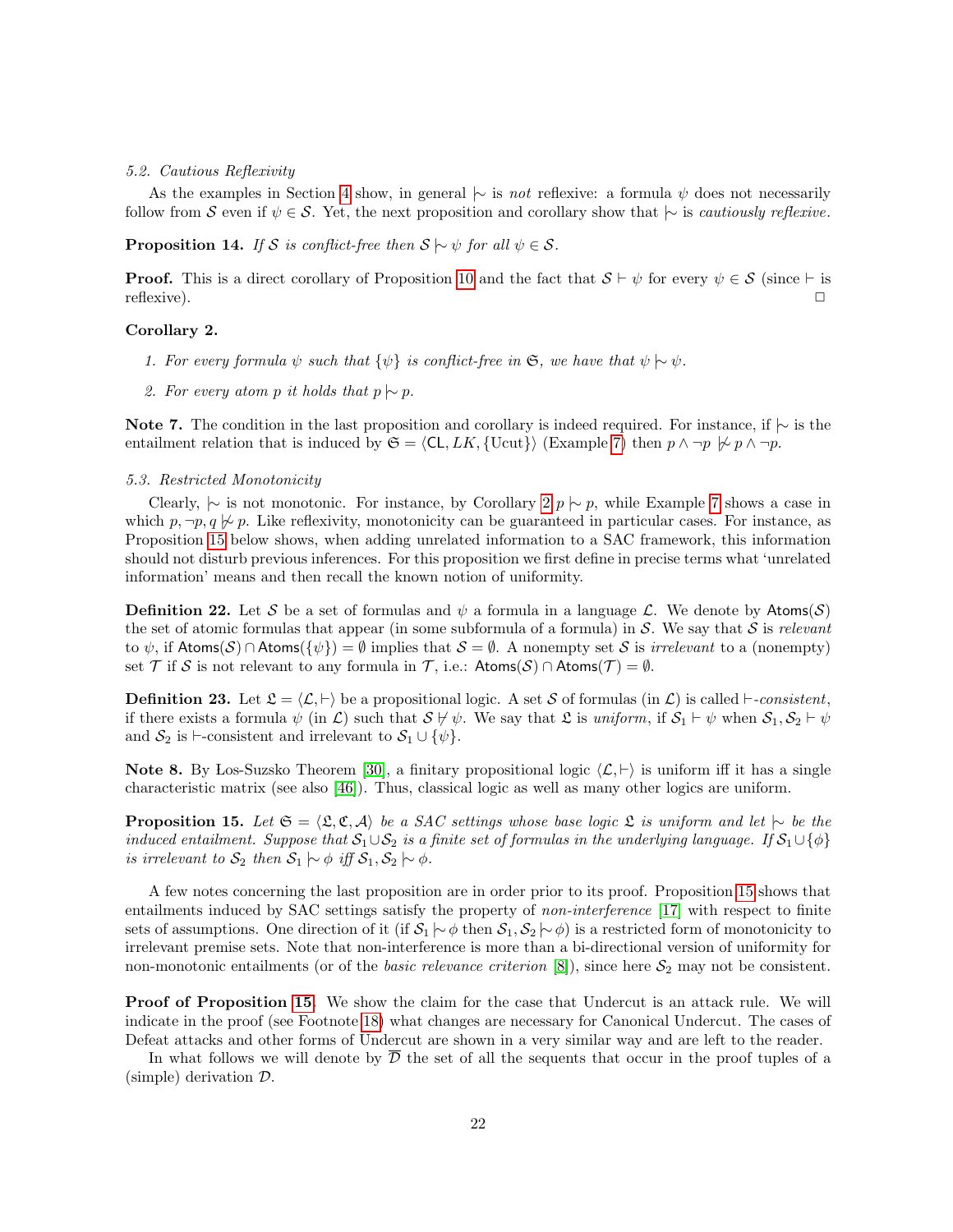### 5.2. Cautious Reflexivity

As the examples in Section 4 show, in general $\mid\!\sim$ is *not* reflexive: a formula $\psi$ does not necessarily follow from $\mathcal{S}$ even if $\psi \in \mathcal{S}$. Yet, the next proposition and corollary show that $\mid\!\sim$ is *cautiously reflexive*.

**Proposition 14.** *If $\mathcal{S}$ is conflict-free then $\mathcal{S} \mid\!\sim \psi$ for all $\psi \in \mathcal{S}$.*

**Proof.** This is a direct corollary of Proposition 10 and the fact that $\mathcal{S} \vdash \psi$ for every $\psi \in \mathcal{S}$ (since $\vdash$ is reflexive). □

**Corollary 2.**

1. *For every formula $\psi$ such that $\{\psi\}$ is conflict-free in $\mathfrak{S}$, we have that $\psi \mid\!\sim \psi$.*
2. *For every atom $p$ it holds that $p \mid\!\sim p$.*

**Note 7.** The condition in the last proposition and corollary is indeed required. For instance, if $\mid\!\sim$ is the entailment relation that is induced by $\mathfrak{S} = \langle \mathsf{CL}, LK, \{\text{Ucut}\}\rangle$ (Example 7) then $p \wedge \neg p \not\mid\!\sim p \wedge \neg p$.

### 5.3. Restricted Monotonicity

Clearly, $\mid\!\sim$ is not monotonic. For instance, by Corollary 2 $p \mid\!\sim p$, while Example 7 shows a case in which $p, \neg p, q \not\mid\!\sim p$. Like reflexivity, monotonicity can be guaranteed in particular cases. For instance, as Proposition 15 below shows, when adding unrelated information to a SAC framework, this information should not disturb previous inferences. For this proposition we first define in precise terms what 'unrelated information' means and then recall the known notion of uniformity.

**Definition 22.** Let $\mathcal{S}$ be a set of formulas and $\psi$ a formula in a language $\mathcal{L}$. We denote by $\mathsf{Atoms}(\mathcal{S})$ the set of atomic formulas that appear (in some subformula of a formula) in $\mathcal{S}$. We say that $\mathcal{S}$ is *relevant* to $\psi$, if $\mathsf{Atoms}(\mathcal{S}) \cap \mathsf{Atoms}(\{\psi\}) = \emptyset$ implies that $\mathcal{S} = \emptyset$. A nonempty set $\mathcal{S}$ is *irrelevant* to a (nonempty) set $\mathcal{T}$ if $\mathcal{S}$ is not relevant to any formula in $\mathcal{T}$, i.e.: $\mathsf{Atoms}(\mathcal{S}) \cap \mathsf{Atoms}(\mathcal{T}) = \emptyset$.

**Definition 23.** Let $\mathfrak{L} = \langle \mathcal{L}, \vdash\rangle$ be a propositional logic. A set $\mathcal{S}$ of formulas (in $\mathcal{L}$) is called $\vdash$-*consistent*, if there exists a formula $\psi$ (in $\mathcal{L}$) such that $\mathcal{S} \not\vdash \psi$. We say that $\mathfrak{L}$ is *uniform*, if $\mathcal{S}_1 \vdash \psi$ when $\mathcal{S}_1, \mathcal{S}_2 \vdash \psi$ and $\mathcal{S}_2$ is $\vdash$-consistent and irrelevant to $\mathcal{S}_1 \cup \{\psi\}$.

**Note 8.** By Los-Suzsko Theorem [30], a finitary propositional logic $\langle \mathcal{L}, \vdash\rangle$ is uniform iff it has a single characteristic matrix (see also [46]). Thus, classical logic as well as many other logics are uniform.

**Proposition 15.** *Let $\mathfrak{S} = \langle \mathfrak{L}, \mathfrak{C}, \mathcal{A}\rangle$ be a SAC settings whose base logic $\mathfrak{L}$ is uniform and let $\mid\!\sim$ be the induced entailment. Suppose that $\mathcal{S}_1 \cup \mathcal{S}_2$ is a finite set of formulas in the underlying language. If $\mathcal{S}_1 \cup \{\phi\}$ is irrelevant to $\mathcal{S}_2$ then $\mathcal{S}_1 \mid\!\sim \phi$ iff $\mathcal{S}_1, \mathcal{S}_2 \mid\!\sim \phi$.*

A few notes concerning the last proposition are in order prior to its proof. Proposition 15 shows that entailments induced by SAC settings satisfy the property of *non-interference* [17] with respect to finite sets of assumptions. One direction of it (if $\mathcal{S}_1 \mid\!\sim \phi$ then $\mathcal{S}_1, \mathcal{S}_2 \mid\!\sim \phi$) is a restricted form of monotonicity to irrelevant premise sets. Note that non-interference is more than a bi-directional version of uniformity for non-monotonic entailments (or of the *basic relevance criterion* [8]), since here $\mathcal{S}_2$ may not be consistent.

**Proof of Proposition 15.** We show the claim for the case that Undercut is an attack rule. We will indicate in the proof (see Footnote 18) what changes are necessary for Canonical Undercut. The cases of Defeat attacks and other forms of Undercut are shown in a very similar way and are left to the reader.

In what follows we will denote by $\overline{\mathcal{D}}$ the set of all the sequents that occur in the proof tuples of a (simple) derivation $\mathcal{D}$.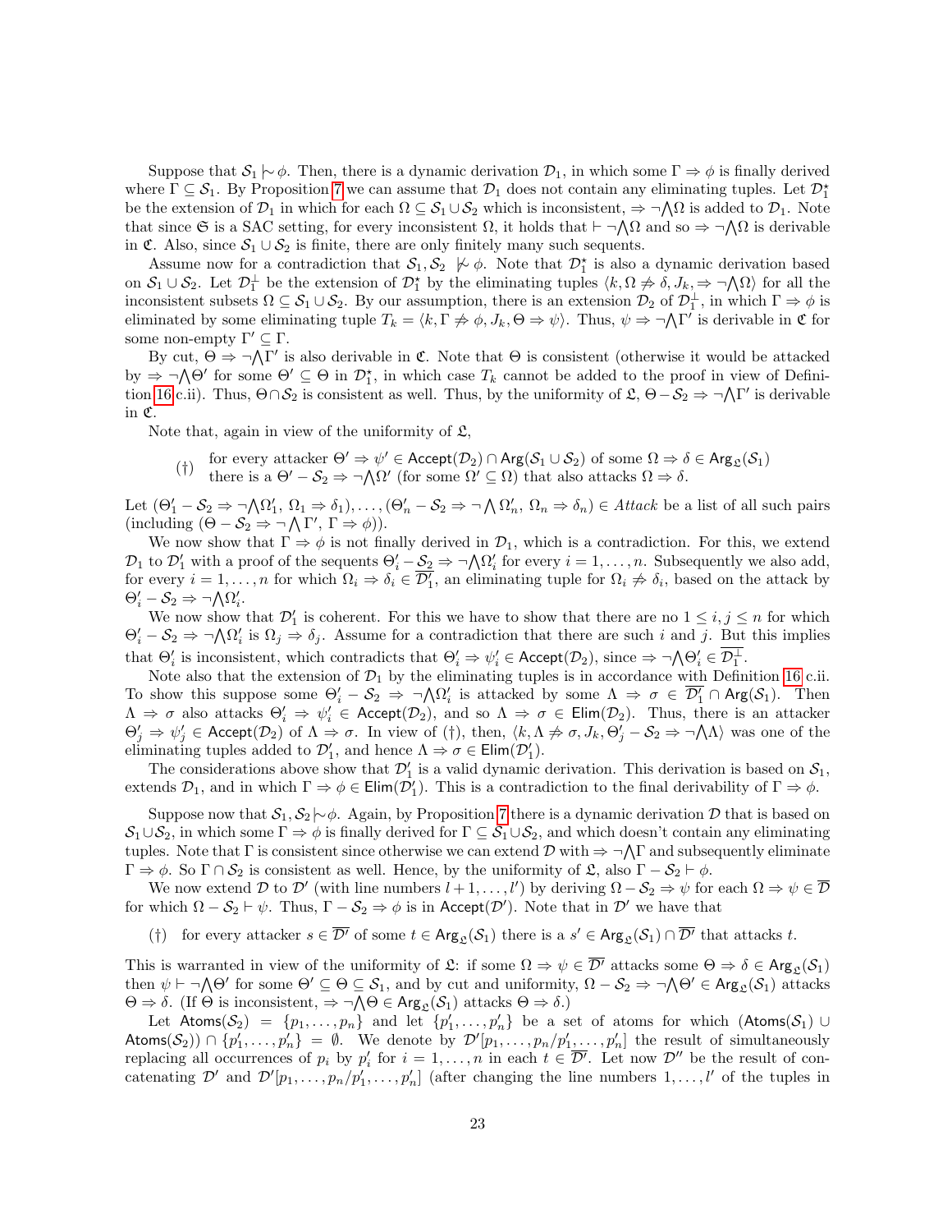Suppose that $\mathcal{S}_1 \mathrel{|\!\sim} \phi$. Then, there is a dynamic derivation $\mathcal{D}_1$, in which some $\Gamma \Rightarrow \phi$ is finally derived where $\Gamma \subseteq \mathcal{S}_1$. By Proposition 7 we can assume that $\mathcal{D}_1$ does not contain any eliminating tuples. Let $\mathcal{D}_1^\star$ be the extension of $\mathcal{D}_1$ in which for each $\Omega \subseteq \mathcal{S}_1 \cup \mathcal{S}_2$ which is inconsistent, $\Rightarrow \neg\bigwedge\Omega$ is added to $\mathcal{D}_1$. Note that since $\mathfrak{S}$ is a SAC setting, for every inconsistent $\Omega$, it holds that $\vdash \neg\bigwedge\Omega$ and so $\Rightarrow \neg\bigwedge\Omega$ is derivable in $\mathfrak{C}$. Also, since $\mathcal{S}_1 \cup \mathcal{S}_2$ is finite, there are only finitely many such sequents.

Assume now for a contradiction that $\mathcal{S}_1, \mathcal{S}_2 \not\mathrel{|\!\sim} \phi$. Note that $\mathcal{D}_1^\star$ is also a dynamic derivation based on $\mathcal{S}_1 \cup \mathcal{S}_2$. Let $\mathcal{D}_1^\perp$ be the extension of $\mathcal{D}_1^\star$ by the eliminating tuples $\langle k, \Omega \not\Rightarrow \delta, J_k, \Rightarrow \neg\bigwedge\Omega\rangle$ for all the inconsistent subsets $\Omega \subseteq \mathcal{S}_1 \cup \mathcal{S}_2$. By our assumption, there is an extension $\mathcal{D}_2$ of $\mathcal{D}_1^\perp$, in which $\Gamma \Rightarrow \phi$ is eliminated by some eliminating tuple $T_k = \langle k, \Gamma \not\Rightarrow \phi, J_k, \Theta \Rightarrow \psi\rangle$. Thus, $\psi \Rightarrow \neg\bigwedge\Gamma'$ is derivable in $\mathfrak{C}$ for some non-empty $\Gamma' \subseteq \Gamma$.

By cut, $\Theta \Rightarrow \neg\bigwedge\Gamma'$ is also derivable in $\mathfrak{C}$. Note that $\Theta$ is consistent (otherwise it would be attacked by $\Rightarrow \neg\bigwedge\Theta'$ for some $\Theta' \subseteq \Theta$ in $\mathcal{D}_1^\star$, in which case $T_k$ cannot be added to the proof in view of Definition 16 c.ii). Thus, $\Theta \cap \mathcal{S}_2$ is consistent as well. Thus, by the uniformity of $\mathfrak{L}$, $\Theta - \mathcal{S}_2 \Rightarrow \neg\bigwedge\Gamma'$ is derivable in $\mathfrak{C}$.

Note that, again in view of the uniformity of $\mathfrak{L}$,

($\dagger$) for every attacker $\Theta' \Rightarrow \psi' \in \mathsf{Accept}(\mathcal{D}_2) \cap \mathsf{Arg}(\mathcal{S}_1 \cup \mathcal{S}_2)$ of some $\Omega \Rightarrow \delta \in \mathsf{Arg}_{\mathfrak{L}}(\mathcal{S}_1)$ there is a $\Theta' - \mathcal{S}_2 \Rightarrow \neg\bigwedge\Omega'$ (for some $\Omega' \subseteq \Omega$) that also attacks $\Omega \Rightarrow \delta$.

Let $(\Theta_1' - \mathcal{S}_2 \Rightarrow \neg\bigwedge\Omega_1',\ \Omega_1 \Rightarrow \delta_1), \ldots, (\Theta_n' - \mathcal{S}_2 \Rightarrow \neg\bigwedge\Omega_n',\ \Omega_n \Rightarrow \delta_n) \in \mathit{Attack}$ be a list of all such pairs (including $(\Theta - \mathcal{S}_2 \Rightarrow \neg\bigwedge\Gamma',\ \Gamma \Rightarrow \phi)$).

We now show that $\Gamma \Rightarrow \phi$ is not finally derived in $\mathcal{D}_1$, which is a contradiction. For this, we extend $\mathcal{D}_1$ to $\mathcal{D}_1'$ with a proof of the sequents $\Theta_i' - \mathcal{S}_2 \Rightarrow \neg\bigwedge\Omega_i'$ for every $i = 1, \ldots, n$. Subsequently we also add, for every $i = 1, \ldots, n$ for which $\Omega_i \Rightarrow \delta_i \in \overline{\mathcal{D}_1'}$, an eliminating tuple for $\Omega_i \not\Rightarrow \delta_i$, based on the attack by $\Theta_i' - \mathcal{S}_2 \Rightarrow \neg\bigwedge\Omega_i'$.

We now show that $\mathcal{D}_1'$ is coherent. For this we have to show that there are no $1 \leq i, j \leq n$ for which $\Theta_i' - \mathcal{S}_2 \Rightarrow \neg\bigwedge\Omega_i'$ is $\Omega_j \Rightarrow \delta_j$. Assume for a contradiction that there are such $i$ and $j$. But this implies that $\Theta_i'$ is inconsistent, which contradicts that $\Theta_i' \Rightarrow \psi_i' \in \mathsf{Accept}(\mathcal{D}_2)$, since $\Rightarrow \neg\bigwedge\Theta_i' \in \overline{\mathcal{D}_1^\perp}$.

Note also that the extension of $\mathcal{D}_1$ by the eliminating tuples is in accordance with Definition 16 c.ii. To show this suppose some $\Theta_i' - \mathcal{S}_2 \Rightarrow \neg\bigwedge\Omega_i'$ is attacked by some $\Lambda \Rightarrow \sigma \in \overline{\mathcal{D}_1'} \cap \mathsf{Arg}(\mathcal{S}_1)$. Then $\Lambda \Rightarrow \sigma$ also attacks $\Theta_i' \Rightarrow \psi_i' \in \mathsf{Accept}(\mathcal{D}_2)$, and so $\Lambda \Rightarrow \sigma \in \mathsf{Elim}(\mathcal{D}_2)$. Thus, there is an attacker $\Theta_j' \Rightarrow \psi_j' \in \mathsf{Accept}(\mathcal{D}_2)$ of $\Lambda \Rightarrow \sigma$. In view of ($\dagger$), then, $\langle k, \Lambda \not\Rightarrow \sigma, J_k, \Theta_j' - \mathcal{S}_2 \Rightarrow \neg\bigwedge\Lambda\rangle$ was one of the eliminating tuples added to $\mathcal{D}_1'$, and hence $\Lambda \Rightarrow \sigma \in \mathsf{Elim}(\mathcal{D}_1')$.

The considerations above show that $\mathcal{D}_1'$ is a valid dynamic derivation. This derivation is based on $\mathcal{S}_1$, extends $\mathcal{D}_1$, and in which $\Gamma \Rightarrow \phi \in \mathsf{Elim}(\mathcal{D}_1')$. This is a contradiction to the final derivability of $\Gamma \Rightarrow \phi$.

Suppose now that $\mathcal{S}_1, \mathcal{S}_2 \mathrel{|\!\sim} \phi$. Again, by Proposition 7 there is a dynamic derivation $\mathcal{D}$ that is based on $\mathcal{S}_1 \cup \mathcal{S}_2$, in which some $\Gamma \Rightarrow \phi$ is finally derived for $\Gamma \subseteq \mathcal{S}_1 \cup \mathcal{S}_2$, and which doesn't contain any eliminating tuples. Note that $\Gamma$ is consistent since otherwise we can extend $\mathcal{D}$ with $\Rightarrow \neg\bigwedge\Gamma$ and subsequently eliminate $\Gamma \Rightarrow \phi$. So $\Gamma \cap \mathcal{S}_2$ is consistent as well. Hence, by the uniformity of $\mathfrak{L}$, also $\Gamma - \mathcal{S}_2 \vdash \phi$.

We now extend $\mathcal{D}$ to $\mathcal{D}'$ (with line numbers $l+1, \ldots, l'$) by deriving $\Omega - \mathcal{S}_2 \Rightarrow \psi$ for each $\Omega \Rightarrow \psi \in \overline{\mathcal{D}}$ for which $\Omega - \mathcal{S}_2 \vdash \psi$. Thus, $\Gamma - \mathcal{S}_2 \Rightarrow \phi$ is in $\mathsf{Accept}(\mathcal{D}')$. Note that in $\mathcal{D}'$ we have that

($\dagger$) for every attacker $s \in \overline{\mathcal{D}'}$ of some $t \in \mathsf{Arg}_{\mathfrak{L}}(\mathcal{S}_1)$ there is a $s' \in \mathsf{Arg}_{\mathfrak{L}}(\mathcal{S}_1) \cap \overline{\mathcal{D}'}$ that attacks $t$.

This is warranted in view of the uniformity of $\mathfrak{L}$: if some $\Omega \Rightarrow \psi \in \overline{\mathcal{D}'}$ attacks some $\Theta \Rightarrow \delta \in \mathsf{Arg}_{\mathfrak{L}}(\mathcal{S}_1)$ then $\psi \vdash \neg\bigwedge\Theta'$ for some $\Theta' \subseteq \Theta \subseteq \mathcal{S}_1$, and by cut and uniformity, $\Omega - \mathcal{S}_2 \Rightarrow \neg\bigwedge\Theta' \in \mathsf{Arg}_{\mathfrak{L}}(\mathcal{S}_1)$ attacks $\Theta \Rightarrow \delta$. (If $\Theta$ is inconsistent, $\Rightarrow \neg\bigwedge\Theta \in \mathsf{Arg}_{\mathfrak{L}}(\mathcal{S}_1)$ attacks $\Theta \Rightarrow \delta$.)

Let $\mathsf{Atoms}(\mathcal{S}_2) = \{p_1, \ldots, p_n\}$ and let $\{p_1', \ldots, p_n'\}$ be a set of atoms for which $(\mathsf{Atoms}(\mathcal{S}_1) \cup \mathsf{Atoms}(\mathcal{S}_2)) \cap \{p_1', \ldots, p_n'\} = \emptyset$. We denote by $\mathcal{D}'[p_1, \ldots, p_n/p_1', \ldots, p_n']$ the result of simultaneously replacing all occurrences of $p_i$ by $p_i'$ for $i = 1, \ldots, n$ in each $t \in \overline{\mathcal{D}'}$. Let now $\mathcal{D}''$ be the result of concatenating $\mathcal{D}'$ and $\mathcal{D}'[p_1, \ldots, p_n/p_1', \ldots, p_n']$ (after changing the line numbers $1, \ldots, l'$ of the tuples in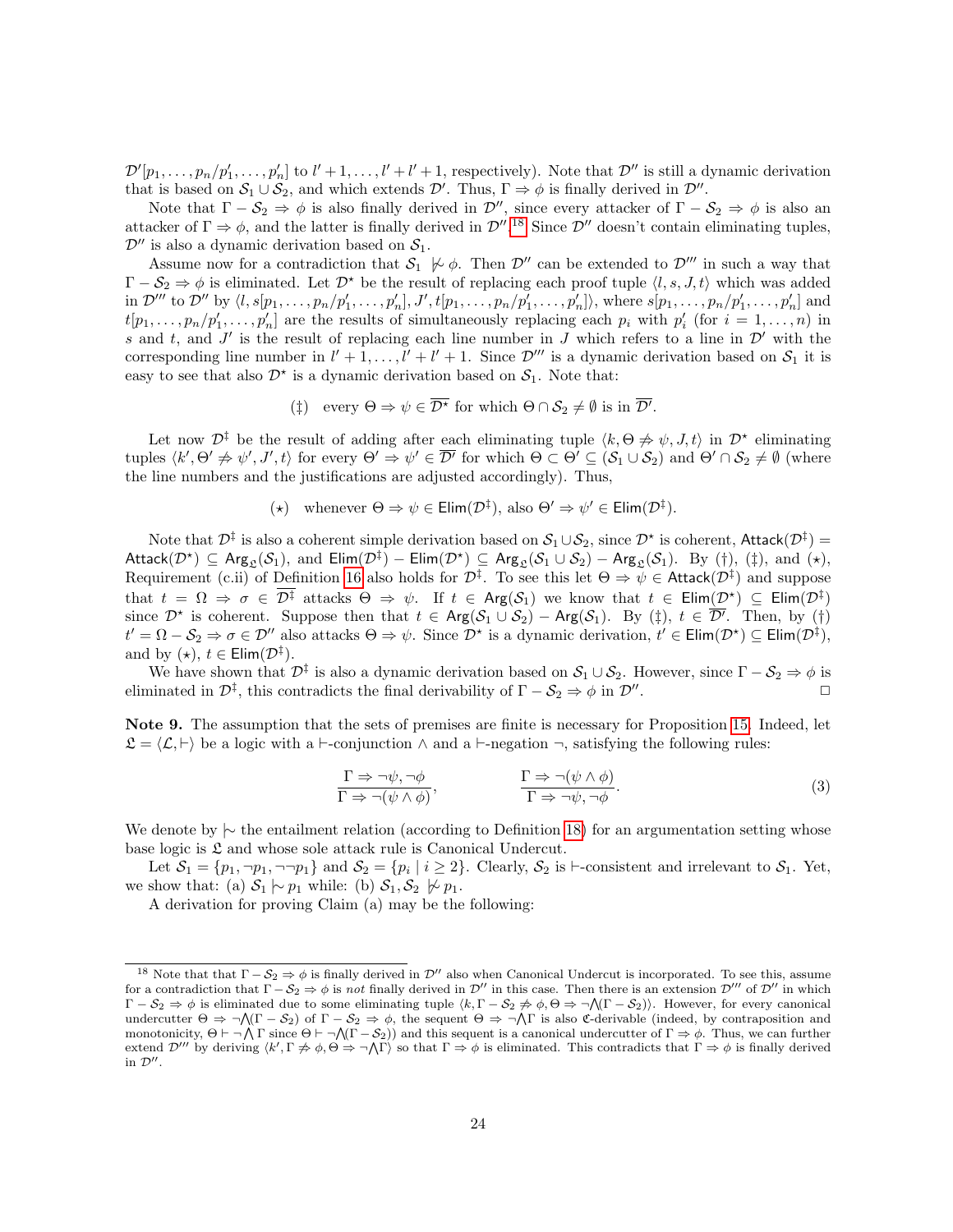$\mathcal{D}'[p_1,\ldots,p_n/p'_1,\ldots,p'_n]$ to $l'+1,\ldots,l'+l'+1$, respectively). Note that $\mathcal{D}''$ is still a dynamic derivation that is based on $\mathcal{S}_1 \cup \mathcal{S}_2$, and which extends $\mathcal{D}'$. Thus, $\Gamma \Rightarrow \phi$ is finally derived in $\mathcal{D}''$.

Note that $\Gamma - \mathcal{S}_2 \Rightarrow \phi$ is also finally derived in $\mathcal{D}''$, since every attacker of $\Gamma - \mathcal{S}_2 \Rightarrow \phi$ is also an attacker of $\Gamma \Rightarrow \phi$, and the latter is finally derived in $\mathcal{D}''$.[18] Since $\mathcal{D}''$ doesn't contain eliminating tuples, $\mathcal{D}''$ is also a dynamic derivation based on $\mathcal{S}_1$.

Assume now for a contradiction that $\mathcal{S}_1 \not\mid\!\sim \phi$. Then $\mathcal{D}''$ can be extended to $\mathcal{D}'''$ in such a way that $\Gamma - \mathcal{S}_2 \Rightarrow \phi$ is eliminated. Let $\mathcal{D}^\star$ be the result of replacing each proof tuple $\langle l, s, J, t\rangle$ which was added in $\mathcal{D}'''$ to $\mathcal{D}''$ by $\langle l, s[p_1,\ldots,p_n/p'_1,\ldots,p'_n], J', t[p_1,\ldots,p_n/p'_1,\ldots,p'_n]\rangle$, where $s[p_1,\ldots,p_n/p'_1,\ldots,p'_n]$ and $t[p_1,\ldots,p_n/p'_1,\ldots,p'_n]$ are the results of simultaneously replacing each $p_i$ with $p'_i$ (for $i=1,\ldots,n$) in $s$ and $t$, and $J'$ is the result of replacing each line number in $J$ which refers to a line in $\mathcal{D}'$ with the corresponding line number in $l'+1,\ldots,l'+l'+1$. Since $\mathcal{D}'''$ is a dynamic derivation based on $\mathcal{S}_1$ it is easy to see that also $\mathcal{D}^\star$ is a dynamic derivation based on $\mathcal{S}_1$. Note that:

$$(\ddagger)\quad \text{every } \Theta \Rightarrow \psi \in \overline{\mathcal{D}^\star} \text{ for which } \Theta \cap \mathcal{S}_2 \neq \emptyset \text{ is in } \overline{\mathcal{D}'}.$$

Let now $\mathcal{D}^\ddagger$ be the result of adding after each eliminating tuple $\langle k, \Theta \not\Rightarrow \psi, J, t\rangle$ in $\mathcal{D}^\star$ eliminating tuples $\langle k', \Theta' \not\Rightarrow \psi', J', t\rangle$ for every $\Theta' \Rightarrow \psi' \in \overline{\mathcal{D}'}$ for which $\Theta \subset \Theta' \subseteq (\mathcal{S}_1 \cup \mathcal{S}_2)$ and $\Theta' \cap \mathcal{S}_2 \neq \emptyset$ (where the line numbers and the justifications are adjusted accordingly). Thus,

$$(\star)\quad \text{whenever } \Theta \Rightarrow \psi \in \mathsf{Elim}(\mathcal{D}^\ddagger), \text{ also } \Theta' \Rightarrow \psi' \in \mathsf{Elim}(\mathcal{D}^\ddagger).$$

Note that $\mathcal{D}^\ddagger$ is also a coherent simple derivation based on $\mathcal{S}_1 \cup \mathcal{S}_2$, since $\mathcal{D}^\star$ is coherent, $\mathsf{Attack}(\mathcal{D}^\ddagger) = \mathsf{Attack}(\mathcal{D}^\star) \subseteq \mathsf{Arg}_{\mathfrak{L}}(\mathcal{S}_1)$, and $\mathsf{Elim}(\mathcal{D}^\ddagger) - \mathsf{Elim}(\mathcal{D}^\star) \subseteq \mathsf{Arg}_{\mathfrak{L}}(\mathcal{S}_1 \cup \mathcal{S}_2) - \mathsf{Arg}_{\mathfrak{L}}(\mathcal{S}_1)$. By ($\dagger$), ($\ddagger$), and ($\star$), Requirement (c.ii) of Definition 16 also holds for $\mathcal{D}^\ddagger$. To see this let $\Theta \Rightarrow \psi \in \mathsf{Attack}(\mathcal{D}^\ddagger)$ and suppose that $t = \Omega \Rightarrow \sigma \in \overline{\mathcal{D}^\ddagger}$ attacks $\Theta \Rightarrow \psi$. If $t \in \mathsf{Arg}(\mathcal{S}_1)$ we know that $t \in \mathsf{Elim}(\mathcal{D}^\star) \subseteq \mathsf{Elim}(\mathcal{D}^\ddagger)$ since $\mathcal{D}^\star$ is coherent. Suppose then that $t \in \mathsf{Arg}(\mathcal{S}_1 \cup \mathcal{S}_2) - \mathsf{Arg}(\mathcal{S}_1)$. By ($\ddagger$), $t \in \overline{\mathcal{D}'}$. Then, by ($\dagger$) $t' = \Omega - \mathcal{S}_2 \Rightarrow \sigma \in \mathcal{D}''$ also attacks $\Theta \Rightarrow \psi$. Since $\mathcal{D}^\star$ is a dynamic derivation, $t' \in \mathsf{Elim}(\mathcal{D}^\star) \subseteq \mathsf{Elim}(\mathcal{D}^\ddagger)$, and by ($\star$), $t \in \mathsf{Elim}(\mathcal{D}^\ddagger)$.

We have shown that $\mathcal{D}^\ddagger$ is also a dynamic derivation based on $\mathcal{S}_1 \cup \mathcal{S}_2$. However, since $\Gamma - \mathcal{S}_2 \Rightarrow \phi$ is eliminated in $\mathcal{D}^\ddagger$, this contradicts the final derivability of $\Gamma - \mathcal{S}_2 \Rightarrow \phi$ in $\mathcal{D}''$. $\square$

**Note 9.** The assumption that the sets of premises are finite is necessary for Proposition 15. Indeed, let $\mathfrak{L} = \langle \mathcal{L}, \vdash\rangle$ be a logic with a $\vdash$-conjunction $\wedge$ and a $\vdash$-negation $\neg$, satisfying the following rules:

$$\frac{\Gamma \Rightarrow \neg\psi, \neg\phi}{\Gamma \Rightarrow \neg(\psi \wedge \phi)}, \qquad\qquad \frac{\Gamma \Rightarrow \neg(\psi \wedge \phi)}{\Gamma \Rightarrow \neg\psi, \neg\phi}. \tag{3}$$

We denote by $\mid\!\sim$ the entailment relation (according to Definition 18) for an argumentation setting whose base logic is $\mathfrak{L}$ and whose sole attack rule is Canonical Undercut.

Let $\mathcal{S}_1 = \{p_1, \neg p_1, \neg\neg p_1\}$ and $\mathcal{S}_2 = \{p_i \mid i \geq 2\}$. Clearly, $\mathcal{S}_2$ is $\vdash$-consistent and irrelevant to $\mathcal{S}_1$. Yet, we show that: (a) $\mathcal{S}_1 \mid\!\sim p_1$ while: (b) $\mathcal{S}_1, \mathcal{S}_2 \not\mid\!\sim p_1$.

A derivation for proving Claim (a) may be the following:

[18] Note that that $\Gamma - \mathcal{S}_2 \Rightarrow \phi$ is finally derived in $\mathcal{D}''$ also when Canonical Undercut is incorporated. To see this, assume for a contradiction that $\Gamma - \mathcal{S}_2 \Rightarrow \phi$ is *not* finally derived in $\mathcal{D}''$ in this case. Then there is an extension $\mathcal{D}'''$ of $\mathcal{D}''$ in which $\Gamma - \mathcal{S}_2 \Rightarrow \phi$ is eliminated due to some eliminating tuple $\langle k, \Gamma - \mathcal{S}_2 \not\Rightarrow \phi, \Theta \Rightarrow \neg\bigwedge(\Gamma - \mathcal{S}_2)\rangle$. However, for every canonical undercutter $\Theta \Rightarrow \neg\bigwedge(\Gamma - \mathcal{S}_2)$ of $\Gamma - \mathcal{S}_2 \Rightarrow \phi$, the sequent $\Theta \Rightarrow \neg\bigwedge\Gamma$ is also $\mathfrak{C}$-derivable (indeed, by contraposition and monotonicity, $\Theta \vdash \neg\bigwedge\Gamma$ since $\Theta \vdash \neg\bigwedge(\Gamma - \mathcal{S}_2)$) and this sequent is a canonical undercutter of $\Gamma \Rightarrow \phi$. Thus, we can further extend $\mathcal{D}'''$ by deriving $\langle k', \Gamma \not\Rightarrow \phi, \Theta \Rightarrow \neg\bigwedge\Gamma\rangle$ so that $\Gamma \Rightarrow \phi$ is eliminated. This contradicts that $\Gamma \Rightarrow \phi$ is finally derived in $\mathcal{D}''$.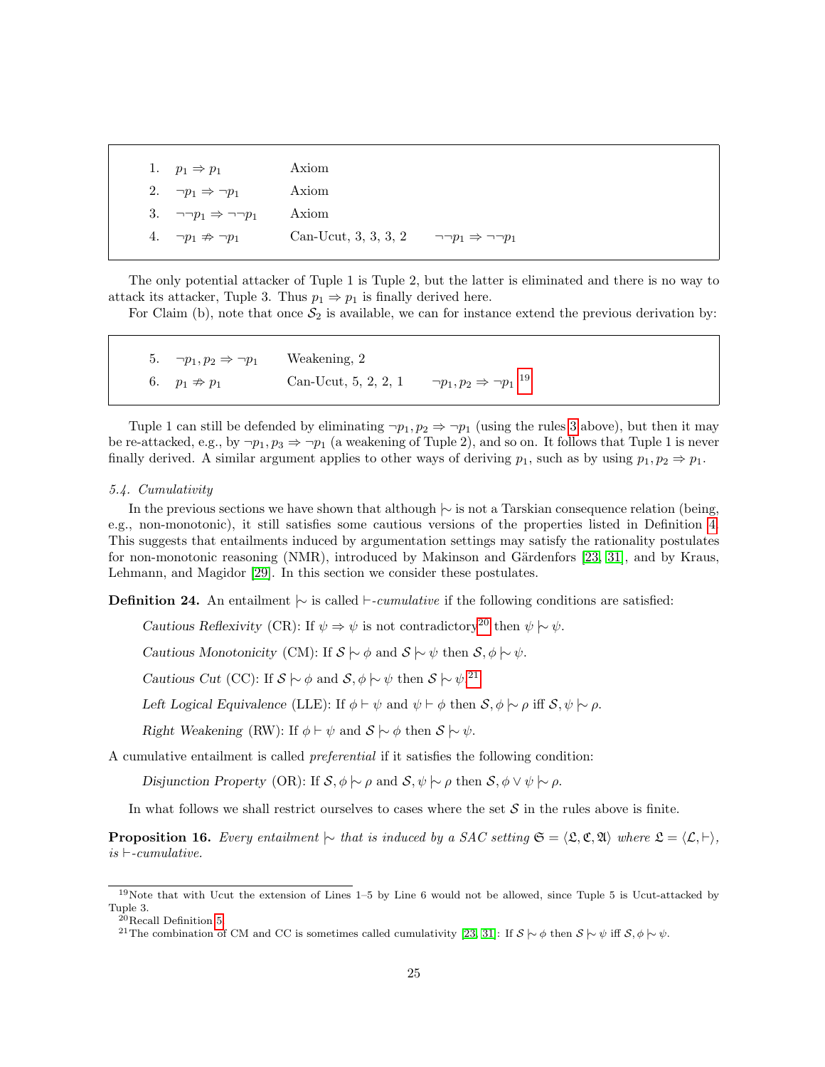| | | | |
|---|---|---|---|
| 1. | $p_1 \Rightarrow p_1$ | Axiom | |
| 2. | $\neg p_1 \Rightarrow \neg p_1$ | Axiom | |
| 3. | $\neg\neg p_1 \Rightarrow \neg\neg p_1$ | Axiom | |
| 4. | $\neg p_1 \not\Rightarrow \neg p_1$ | Can-Ucut, 3, 3, 3, 2 | $\neg\neg p_1 \Rightarrow \neg\neg p_1$ |

The only potential attacker of Tuple 1 is Tuple 2, but the latter is eliminated and there is no way to attack its attacker, Tuple 3. Thus $p_1 \Rightarrow p_1$ is finally derived here.

For Claim (b), note that once $\mathcal{S}_2$ is available, we can for instance extend the previous derivation by:

| | | | |
|---|---|---|---|
| 5. | $\neg p_1, p_2 \Rightarrow \neg p_1$ | Weakening, 2 | |
| 6. | $p_1 \not\Rightarrow p_1$ | Can-Ucut, 5, 2, 2, 1 | $\neg p_1, p_2 \Rightarrow \neg p_1$ [19] |

Tuple 1 can still be defended by eliminating $\neg p_1, p_2 \Rightarrow \neg p_1$ (using the rules 3 above), but then it may be re-attacked, e.g., by $\neg p_1, p_3 \Rightarrow \neg p_1$ (a weakening of Tuple 2), and so on. It follows that Tuple 1 is never finally derived. A similar argument applies to other ways of deriving $p_1$, such as by using $p_1, p_2 \Rightarrow p_1$.

### 5.4. Cumulativity

In the previous sections we have shown that although $\mid\!\sim$ is not a Tarskian consequence relation (being, e.g., non-monotonic), it still satisfies some cautious versions of the properties listed in Definition 4. This suggests that entailments induced by argumentation settings may satisfy the rationality postulates for non-monotonic reasoning (NMR), introduced by Makinson and Gärdenfors [23, 31], and by Kraus, Lehmann, and Magidor [29]. In this section we consider these postulates.

**Definition 24.** An entailment $\mid\!\sim$ is called $\vdash$-*cumulative* if the following conditions are satisfied:

*Cautious Reflexivity* (CR): If $\psi \Rightarrow \psi$ is not contradictory[20] then $\psi \mid\!\sim \psi$.

*Cautious Monotonicity* (CM): If $\mathcal{S} \mid\!\sim \phi$ and $\mathcal{S} \mid\!\sim \psi$ then $\mathcal{S}, \phi \mid\!\sim \psi$.

*Cautious Cut* (CC): If $\mathcal{S} \mid\!\sim \phi$ and $\mathcal{S}, \phi \mid\!\sim \psi$ then $\mathcal{S} \mid\!\sim \psi$.[21]

*Left Logical Equivalence* (LLE): If $\phi \vdash \psi$ and $\psi \vdash \phi$ then $\mathcal{S}, \phi \mid\!\sim \rho$ iff $\mathcal{S}, \psi \mid\!\sim \rho$.

*Right Weakening* (RW): If $\phi \vdash \psi$ and $\mathcal{S} \mid\!\sim \phi$ then $\mathcal{S} \mid\!\sim \psi$.

A cumulative entailment is called *preferential* if it satisfies the following condition:

*Disjunction Property* (OR): If $\mathcal{S}, \phi \mid\!\sim \rho$ and $\mathcal{S}, \psi \mid\!\sim \rho$ then $\mathcal{S}, \phi \vee \psi \mid\!\sim \rho$.

In what follows we shall restrict ourselves to cases where the set $\mathcal{S}$ in the rules above is finite.

**Proposition 16.** *Every entailment $\mid\!\sim$ that is induced by a SAC setting $\mathfrak{S} = \langle \mathfrak{L}, \mathfrak{C}, \mathfrak{A} \rangle$ where $\mathfrak{L} = \langle \mathcal{L}, \vdash \rangle$, is $\vdash$-cumulative.*

---

[19] Note that with Ucut the extension of Lines 1–5 by Line 6 would not be allowed, since Tuple 5 is Ucut-attacked by Tuple 3.

[20] Recall Definition 5.

[21] The combination of CM and CC is sometimes called cumulativity [23, 31]: If $\mathcal{S} \mid\!\sim \phi$ then $\mathcal{S} \mid\!\sim \psi$ iff $\mathcal{S}, \phi \mid\!\sim \psi$.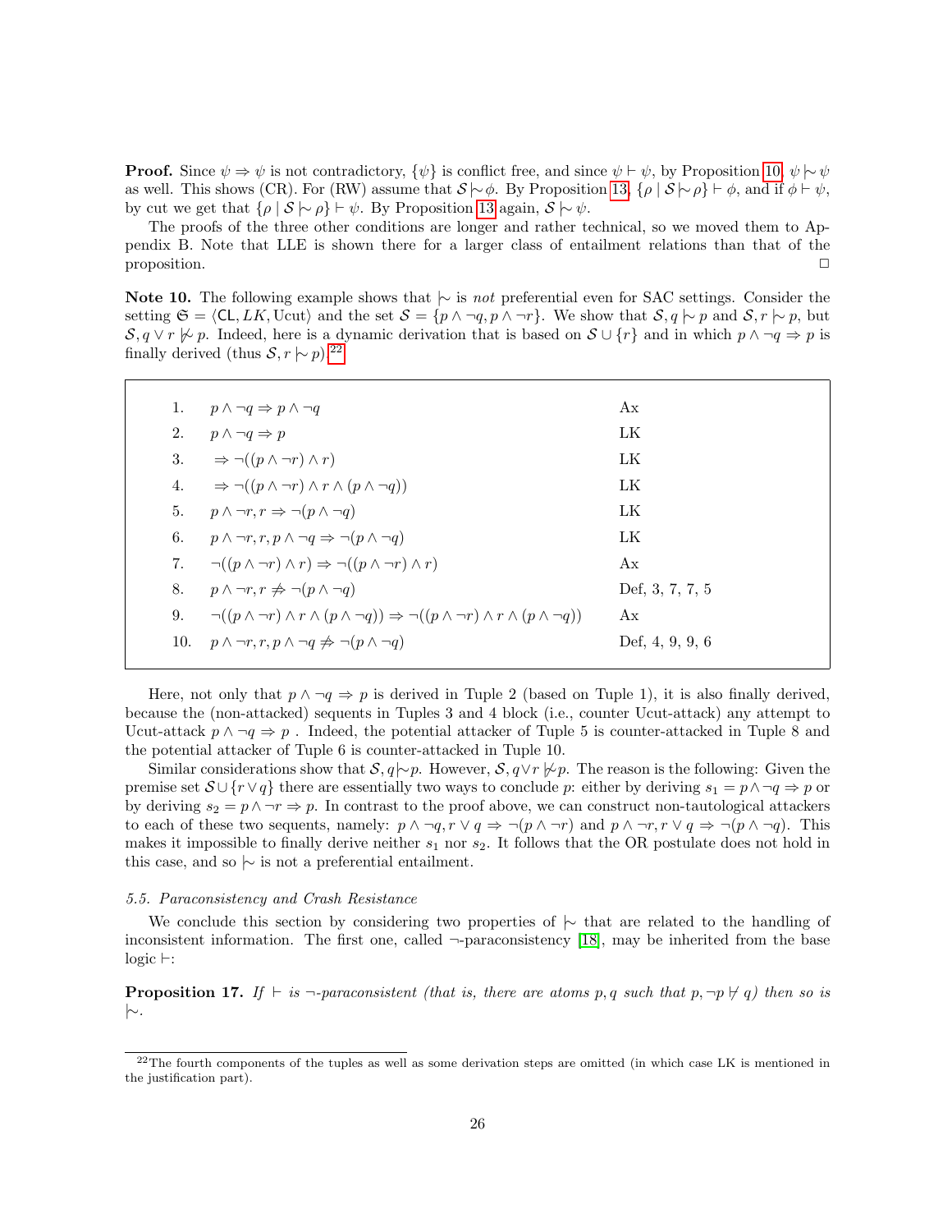**Proof.** Since $\psi \Rightarrow \psi$ is not contradictory, $\{\psi\}$ is conflict free, and since $\psi \vdash \psi$, by Proposition 10, $\psi \mid\!\sim \psi$ as well. This shows (CR). For (RW) assume that $\mathcal{S} \mid\!\sim \phi$. By Proposition 13, $\{\rho \mid \mathcal{S} \mid\!\sim \rho\} \vdash \phi$, and if $\phi \vdash \psi$, by cut we get that $\{\rho \mid \mathcal{S} \mid\!\sim \rho\} \vdash \psi$. By Proposition 13 again, $\mathcal{S} \mid\!\sim \psi$.

The proofs of the three other conditions are longer and rather technical, so we moved them to Appendix B. Note that LLE is shown there for a larger class of entailment relations than that of the proposition. □

**Note 10.** The following example shows that $\mid\!\sim$ is *not* preferential even for SAC settings. Consider the setting $\mathfrak{S} = \langle \mathsf{CL}, LK, \mathrm{Ucut}\rangle$ and the set $\mathcal{S} = \{p \wedge \neg q, p \wedge \neg r\}$. We show that $\mathcal{S}, q \mid\!\sim p$ and $\mathcal{S}, r \mid\!\sim p$, but $\mathcal{S}, q \vee r \not\mid\!\sim p$. Indeed, here is a dynamic derivation that is based on $\mathcal{S} \cup \{r\}$ and in which $p \wedge \neg q \Rightarrow p$ is finally derived (thus $\mathcal{S}, r \mid\!\sim p$).[22]

| | | |
|---|---|---|
| 1. | $p \wedge \neg q \Rightarrow p \wedge \neg q$ | Ax |
| 2. | $p \wedge \neg q \Rightarrow p$ | LK |
| 3. | $\Rightarrow \neg((p \wedge \neg r) \wedge r)$ | LK |
| 4. | $\Rightarrow \neg((p \wedge \neg r) \wedge r \wedge (p \wedge \neg q))$ | LK |
| 5. | $p \wedge \neg r, r \Rightarrow \neg(p \wedge \neg q)$ | LK |
| 6. | $p \wedge \neg r, r, p \wedge \neg q \Rightarrow \neg(p \wedge \neg q)$ | LK |
| 7. | $\neg((p \wedge \neg r) \wedge r) \Rightarrow \neg((p \wedge \neg r) \wedge r)$ | Ax |
| 8. | $p \wedge \neg r, r \not\Rightarrow \neg(p \wedge \neg q)$ | Def, 3, 7, 7, 5 |
| 9. | $\neg((p \wedge \neg r) \wedge r \wedge (p \wedge \neg q)) \Rightarrow \neg((p \wedge \neg r) \wedge r \wedge (p \wedge \neg q))$ | Ax |
| 10. | $p \wedge \neg r, r, p \wedge \neg q \not\Rightarrow \neg(p \wedge \neg q)$ | Def, 4, 9, 9, 6 |

Here, not only that $p \wedge \neg q \Rightarrow p$ is derived in Tuple 2 (based on Tuple 1), it is also finally derived, because the (non-attacked) sequents in Tuples 3 and 4 block (i.e., counter Ucut-attack) any attempt to Ucut-attack $p \wedge \neg q \Rightarrow p$ . Indeed, the potential attacker of Tuple 5 is counter-attacked in Tuple 8 and the potential attacker of Tuple 6 is counter-attacked in Tuple 10.

Similar considerations show that $\mathcal{S}, q \mid\!\sim p$. However, $\mathcal{S}, q \vee r \not\mid\!\sim p$. The reason is the following: Given the premise set $\mathcal{S} \cup \{r \vee q\}$ there are essentially two ways to conclude $p$: either by deriving $s_1 = p \wedge \neg q \Rightarrow p$ or by deriving $s_2 = p \wedge \neg r \Rightarrow p$. In contrast to the proof above, we can construct non-tautological attackers to each of these two sequents, namely: $p \wedge \neg q, r \vee q \Rightarrow \neg(p \wedge \neg r)$ and $p \wedge \neg r, r \vee q \Rightarrow \neg(p \wedge \neg q)$. This makes it impossible to finally derive neither $s_1$ nor $s_2$. It follows that the OR postulate does not hold in this case, and so $\mid\!\sim$ is not a preferential entailment.

### 5.5. Paraconsistency and Crash Resistance

We conclude this section by considering two properties of $\mid\!\sim$ that are related to the handling of inconsistent information. The first one, called $\neg$-paraconsistency [18], may be inherited from the base logic $\vdash$:

**Proposition 17.** *If $\vdash$ is $\neg$-paraconsistent (that is, there are atoms $p, q$ such that $p, \neg p \nvdash q$) then so is $\mid\!\sim$.*

[22] The fourth components of the tuples as well as some derivation steps are omitted (in which case LK is mentioned in the justification part).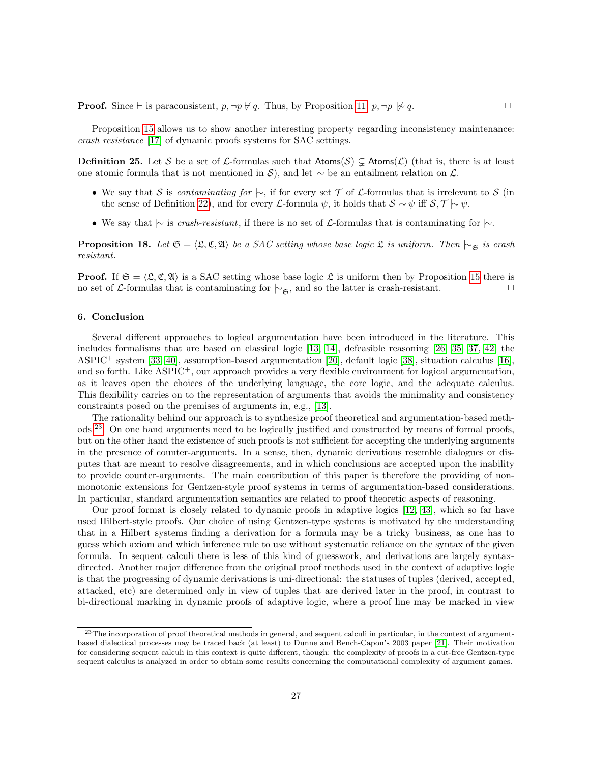**Proof.** Since $\vdash$ is paraconsistent, $p, \neg p \not\vdash q$. Thus, by Proposition 11, $p, \neg p \not\mathrel{|\!\sim} q$. □

Proposition 15 allows us to show another interesting property regarding inconsistency maintenance: *crash resistance* [17] of dynamic proofs systems for SAC settings.

**Definition 25.** Let $\mathcal{S}$ be a set of $\mathcal{L}$-formulas such that $\mathsf{Atoms}(\mathcal{S}) \subsetneq \mathsf{Atoms}(\mathcal{L})$ (that is, there is at least one atomic formula that is not mentioned in $\mathcal{S}$), and let $\mathrel{|\!\sim}$ be an entailment relation on $\mathcal{L}$.

- We say that $\mathcal{S}$ is *contaminating for* $\mathrel{|\!\sim}$, if for every set $\mathcal{T}$ of $\mathcal{L}$-formulas that is irrelevant to $\mathcal{S}$ (in the sense of Definition 22), and for every $\mathcal{L}$-formula $\psi$, it holds that $\mathcal{S} \mathrel{|\!\sim} \psi$ iff $\mathcal{S}, \mathcal{T} \mathrel{|\!\sim} \psi$.
- We say that $\mathrel{|\!\sim}$ is *crash-resistant*, if there is no set of $\mathcal{L}$-formulas that is contaminating for $\mathrel{|\!\sim}$.

**Proposition 18.** *Let $\mathfrak{S} = \langle \mathfrak{L}, \mathfrak{C}, \mathfrak{A} \rangle$ be a SAC setting whose base logic $\mathfrak{L}$ is uniform. Then $\mathrel{|\!\sim}_{\mathfrak{S}}$ is crash resistant.*

**Proof.** If $\mathfrak{S} = \langle \mathfrak{L}, \mathfrak{C}, \mathfrak{A} \rangle$ is a SAC setting whose base logic $\mathfrak{L}$ is uniform then by Proposition 15 there is no set of $\mathcal{L}$-formulas that is contaminating for $\mathrel{|\!\sim}_{\mathfrak{S}}$, and so the latter is crash-resistant. □

## 6. Conclusion

Several different approaches to logical argumentation have been introduced in the literature. This includes formalisms that are based on classical logic [13, 14], defeasible reasoning [26, 35, 37, 42] the ASPIC$^+$ system [33, 40], assumption-based argumentation [20], default logic [38], situation calculus [16], and so forth. Like ASPIC$^+$, our approach provides a very flexible environment for logical argumentation, as it leaves open the choices of the underlying language, the core logic, and the adequate calculus. This flexibility carries on to the representation of arguments that avoids the minimality and consistency constraints posed on the premises of arguments in, e.g., [13].

The rationality behind our approach is to synthesize proof theoretical and argumentation-based methods.[23]. On one hand arguments need to be logically justified and constructed by means of formal proofs, but on the other hand the existence of such proofs is not sufficient for accepting the underlying arguments in the presence of counter-arguments. In a sense, then, dynamic derivations resemble dialogues or disputes that are meant to resolve disagreements, and in which conclusions are accepted upon the inability to provide counter-arguments. The main contribution of this paper is therefore the providing of non-monotonic extensions for Gentzen-style proof systems in terms of argumentation-based considerations. In particular, standard argumentation semantics are related to proof theoretic aspects of reasoning.

Our proof format is closely related to dynamic proofs in adaptive logics [12, 43], which so far have used Hilbert-style proofs. Our choice of using Gentzen-type systems is motivated by the understanding that in a Hilbert systems finding a derivation for a formula may be a tricky business, as one has to guess which axiom and which inference rule to use without systematic reliance on the syntax of the given formula. In sequent calculi there is less of this kind of guesswork, and derivations are largely syntax-directed. Another major difference from the original proof methods used in the context of adaptive logic is that the progressing of dynamic derivations is uni-directional: the statuses of tuples (derived, accepted, attacked, etc) are determined only in view of tuples that are derived later in the proof, in contrast to bi-directional marking in dynamic proofs of adaptive logic, where a proof line may be marked in view

[23] The incorporation of proof theoretical methods in general, and sequent calculi in particular, in the context of argument-based dialectical processes may be traced back (at least) to Dunne and Bench-Capon's 2003 paper [21]. Their motivation for considering sequent calculi in this context is quite different, though: the complexity of proofs in a cut-free Gentzen-type sequent calculus is analyzed in order to obtain some results concerning the computational complexity of argument games.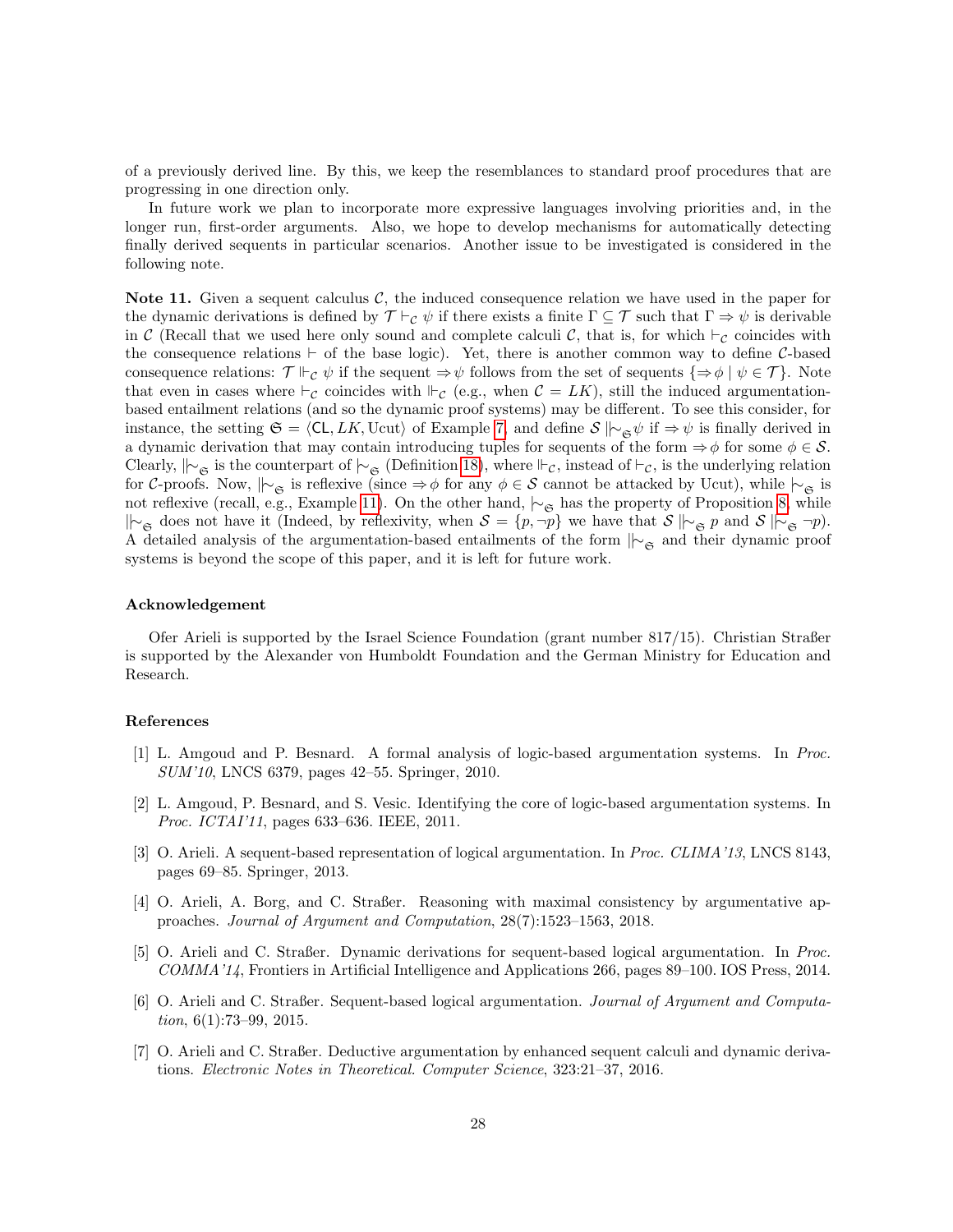of a previously derived line. By this, we keep the resemblances to standard proof procedures that are progressing in one direction only.

In future work we plan to incorporate more expressive languages involving priorities and, in the longer run, first-order arguments. Also, we hope to develop mechanisms for automatically detecting finally derived sequents in particular scenarios. Another issue to be investigated is considered in the following note.

**Note 11.** Given a sequent calculus $\mathcal{C}$, the induced consequence relation we have used in the paper for the dynamic derivations is defined by $\mathcal{T} \vdash_{\mathcal{C}} \psi$ if there exists a finite $\Gamma \subseteq \mathcal{T}$ such that $\Gamma \Rightarrow \psi$ is derivable in $\mathcal{C}$ (Recall that we used here only sound and complete calculi $\mathcal{C}$, that is, for which $\vdash_{\mathcal{C}}$ coincides with the consequence relations $\vdash$ of the base logic). Yet, there is another common way to define $\mathcal{C}$-based consequence relations: $\mathcal{T} \Vdash_{\mathcal{C}} \psi$ if the sequent $\Rightarrow \psi$ follows from the set of sequents $\{\Rightarrow \phi \mid \psi \in \mathcal{T}\}$. Note that even in cases where $\vdash_{\mathcal{C}}$ coincides with $\Vdash_{\mathcal{C}}$ (e.g., when $\mathcal{C} = LK$), still the induced argumentation-based entailment relations (and so the dynamic proof systems) may be different. To see this consider, for instance, the setting $\mathfrak{S} = \langle \mathsf{CL}, LK, \mathrm{Ucut}\rangle$ of Example 7, and define $\mathcal{S} \mathrel{|\!\!\!\sim\!\!}_{\mathfrak{S}} \psi$ if $\Rightarrow \psi$ is finally derived in a dynamic derivation that may contain introducing tuples for sequents of the form $\Rightarrow \phi$ for some $\phi \in \mathcal{S}$. Clearly, $\mathrel{|\!\!\!\sim\!\!}_{\mathfrak{S}}$ is the counterpart of $\mathrel{|\!\sim}_{\mathfrak{S}}$ (Definition 18), where $\Vdash_{\mathcal{C}}$, instead of $\vdash_{\mathcal{C}}$, is the underlying relation for $\mathcal{C}$-proofs. Now, $\mathrel{|\!\!\!\sim\!\!}_{\mathfrak{S}}$ is reflexive (since $\Rightarrow \phi$ for any $\phi \in \mathcal{S}$ cannot be attacked by Ucut), while $\mathrel{|\!\sim}_{\mathfrak{S}}$ is not reflexive (recall, e.g., Example 11). On the other hand, $\mathrel{|\!\sim}_{\mathfrak{S}}$ has the property of Proposition 8, while $\mathrel{|\!\!\!\sim\!\!}_{\mathfrak{S}}$ does not have it (Indeed, by reflexivity, when $\mathcal{S} = \{p, \neg p\}$ we have that $\mathcal{S} \mathrel{|\!\!\!\sim\!\!}_{\mathfrak{S}} p$ and $\mathcal{S} \mathrel{|\!\!\!\sim\!\!}_{\mathfrak{S}} \neg p$). A detailed analysis of the argumentation-based entailments of the form $\mathrel{|\!\!\!\sim\!\!}_{\mathfrak{S}}$ and their dynamic proof systems is beyond the scope of this paper, and it is left for future work.

### Acknowledgement

Ofer Arieli is supported by the Israel Science Foundation (grant number 817/15). Christian Straßer is supported by the Alexander von Humboldt Foundation and the German Ministry for Education and Research.

### References

[1] L. Amgoud and P. Besnard. A formal analysis of logic-based argumentation systems. In *Proc. SUM'10*, LNCS 6379, pages 42–55. Springer, 2010.

[2] L. Amgoud, P. Besnard, and S. Vesic. Identifying the core of logic-based argumentation systems. In *Proc. ICTAI'11*, pages 633–636. IEEE, 2011.

[3] O. Arieli. A sequent-based representation of logical argumentation. In *Proc. CLIMA'13*, LNCS 8143, pages 69–85. Springer, 2013.

[4] O. Arieli, A. Borg, and C. Straßer. Reasoning with maximal consistency by argumentative approaches. *Journal of Argument and Computation*, 28(7):1523–1563, 2018.

[5] O. Arieli and C. Straßer. Dynamic derivations for sequent-based logical argumentation. In *Proc. COMMA'14*, Frontiers in Artificial Intelligence and Applications 266, pages 89–100. IOS Press, 2014.

[6] O. Arieli and C. Straßer. Sequent-based logical argumentation. *Journal of Argument and Computation*, 6(1):73–99, 2015.

[7] O. Arieli and C. Straßer. Deductive argumentation by enhanced sequent calculi and dynamic derivations. *Electronic Notes in Theoretical. Computer Science*, 323:21–37, 2016.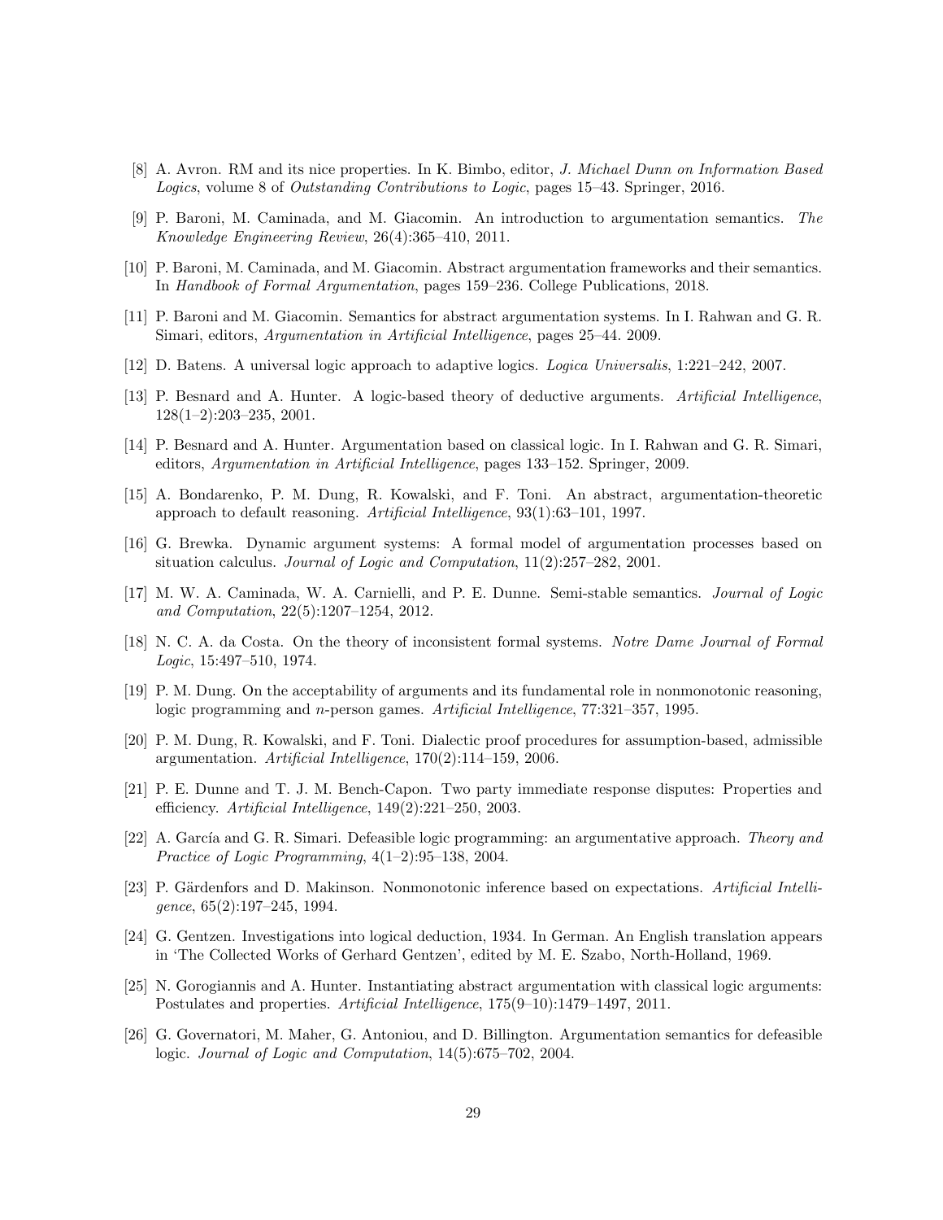[8] A. Avron. RM and its nice properties. In K. Bimbo, editor, *J. Michael Dunn on Information Based Logics*, volume 8 of *Outstanding Contributions to Logic*, pages 15–43. Springer, 2016.

[9] P. Baroni, M. Caminada, and M. Giacomin. An introduction to argumentation semantics. *The Knowledge Engineering Review*, 26(4):365–410, 2011.

[10] P. Baroni, M. Caminada, and M. Giacomin. Abstract argumentation frameworks and their semantics. In *Handbook of Formal Argumentation*, pages 159–236. College Publications, 2018.

[11] P. Baroni and M. Giacomin. Semantics for abstract argumentation systems. In I. Rahwan and G. R. Simari, editors, *Argumentation in Artificial Intelligence*, pages 25–44. 2009.

[12] D. Batens. A universal logic approach to adaptive logics. *Logica Universalis*, 1:221–242, 2007.

[13] P. Besnard and A. Hunter. A logic-based theory of deductive arguments. *Artificial Intelligence*, 128(1–2):203–235, 2001.

[14] P. Besnard and A. Hunter. Argumentation based on classical logic. In I. Rahwan and G. R. Simari, editors, *Argumentation in Artificial Intelligence*, pages 133–152. Springer, 2009.

[15] A. Bondarenko, P. M. Dung, R. Kowalski, and F. Toni. An abstract, argumentation-theoretic approach to default reasoning. *Artificial Intelligence*, 93(1):63–101, 1997.

[16] G. Brewka. Dynamic argument systems: A formal model of argumentation processes based on situation calculus. *Journal of Logic and Computation*, 11(2):257–282, 2001.

[17] M. W. A. Caminada, W. A. Carnielli, and P. E. Dunne. Semi-stable semantics. *Journal of Logic and Computation*, 22(5):1207–1254, 2012.

[18] N. C. A. da Costa. On the theory of inconsistent formal systems. *Notre Dame Journal of Formal Logic*, 15:497–510, 1974.

[19] P. M. Dung. On the acceptability of arguments and its fundamental role in nonmonotonic reasoning, logic programming and $n$-person games. *Artificial Intelligence*, 77:321–357, 1995.

[20] P. M. Dung, R. Kowalski, and F. Toni. Dialectic proof procedures for assumption-based, admissible argumentation. *Artificial Intelligence*, 170(2):114–159, 2006.

[21] P. E. Dunne and T. J. M. Bench-Capon. Two party immediate response disputes: Properties and efficiency. *Artificial Intelligence*, 149(2):221–250, 2003.

[22] A. García and G. R. Simari. Defeasible logic programming: an argumentative approach. *Theory and Practice of Logic Programming*, 4(1–2):95–138, 2004.

[23] P. Gärdenfors and D. Makinson. Nonmonotonic inference based on expectations. *Artificial Intelligence*, 65(2):197–245, 1994.

[24] G. Gentzen. Investigations into logical deduction, 1934. In German. An English translation appears in 'The Collected Works of Gerhard Gentzen', edited by M. E. Szabo, North-Holland, 1969.

[25] N. Gorogiannis and A. Hunter. Instantiating abstract argumentation with classical logic arguments: Postulates and properties. *Artificial Intelligence*, 175(9–10):1479–1497, 2011.

[26] G. Governatori, M. Maher, G. Antoniou, and D. Billington. Argumentation semantics for defeasible logic. *Journal of Logic and Computation*, 14(5):675–702, 2004.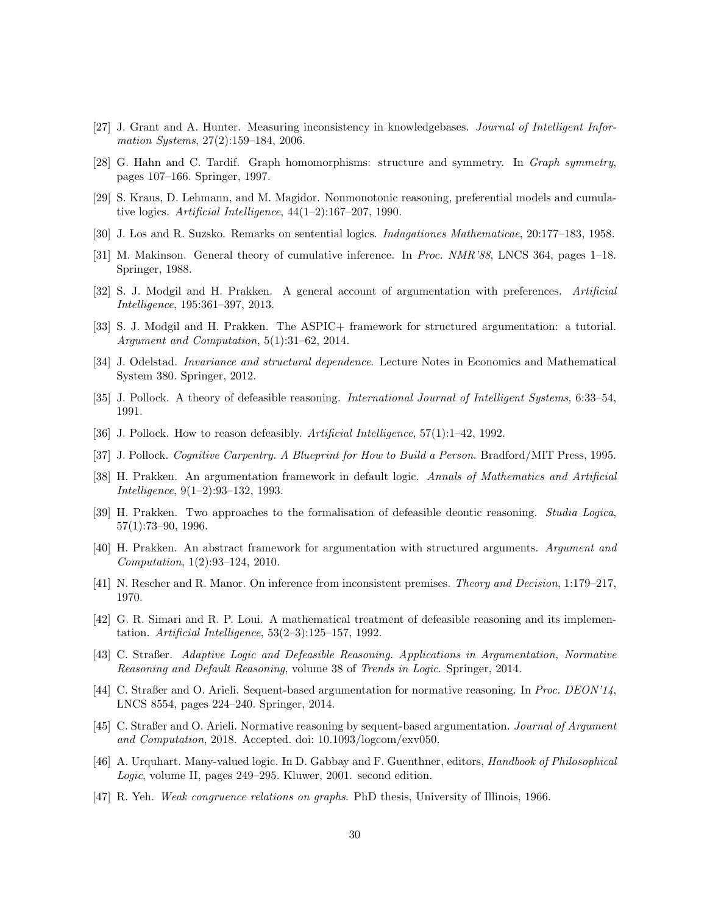[27] J. Grant and A. Hunter. Measuring inconsistency in knowledgebases. *Journal of Intelligent Information Systems*, 27(2):159–184, 2006.

[28] G. Hahn and C. Tardif. Graph homomorphisms: structure and symmetry. In *Graph symmetry*, pages 107–166. Springer, 1997.

[29] S. Kraus, D. Lehmann, and M. Magidor. Nonmonotonic reasoning, preferential models and cumulative logics. *Artificial Intelligence*, 44(1–2):167–207, 1990.

[30] J. Łos and R. Suzsko. Remarks on sentential logics. *Indagationes Mathematicae*, 20:177–183, 1958.

[31] M. Makinson. General theory of cumulative inference. In *Proc. NMR'88*, LNCS 364, pages 1–18. Springer, 1988.

[32] S. J. Modgil and H. Prakken. A general account of argumentation with preferences. *Artificial Intelligence*, 195:361–397, 2013.

[33] S. J. Modgil and H. Prakken. The ASPIC+ framework for structured argumentation: a tutorial. *Argument and Computation*, 5(1):31–62, 2014.

[34] J. Odelstad. *Invariance and structural dependence*. Lecture Notes in Economics and Mathematical System 380. Springer, 2012.

[35] J. Pollock. A theory of defeasible reasoning. *International Journal of Intelligent Systems*, 6:33–54, 1991.

[36] J. Pollock. How to reason defeasibly. *Artificial Intelligence*, 57(1):1–42, 1992.

[37] J. Pollock. *Cognitive Carpentry. A Blueprint for How to Build a Person*. Bradford/MIT Press, 1995.

[38] H. Prakken. An argumentation framework in default logic. *Annals of Mathematics and Artificial Intelligence*, 9(1–2):93–132, 1993.

[39] H. Prakken. Two approaches to the formalisation of defeasible deontic reasoning. *Studia Logica*, 57(1):73–90, 1996.

[40] H. Prakken. An abstract framework for argumentation with structured arguments. *Argument and Computation*, 1(2):93–124, 2010.

[41] N. Rescher and R. Manor. On inference from inconsistent premises. *Theory and Decision*, 1:179–217, 1970.

[42] G. R. Simari and R. P. Loui. A mathematical treatment of defeasible reasoning and its implementation. *Artificial Intelligence*, 53(2–3):125–157, 1992.

[43] C. Straßer. *Adaptive Logic and Defeasible Reasoning. Applications in Argumentation, Normative Reasoning and Default Reasoning*, volume 38 of *Trends in Logic*. Springer, 2014.

[44] C. Straßer and O. Arieli. Sequent-based argumentation for normative reasoning. In *Proc. DEON'14*, LNCS 8554, pages 224–240. Springer, 2014.

[45] C. Straßer and O. Arieli. Normative reasoning by sequent-based argumentation. *Journal of Argument and Computation*, 2018. Accepted. doi: 10.1093/logcom/exv050.

[46] A. Urquhart. Many-valued logic. In D. Gabbay and F. Guenthner, editors, *Handbook of Philosophical Logic*, volume II, pages 249–295. Kluwer, 2001. second edition.

[47] R. Yeh. *Weak congruence relations on graphs*. PhD thesis, University of Illinois, 1966.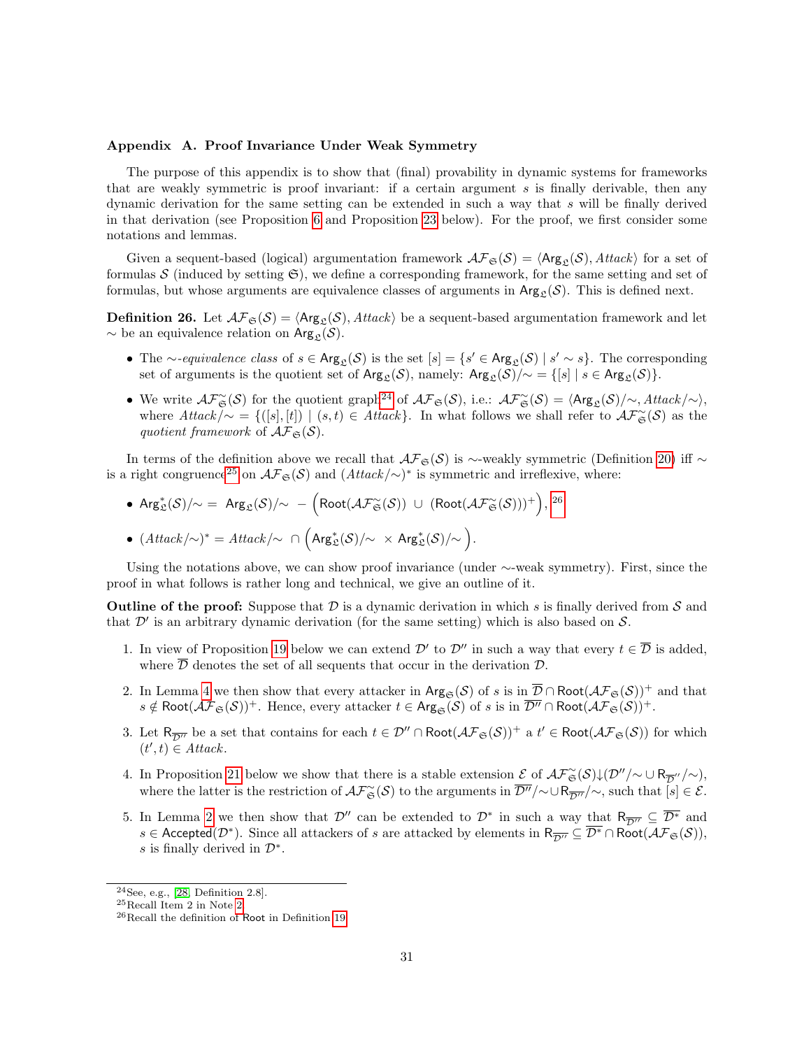## Appendix A. Proof Invariance Under Weak Symmetry

The purpose of this appendix is to show that (final) provability in dynamic systems for frameworks that are weakly symmetric is proof invariant: if a certain argument $s$ is finally derivable, then any dynamic derivation for the same setting can be extended in such a way that $s$ will be finally derived in that derivation (see Proposition 6 and Proposition 23 below). For the proof, we first consider some notations and lemmas.

Given a sequent-based (logical) argumentation framework $\mathcal{AF}_{\mathfrak{S}}(\mathcal{S}) = \langle \mathsf{Arg}_{\mathfrak{L}}(\mathcal{S}), \mathit{Attack}\rangle$ for a set of formulas $\mathcal{S}$ (induced by setting $\mathfrak{S}$), we define a corresponding framework, for the same setting and set of formulas, but whose arguments are equivalence classes of arguments in $\mathsf{Arg}_{\mathfrak{L}}(\mathcal{S})$. This is defined next.

**Definition 26.** Let $\mathcal{AF}_{\mathfrak{S}}(\mathcal{S}) = \langle \mathsf{Arg}_{\mathfrak{L}}(\mathcal{S}), \mathit{Attack}\rangle$ be a sequent-based argumentation framework and let $\sim$ be an equivalence relation on $\mathsf{Arg}_{\mathfrak{L}}(\mathcal{S})$.

- The $\sim$-*equivalence class* of $s \in \mathsf{Arg}_{\mathfrak{L}}(\mathcal{S})$ is the set $[s] = \{s' \in \mathsf{Arg}_{\mathfrak{L}}(\mathcal{S}) \mid s' \sim s\}$. The corresponding set of arguments is the quotient set of $\mathsf{Arg}_{\mathfrak{L}}(\mathcal{S})$, namely: $\mathsf{Arg}_{\mathfrak{L}}(\mathcal{S})/{\sim} = \{[s] \mid s \in \mathsf{Arg}_{\mathfrak{L}}(\mathcal{S})\}$.
- We write $\mathcal{AF}^{\sim}_{\mathfrak{S}}(\mathcal{S})$ for the quotient graph[24] of $\mathcal{AF}_{\mathfrak{S}}(\mathcal{S})$, i.e.: $\mathcal{AF}^{\sim}_{\mathfrak{S}}(\mathcal{S}) = \langle \mathsf{Arg}_{\mathfrak{L}}(\mathcal{S})/{\sim}, \mathit{Attack}/{\sim}\rangle$, where $\mathit{Attack}/{\sim} = \{([s],[t]) \mid (s,t) \in \mathit{Attack}\}$. In what follows we shall refer to $\mathcal{AF}^{\sim}_{\mathfrak{S}}(\mathcal{S})$ as the *quotient framework* of $\mathcal{AF}_{\mathfrak{S}}(\mathcal{S})$.

In terms of the definition above we recall that $\mathcal{AF}_{\mathfrak{S}}(\mathcal{S})$ is $\sim$-weakly symmetric (Definition 20) iff $\sim$ is a right congruence[25] on $\mathcal{AF}_{\mathfrak{S}}(\mathcal{S})$ and $(\mathit{Attack}/{\sim})^*$ is symmetric and irreflexive, where:

- $\mathsf{Arg}^*_{\mathfrak{L}}(\mathcal{S})/{\sim} = \mathsf{Arg}_{\mathfrak{L}}(\mathcal{S})/{\sim} \; - \Big(\mathsf{Root}(\mathcal{AF}^{\sim}_{\mathfrak{S}}(\mathcal{S})) \,\cup\, (\mathsf{Root}(\mathcal{AF}^{\sim}_{\mathfrak{S}}(\mathcal{S})))^+\Big)$,[26]
- $(\mathit{Attack}/{\sim})^* = \mathit{Attack}/{\sim} \,\cap \Big(\mathsf{Arg}^*_{\mathfrak{L}}(\mathcal{S})/{\sim} \,\times\, \mathsf{Arg}^*_{\mathfrak{L}}(\mathcal{S})/{\sim}\Big)$.

Using the notations above, we can show proof invariance (under $\sim$-weak symmetry). First, since the proof in what follows is rather long and technical, we give an outline of it.

**Outline of the proof:** Suppose that $\mathcal{D}$ is a dynamic derivation in which $s$ is finally derived from $\mathcal{S}$ and that $\mathcal{D}'$ is an arbitrary dynamic derivation (for the same setting) which is also based on $\mathcal{S}$.

1. In view of Proposition 19 below we can extend $\mathcal{D}'$ to $\mathcal{D}''$ in such a way that every $t \in \overline{\mathcal{D}}$ is added, where $\overline{\mathcal{D}}$ denotes the set of all sequents that occur in the derivation $\mathcal{D}$.
2. In Lemma 4 we then show that every attacker in $\mathsf{Arg}_{\mathfrak{S}}(\mathcal{S})$ of $s$ is in $\overline{\mathcal{D}} \cap \mathsf{Root}(\mathcal{AF}_{\mathfrak{S}}(\mathcal{S}))^+$ and that $s \notin \mathsf{Root}(\mathcal{AF}_{\mathfrak{S}}(\mathcal{S}))^+$. Hence, every attacker $t \in \mathsf{Arg}_{\mathfrak{S}}(\mathcal{S})$ of $s$ is in $\overline{\mathcal{D}''} \cap \mathsf{Root}(\mathcal{AF}_{\mathfrak{S}}(\mathcal{S}))^+$.
3. Let $\mathsf{R}_{\overline{\mathcal{D}''}}$ be a set that contains for each $t \in \mathcal{D}'' \cap \mathsf{Root}(\mathcal{AF}_{\mathfrak{S}}(\mathcal{S}))^+$ a $t' \in \mathsf{Root}(\mathcal{AF}_{\mathfrak{S}}(\mathcal{S}))$ for which $(t',t) \in \mathit{Attack}$.
4. In Proposition 21 below we show that there is a stable extension $\mathcal{E}$ of $\mathcal{AF}^{\sim}_{\mathfrak{S}}(\mathcal{S})\!\downarrow\!(\mathcal{D}''/{\sim} \cup \mathsf{R}_{\overline{\mathcal{D}''}}/{\sim})$, where the latter is the restriction of $\mathcal{AF}^{\sim}_{\mathfrak{S}}(\mathcal{S})$ to the arguments in $\overline{\mathcal{D}''}/{\sim} \cup \mathsf{R}_{\overline{\mathcal{D}''}}/{\sim}$, such that $[s] \in \mathcal{E}$.
5. In Lemma 2 we then show that $\mathcal{D}''$ can be extended to $\mathcal{D}^*$ in such a way that $\mathsf{R}_{\overline{\mathcal{D}''}} \subseteq \overline{\mathcal{D}^*}$ and $s \in \mathsf{Accepted}(\mathcal{D}^*)$. Since all attackers of $s$ are attacked by elements in $\mathsf{R}_{\overline{\mathcal{D}''}} \subseteq \overline{\mathcal{D}^*} \cap \mathsf{Root}(\mathcal{AF}_{\mathfrak{S}}(\mathcal{S}))$, $s$ is finally derived in $\mathcal{D}^*$.

---

[24] See, e.g., [28, Definition 2.8].

[25] Recall Item 2 in Note 2.

[26] Recall the definition of Root in Definition 19.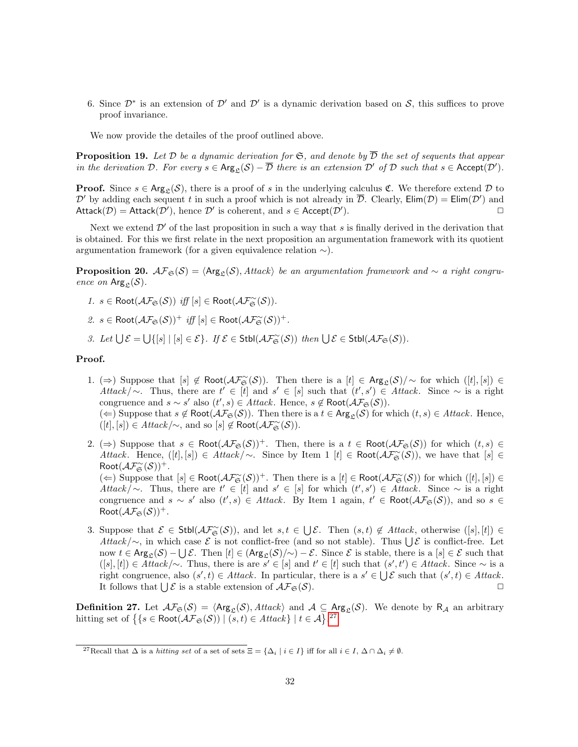6. Since $\mathcal{D}^*$ is an extension of $\mathcal{D}'$ and $\mathcal{D}'$ is a dynamic derivation based on $\mathcal{S}$, this suffices to prove proof invariance.

We now provide the detailes of the proof outlined above.

**Proposition 19.** *Let $\mathcal{D}$ be a dynamic derivation for $\mathfrak{S}$, and denote by $\overline{\mathcal{D}}$ the set of sequents that appear in the derivation $\mathcal{D}$. For every $s \in \mathsf{Arg}_{\mathfrak{L}}(\mathcal{S}) - \overline{\mathcal{D}}$ there is an extension $\mathcal{D}'$ of $\mathcal{D}$ such that $s \in \mathsf{Accept}(\mathcal{D}')$.*

**Proof.** Since $s \in \mathsf{Arg}_{\mathfrak{L}}(\mathcal{S})$, there is a proof of $s$ in the underlying calculus $\mathfrak{C}$. We therefore extend $\mathcal{D}$ to $\mathcal{D}'$ by adding each sequent $t$ in such a proof which is not already in $\overline{\mathcal{D}}$. Clearly, $\mathsf{Elim}(\mathcal{D}) = \mathsf{Elim}(\mathcal{D}')$ and $\mathsf{Attack}(\mathcal{D}) = \mathsf{Attack}(\mathcal{D}')$, hence $\mathcal{D}'$ is coherent, and $s \in \mathsf{Accept}(\mathcal{D}')$. $\square$

Next we extend $\mathcal{D}'$ of the last proposition in such a way that $s$ is finally derived in the derivation that is obtained. For this we first relate in the next proposition an argumentation framework with its quotient argumentation framework (for a given equivalence relation $\sim$).

**Proposition 20.** *$\mathcal{AF}_{\mathfrak{S}}(\mathcal{S}) = \langle \mathsf{Arg}_{\mathfrak{L}}(\mathcal{S}), Attack\rangle$ be an argumentation framework and $\sim$ a right congruence on $\mathsf{Arg}_{\mathfrak{L}}(\mathcal{S})$.*

1. *$s \in \mathsf{Root}(\mathcal{AF}_{\mathfrak{S}}(\mathcal{S}))$ iff $[s] \in \mathsf{Root}(\mathcal{AF}^{\sim}_{\mathfrak{S}}(\mathcal{S}))$.*
2. *$s \in \mathsf{Root}(\mathcal{AF}_{\mathfrak{S}}(\mathcal{S}))^+$ iff $[s] \in \mathsf{Root}(\mathcal{AF}^{\sim}_{\mathfrak{S}}(\mathcal{S}))^+$.*
3. *Let $\bigcup \mathcal{E} = \bigcup\{[s] \mid [s] \in \mathcal{E}\}$. If $\mathcal{E} \in \mathsf{Stbl}(\mathcal{AF}^{\sim}_{\mathfrak{S}}(\mathcal{S}))$ then $\bigcup \mathcal{E} \in \mathsf{Stbl}(\mathcal{AF}_{\mathfrak{S}}(\mathcal{S}))$.*

**Proof.**

1. ($\Rightarrow$) Suppose that $[s] \notin \mathsf{Root}(\mathcal{AF}^{\sim}_{\mathfrak{S}}(\mathcal{S}))$. Then there is a $[t] \in \mathsf{Arg}_{\mathfrak{L}}(\mathcal{S})/\!\sim$ for which $([t],[s]) \in Attack/\!\sim$. Thus, there are $t' \in [t]$ and $s' \in [s]$ such that $(t', s') \in Attack$. Since $\sim$ is a right congruence and $s \sim s'$ also $(t', s) \in Attack$. Hence, $s \notin \mathsf{Root}(\mathcal{AF}_{\mathfrak{S}}(\mathcal{S}))$.
($\Leftarrow$) Suppose that $s \notin \mathsf{Root}(\mathcal{AF}_{\mathfrak{S}}(\mathcal{S}))$. Then there is a $t \in \mathsf{Arg}_{\mathfrak{L}}(\mathcal{S})$ for which $(t, s) \in Attack$. Hence, $([t],[s]) \in Attack/\!\sim$, and so $[s] \notin \mathsf{Root}(\mathcal{AF}^{\sim}_{\mathfrak{S}}(\mathcal{S}))$.
2. ($\Rightarrow$) Suppose that $s \in \mathsf{Root}(\mathcal{AF}_{\mathfrak{S}}(\mathcal{S}))^+$. Then, there is a $t \in \mathsf{Root}(\mathcal{AF}_{\mathfrak{S}}(\mathcal{S}))$ for which $(t, s) \in Attack$. Hence, $([t],[s]) \in Attack/\!\sim$. Since by Item 1 $[t] \in \mathsf{Root}(\mathcal{AF}^{\sim}_{\mathfrak{S}}(\mathcal{S}))$, we have that $[s] \in \mathsf{Root}(\mathcal{AF}^{\sim}_{\mathfrak{S}}(\mathcal{S}))^+$.
($\Leftarrow$) Suppose that $[s] \in \mathsf{Root}(\mathcal{AF}^{\sim}_{\mathfrak{S}}(\mathcal{S}))^+$. Then there is a $[t] \in \mathsf{Root}(\mathcal{AF}^{\sim}_{\mathfrak{S}}(\mathcal{S}))$ for which $([t],[s]) \in Attack/\!\sim$. Thus, there are $t' \in [t]$ and $s' \in [s]$ for which $(t', s') \in Attack$. Since $\sim$ is a right congruence and $s \sim s'$ also $(t', s) \in Attack$. By Item 1 again, $t' \in \mathsf{Root}(\mathcal{AF}_{\mathfrak{S}}(\mathcal{S}))$, and so $s \in \mathsf{Root}(\mathcal{AF}_{\mathfrak{S}}(\mathcal{S}))^+$.
3. Suppose that $\mathcal{E} \in \mathsf{Stbl}(\mathcal{AF}^{\sim}_{\mathfrak{S}}(\mathcal{S}))$, and let $s, t \in \bigcup \mathcal{E}$. Then $(s, t) \notin Attack$, otherwise $([s],[t]) \in Attack/\!\sim$, in which case $\mathcal{E}$ is not conflict-free (and so not stable). Thus $\bigcup \mathcal{E}$ is conflict-free. Let now $t \in \mathsf{Arg}_{\mathfrak{L}}(\mathcal{S}) - \bigcup \mathcal{E}$. Then $[t] \in (\mathsf{Arg}_{\mathfrak{L}}(\mathcal{S})/\!\sim) - \mathcal{E}$. Since $\mathcal{E}$ is stable, there is a $[s] \in \mathcal{E}$ such that $([s],[t]) \in Attack/\!\sim$. Thus, there is are $s' \in [s]$ and $t' \in [t]$ such that $(s', t') \in Attack$. Since $\sim$ is a right congruence, also $(s', t) \in Attack$. In particular, there is a $s' \in \bigcup \mathcal{E}$ such that $(s', t) \in Attack$. It follows that $\bigcup \mathcal{E}$ is a stable extension of $\mathcal{AF}_{\mathfrak{S}}(\mathcal{S})$. $\square$

**Definition 27.** Let $\mathcal{AF}_{\mathfrak{S}}(\mathcal{S}) = \langle \mathsf{Arg}_{\mathfrak{L}}(\mathcal{S}), Attack\rangle$ and $\mathcal{A} \subseteq \mathsf{Arg}_{\mathfrak{L}}(\mathcal{S})$. We denote by $\mathsf{R}_{\mathcal{A}}$ an arbitrary hitting set of $\big\{\{s \in \mathsf{Root}(\mathcal{AF}_{\mathfrak{S}}(\mathcal{S})) \mid (s,t) \in Attack\} \mid t \in \mathcal{A}\big\}$.[27]

[27] Recall that $\Delta$ is a *hitting set* of a set of sets $\Xi = \{\Delta_i \mid i \in I\}$ iff for all $i \in I$, $\Delta \cap \Delta_i \neq \emptyset$.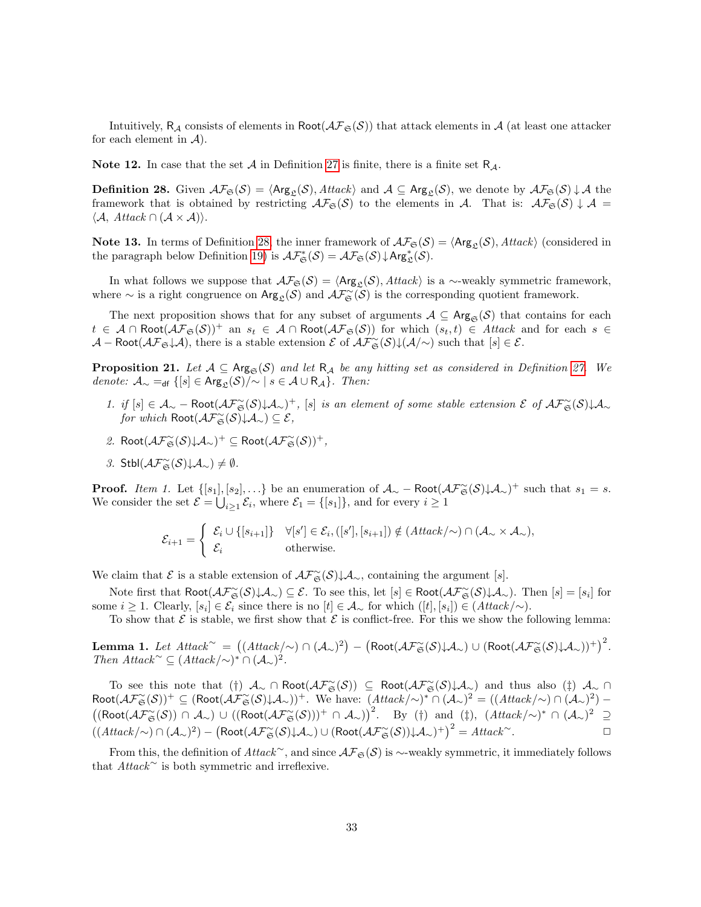Intuitively, $\mathsf{R}_{\mathcal{A}}$ consists of elements in $\mathsf{Root}(\mathcal{AF}_{\mathfrak{S}}(\mathcal{S}))$ that attack elements in $\mathcal{A}$ (at least one attacker for each element in $\mathcal{A}$).

**Note 12.** In case that the set $\mathcal{A}$ in Definition 27 is finite, there is a finite set $\mathsf{R}_{\mathcal{A}}$.

**Definition 28.** Given $\mathcal{AF}_{\mathfrak{S}}(\mathcal{S}) = \langle \mathsf{Arg}_{\mathfrak{L}}(\mathcal{S}), \mathit{Attack}\rangle$ and $\mathcal{A} \subseteq \mathsf{Arg}_{\mathfrak{L}}(\mathcal{S})$, we denote by $\mathcal{AF}_{\mathfrak{S}}(\mathcal{S}){\downarrow}\mathcal{A}$ the framework that is obtained by restricting $\mathcal{AF}_{\mathfrak{S}}(\mathcal{S})$ to the elements in $\mathcal{A}$. That is: $\mathcal{AF}_{\mathfrak{S}}(\mathcal{S}){\downarrow}\mathcal{A} = \langle \mathcal{A},\ \mathit{Attack} \cap (\mathcal{A} \times \mathcal{A})\rangle$.

**Note 13.** In terms of Definition 28, the inner framework of $\mathcal{AF}_{\mathfrak{S}}(\mathcal{S}) = \langle \mathsf{Arg}_{\mathfrak{L}}(\mathcal{S}), \mathit{Attack}\rangle$ (considered in the paragraph below Definition 19) is $\mathcal{AF}^{*}_{\mathfrak{S}}(\mathcal{S}) = \mathcal{AF}_{\mathfrak{S}}(\mathcal{S}){\downarrow}\mathsf{Arg}^{*}_{\mathfrak{L}}(\mathcal{S})$.

In what follows we suppose that $\mathcal{AF}_{\mathfrak{S}}(\mathcal{S}) = \langle \mathsf{Arg}_{\mathfrak{L}}(\mathcal{S}), \mathit{Attack}\rangle$ is a $\sim$-weakly symmetric framework, where $\sim$ is a right congruence on $\mathsf{Arg}_{\mathfrak{L}}(\mathcal{S})$ and $\mathcal{AF}^{\sim}_{\mathfrak{S}}(\mathcal{S})$ is the corresponding quotient framework.

The next proposition shows that for any subset of arguments $\mathcal{A} \subseteq \mathsf{Arg}_{\mathfrak{S}}(\mathcal{S})$ that contains for each $t \in \mathcal{A} \cap \mathsf{Root}(\mathcal{AF}_{\mathfrak{S}}(\mathcal{S}))^{+}$ an $s_t \in \mathcal{A} \cap \mathsf{Root}(\mathcal{AF}_{\mathfrak{S}}(\mathcal{S}))$ for which $(s_t, t) \in \mathit{Attack}$ and for each $s \in \mathcal{A} - \mathsf{Root}(\mathcal{AF}_{\mathfrak{S}}{\downarrow}\mathcal{A})$, there is a stable extension $\mathcal{E}$ of $\mathcal{AF}^{\sim}_{\mathfrak{S}}(\mathcal{S}){\downarrow}(\mathcal{A}/{\sim})$ such that $[s] \in \mathcal{E}$.

**Proposition 21.** *Let $\mathcal{A} \subseteq \mathsf{Arg}_{\mathfrak{S}}(\mathcal{S})$ and let $\mathsf{R}_{\mathcal{A}}$ be any hitting set as considered in Definition 27. We denote: $\mathcal{A}_{\sim} =_{\mathsf{df}} \{[s] \in \mathsf{Arg}_{\mathfrak{L}}(\mathcal{S})/{\sim} \mid s \in \mathcal{A} \cup \mathsf{R}_{\mathcal{A}}\}$. Then:*

1. *if $[s] \in \mathcal{A}_{\sim} - \mathsf{Root}(\mathcal{AF}^{\sim}_{\mathfrak{S}}(\mathcal{S}){\downarrow}\mathcal{A}_{\sim})^{+}$, $[s]$ is an element of some stable extension $\mathcal{E}$ of $\mathcal{AF}^{\sim}_{\mathfrak{S}}(\mathcal{S}){\downarrow}\mathcal{A}_{\sim}$ for which $\mathsf{Root}(\mathcal{AF}^{\sim}_{\mathfrak{S}}(\mathcal{S}){\downarrow}\mathcal{A}_{\sim}) \subseteq \mathcal{E}$,*
2. *$\mathsf{Root}(\mathcal{AF}^{\sim}_{\mathfrak{S}}(\mathcal{S}){\downarrow}\mathcal{A}_{\sim})^{+} \subseteq \mathsf{Root}(\mathcal{AF}^{\sim}_{\mathfrak{S}}(\mathcal{S}))^{+}$,*
3. *$\mathsf{Stbl}(\mathcal{AF}^{\sim}_{\mathfrak{S}}(\mathcal{S}){\downarrow}\mathcal{A}_{\sim}) \neq \emptyset$.*

**Proof.** *Item 1.* Let $\{[s_1], [s_2], \ldots\}$ be an enumeration of $\mathcal{A}_{\sim} - \mathsf{Root}(\mathcal{AF}^{\sim}_{\mathfrak{S}}(\mathcal{S}){\downarrow}\mathcal{A}_{\sim})^{+}$ such that $s_1 = s$. We consider the set $\mathcal{E} = \bigcup_{i \geq 1} \mathcal{E}_i$, where $\mathcal{E}_1 = \{[s_1]\}$, and for every $i \geq 1$

$$\mathcal{E}_{i+1} = \begin{cases} \mathcal{E}_i \cup \{[s_{i+1}]\} & \forall [s'] \in \mathcal{E}_i, ([s'], [s_{i+1}]) \notin (\mathit{Attack}/{\sim}) \cap (\mathcal{A}_{\sim} \times \mathcal{A}_{\sim}), \\ \mathcal{E}_i & \text{otherwise.} \end{cases}$$

We claim that $\mathcal{E}$ is a stable extension of $\mathcal{AF}^{\sim}_{\mathfrak{S}}(\mathcal{S}){\downarrow}\mathcal{A}_{\sim}$, containing the argument $[s]$.

Note first that $\mathsf{Root}(\mathcal{AF}^{\sim}_{\mathfrak{S}}(\mathcal{S}){\downarrow}\mathcal{A}_{\sim}) \subseteq \mathcal{E}$. To see this, let $[s] \in \mathsf{Root}(\mathcal{AF}^{\sim}_{\mathfrak{S}}(\mathcal{S}){\downarrow}\mathcal{A}_{\sim})$. Then $[s] = [s_i]$ for some $i \geq 1$. Clearly, $[s_i] \in \mathcal{E}_i$ since there is no $[t] \in \mathcal{A}_{\sim}$ for which $([t], [s_i]) \in (\mathit{Attack}/{\sim})$.

To show that $\mathcal{E}$ is stable, we first show that $\mathcal{E}$ is conflict-free. For this we show the following lemma:

**Lemma 1.** *Let $\mathit{Attack}^{\sim} = \big((\mathit{Attack}/{\sim}) \cap (\mathcal{A}_{\sim})^2\big) - \big(\mathsf{Root}(\mathcal{AF}^{\sim}_{\mathfrak{S}}(\mathcal{S}){\downarrow}\mathcal{A}_{\sim}) \cup (\mathsf{Root}(\mathcal{AF}^{\sim}_{\mathfrak{S}}(\mathcal{S}){\downarrow}\mathcal{A}_{\sim}))^{+}\big)^2$. Then $\mathit{Attack}^{\sim} \subseteq (\mathit{Attack}/{\sim})^{*} \cap (\mathcal{A}_{\sim})^2$.*

To see this note that (†) $\mathcal{A}_{\sim} \cap \mathsf{Root}(\mathcal{AF}^{\sim}_{\mathfrak{S}}(\mathcal{S})) \subseteq \mathsf{Root}(\mathcal{AF}^{\sim}_{\mathfrak{S}}(\mathcal{S}){\downarrow}\mathcal{A}_{\sim})$ and thus also (‡) $\mathcal{A}_{\sim} \cap \mathsf{Root}(\mathcal{AF}^{\sim}_{\mathfrak{S}}(\mathcal{S}))^{+} \subseteq (\mathsf{Root}(\mathcal{AF}^{\sim}_{\mathfrak{S}}(\mathcal{S}){\downarrow}\mathcal{A}_{\sim}))^{+}$. We have: $(\mathit{Attack}/{\sim})^{*} \cap (\mathcal{A}_{\sim})^2 = ((\mathit{Attack}/{\sim}) \cap (\mathcal{A}_{\sim})^2) - \big((\mathsf{Root}(\mathcal{AF}^{\sim}_{\mathfrak{S}}(\mathcal{S})) \cap \mathcal{A}_{\sim}) \cup ((\mathsf{Root}(\mathcal{AF}^{\sim}_{\mathfrak{S}}(\mathcal{S})))^{+} \cap \mathcal{A}_{\sim})\big)^2$. By (†) and (‡), $(\mathit{Attack}/{\sim})^{*} \cap (\mathcal{A}_{\sim})^2 \supseteq ((\mathit{Attack}/{\sim}) \cap (\mathcal{A}_{\sim})^2) - \big(\mathsf{Root}(\mathcal{AF}^{\sim}_{\mathfrak{S}}(\mathcal{S}){\downarrow}\mathcal{A}_{\sim}) \cup (\mathsf{Root}(\mathcal{AF}^{\sim}_{\mathfrak{S}}(\mathcal{S})){\downarrow}\mathcal{A}_{\sim})^{+}\big)^2 = \mathit{Attack}^{\sim}$. □

From this, the definition of $\mathit{Attack}^{\sim}$, and since $\mathcal{AF}_{\mathfrak{S}}(\mathcal{S})$ is $\sim$-weakly symmetric, it immediately follows that $\mathit{Attack}^{\sim}$ is both symmetric and irreflexive.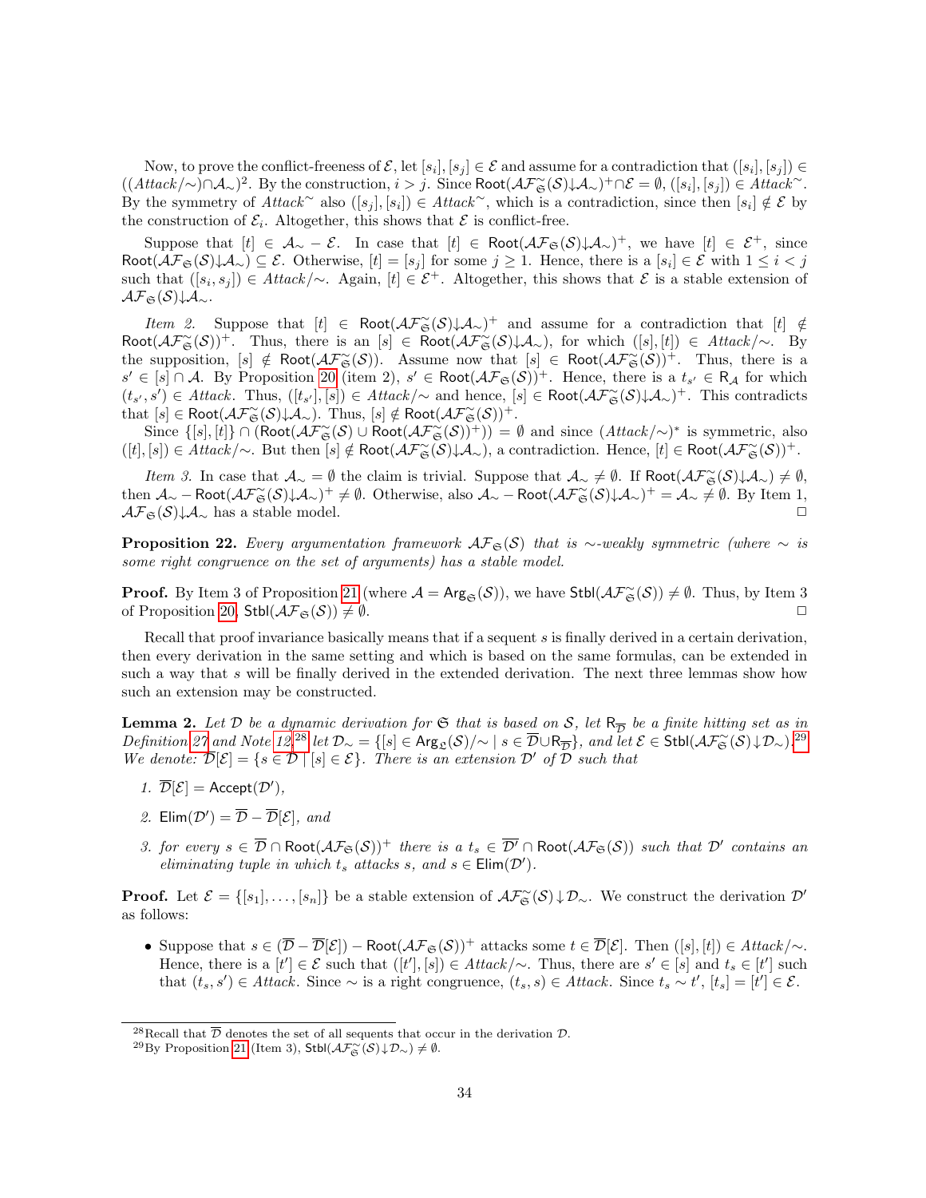Now, to prove the conflict-freeness of $\mathcal{E}$, let $[s_i], [s_j] \in \mathcal{E}$ and assume for a contradiction that $([s_i], [s_j]) \in ((Attack/{\sim}) \cap \mathcal{A}_{\sim})^2$. By the construction, $i > j$. Since $\mathsf{Root}(\mathcal{AF}^{\sim}_{\mathfrak{S}}(\mathcal{S}){\downarrow}\mathcal{A}_{\sim})^+ \cap \mathcal{E} = \emptyset$, $([s_i], [s_j]) \in Attack^{\sim}$. By the symmetry of $Attack^{\sim}$ also $([s_j], [s_i]) \in Attack^{\sim}$, which is a contradiction, since then $[s_i] \notin \mathcal{E}$ by the construction of $\mathcal{E}_i$. Altogether, this shows that $\mathcal{E}$ is conflict-free.

Suppose that $[t] \in \mathcal{A}_{\sim} - \mathcal{E}$. In case that $[t] \in \mathsf{Root}(\mathcal{AF}_{\mathfrak{S}}(\mathcal{S}){\downarrow}\mathcal{A}_{\sim})^+$, we have $[t] \in \mathcal{E}^+$, since $\mathsf{Root}(\mathcal{AF}_{\mathfrak{S}}(\mathcal{S}){\downarrow}\mathcal{A}_{\sim}) \subseteq \mathcal{E}$. Otherwise, $[t] = [s_j]$ for some $j \geq 1$. Hence, there is a $[s_i] \in \mathcal{E}$ with $1 \leq i < j$ such that $([s_i, s_j]) \in Attack/{\sim}$. Again, $[t] \in \mathcal{E}^+$. Altogether, this shows that $\mathcal{E}$ is a stable extension of $\mathcal{AF}_{\mathfrak{S}}(\mathcal{S}){\downarrow}\mathcal{A}_{\sim}$.

*Item 2.* Suppose that $[t] \in \mathsf{Root}(\mathcal{AF}^{\sim}_{\mathfrak{S}}(\mathcal{S}){\downarrow}\mathcal{A}_{\sim})^+$ and assume for a contradiction that $[t] \notin \mathsf{Root}(\mathcal{AF}^{\sim}_{\mathfrak{S}}(\mathcal{S}))^+$. Thus, there is an $[s] \in \mathsf{Root}(\mathcal{AF}^{\sim}_{\mathfrak{S}}(\mathcal{S}){\downarrow}\mathcal{A}_{\sim})$, for which $([s], [t]) \in Attack/{\sim}$. By the supposition, $[s] \notin \mathsf{Root}(\mathcal{AF}^{\sim}_{\mathfrak{S}}(\mathcal{S}))$. Assume now that $[s] \in \mathsf{Root}(\mathcal{AF}^{\sim}_{\mathfrak{S}}(\mathcal{S}))^+$. Thus, there is a $s' \in [s] \cap \mathcal{A}$. By Proposition 20 (item 2), $s' \in \mathsf{Root}(\mathcal{AF}_{\mathfrak{S}}(\mathcal{S}))^+$. Hence, there is a $t_{s'} \in \mathsf{R}_{\mathcal{A}}$ for which $(t_{s'}, s') \in Attack$. Thus, $([t_{s'}], [s]) \in Attack/{\sim}$ and hence, $[s] \in \mathsf{Root}(\mathcal{AF}^{\sim}_{\mathfrak{S}}(\mathcal{S}){\downarrow}\mathcal{A}_{\sim})^+$. This contradicts that $[s] \in \mathsf{Root}(\mathcal{AF}^{\sim}_{\mathfrak{S}}(\mathcal{S}){\downarrow}\mathcal{A}_{\sim})$. Thus, $[s] \notin \mathsf{Root}(\mathcal{AF}^{\sim}_{\mathfrak{S}}(\mathcal{S}))^+$.
Since $\{[s], [t]\} \cap (\mathsf{Root}(\mathcal{AF}^{\sim}_{\mathfrak{S}}(\mathcal{S}) \cup \mathsf{Root}(\mathcal{AF}^{\sim}_{\mathfrak{S}}(\mathcal{S}))^+)) = \emptyset$ and since $(Attack/{\sim})^*$ is symmetric, also $([t], [s]) \in Attack/{\sim}$. But then $[s] \notin \mathsf{Root}(\mathcal{AF}^{\sim}_{\mathfrak{S}}(\mathcal{S}){\downarrow}\mathcal{A}_{\sim})$, a contradiction. Hence, $[t] \in \mathsf{Root}(\mathcal{AF}^{\sim}_{\mathfrak{S}}(\mathcal{S}))^+$.

*Item 3.* In case that $\mathcal{A}_{\sim} = \emptyset$ the claim is trivial. Suppose that $\mathcal{A}_{\sim} \neq \emptyset$. If $\mathsf{Root}(\mathcal{AF}^{\sim}_{\mathfrak{S}}(\mathcal{S}){\downarrow}\mathcal{A}_{\sim}) \neq \emptyset$, then $\mathcal{A}_{\sim} - \mathsf{Root}(\mathcal{AF}^{\sim}_{\mathfrak{S}}(\mathcal{S}){\downarrow}\mathcal{A}_{\sim})^+ \neq \emptyset$. Otherwise, also $\mathcal{A}_{\sim} - \mathsf{Root}(\mathcal{AF}^{\sim}_{\mathfrak{S}}(\mathcal{S}){\downarrow}\mathcal{A}_{\sim})^+ = \mathcal{A}_{\sim} \neq \emptyset$. By Item 1, $\mathcal{AF}_{\mathfrak{S}}(\mathcal{S}){\downarrow}\mathcal{A}_{\sim}$ has a stable model. □

**Proposition 22.** *Every argumentation framework $\mathcal{AF}_{\mathfrak{S}}(\mathcal{S})$ that is $\sim$-weakly symmetric (where $\sim$ is some right congruence on the set of arguments) has a stable model.*

**Proof.** By Item 3 of Proposition 21 (where $\mathcal{A} = \mathsf{Arg}_{\mathfrak{S}}(\mathcal{S})$), we have $\mathsf{Stbl}(\mathcal{AF}^{\sim}_{\mathfrak{S}}(\mathcal{S})) \neq \emptyset$. Thus, by Item 3 of Proposition 20, $\mathsf{Stbl}(\mathcal{AF}_{\mathfrak{S}}(\mathcal{S})) \neq \emptyset$. □

Recall that proof invariance basically means that if a sequent $s$ is finally derived in a certain derivation, then every derivation in the same setting and which is based on the same formulas, can be extended in such a way that $s$ will be finally derived in the extended derivation. The next three lemmas show how such an extension may be constructed.

**Lemma 2.** *Let $\mathcal{D}$ be a dynamic derivation for $\mathfrak{S}$ that is based on $\mathcal{S}$, let $\mathsf{R}_{\overline{\mathcal{D}}}$ be a finite hitting set as in Definition 27 and Note 12,*[28] *let $\mathcal{D}_{\sim} = \{[s] \in \mathsf{Arg}_{\mathfrak{L}}(\mathcal{S})/{\sim} \mid s \in \overline{\mathcal{D}} \cup \mathsf{R}_{\overline{\mathcal{D}}}\}$, and let $\mathcal{E} \in \mathsf{Stbl}(\mathcal{AF}^{\sim}_{\mathfrak{S}}(\mathcal{S}){\downarrow}\mathcal{D}_{\sim})$.*[29] *We denote: $\overline{\mathcal{D}}[\mathcal{E}] = \{s \in \overline{\mathcal{D}} \mid [s] \in \mathcal{E}\}$. There is an extension $\mathcal{D}'$ of $\mathcal{D}$ such that*

1. *$\overline{\mathcal{D}}[\mathcal{E}] = \mathsf{Accept}(\mathcal{D}')$,*
2. *$\mathsf{Elim}(\mathcal{D}') = \overline{\mathcal{D}} - \overline{\mathcal{D}}[\mathcal{E}]$, and*
3. *for every $s \in \overline{\mathcal{D}} \cap \mathsf{Root}(\mathcal{AF}_{\mathfrak{S}}(\mathcal{S}))^+$ there is a $t_s \in \overline{\mathcal{D}'} \cap \mathsf{Root}(\mathcal{AF}_{\mathfrak{S}}(\mathcal{S}))$ such that $\mathcal{D}'$ contains an eliminating tuple in which $t_s$ attacks $s$, and $s \in \mathsf{Elim}(\mathcal{D}')$.*

**Proof.** Let $\mathcal{E} = \{[s_1], \ldots, [s_n]\}$ be a stable extension of $\mathcal{AF}^{\sim}_{\mathfrak{S}}(\mathcal{S}){\downarrow}\mathcal{D}_{\sim}$. We construct the derivation $\mathcal{D}'$ as follows:

- Suppose that $s \in (\overline{\mathcal{D}} - \overline{\mathcal{D}}[\mathcal{E}]) - \mathsf{Root}(\mathcal{AF}_{\mathfrak{S}}(\mathcal{S}))^+$ attacks some $t \in \overline{\mathcal{D}}[\mathcal{E}]$. Then $([s], [t]) \in Attack/{\sim}$. Hence, there is a $[t'] \in \mathcal{E}$ such that $([t'], [s]) \in Attack/{\sim}$. Thus, there are $s' \in [s]$ and $t_s \in [t']$ such that $(t_s, s') \in Attack$. Since $\sim$ is a right congruence, $(t_s, s) \in Attack$. Since $t_s \sim t'$, $[t_s] = [t'] \in \mathcal{E}$.

[28] Recall that $\overline{\mathcal{D}}$ denotes the set of all sequents that occur in the derivation $\mathcal{D}$.

[29] By Proposition 21 (Item 3), $\mathsf{Stbl}(\mathcal{AF}^{\sim}_{\mathfrak{S}}(\mathcal{S}){\downarrow}\mathcal{D}_{\sim}) \neq \emptyset$.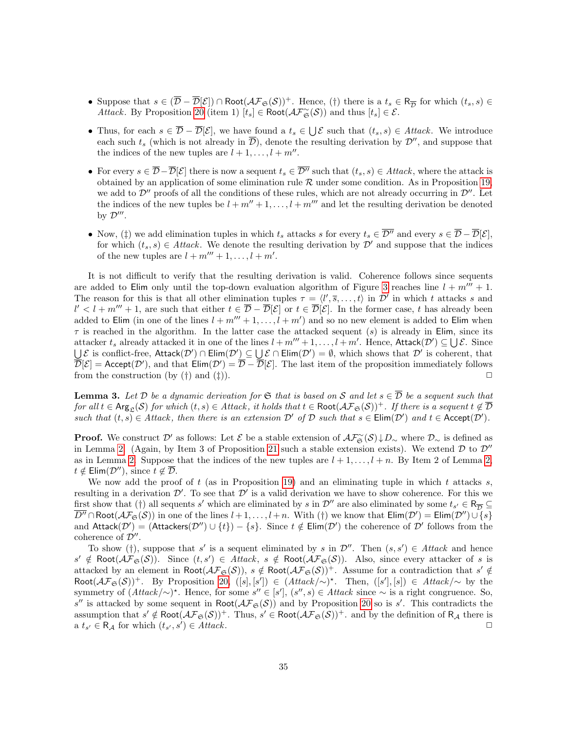- Suppose that $s \in (\overline{\mathcal{D}} - \overline{\mathcal{D}}[\mathcal{E}]) \cap \mathsf{Root}(\mathcal{AF}_{\mathfrak{S}}(\mathcal{S}))^+$. Hence, (†) there is a $t_s \in \mathsf{R}_{\overline{\mathcal{D}}}$ for which $(t_s, s) \in$ *Attack*. By Proposition 20 (item 1) $[t_s] \in \mathsf{Root}(\mathcal{AF}^{\sim}_{\mathfrak{S}}(\mathcal{S}))$ and thus $[t_s] \in \mathcal{E}$.
- Thus, for each $s \in \overline{\mathcal{D}} - \overline{\mathcal{D}}[\mathcal{E}]$, we have found a $t_s \in \bigcup \mathcal{E}$ such that $(t_s, s) \in$ *Attack*. We introduce each such $t_s$ (which is not already in $\overline{\mathcal{D}}$), denote the resulting derivation by $\mathcal{D}''$, and suppose that the indices of the new tuples are $l+1, \ldots, l+m''$.
- For every $s \in \overline{\mathcal{D}} - \overline{\mathcal{D}}[\mathcal{E}]$ there is now a sequent $t_s \in \overline{\mathcal{D}''}$ such that $(t_s, s) \in$ *Attack*, where the attack is obtained by an application of some elimination rule $\mathcal{R}$ under some condition. As in Proposition 19, we add to $\mathcal{D}''$ proofs of all the conditions of these rules, which are not already occurring in $\mathcal{D}''$. Let the indices of the new tuples be $l+m''+1, \ldots, l+m'''$ and let the resulting derivation be denoted by $\mathcal{D}'''$.
- Now, (‡) we add elimination tuples in which $t_s$ attacks $s$ for every $t_s \in \overline{\mathcal{D}''}$ and every $s \in \overline{\mathcal{D}} - \overline{\mathcal{D}}[\mathcal{E}]$, for which $(t_s, s) \in$ *Attack*. We denote the resulting derivation by $\mathcal{D}'$ and suppose that the indices of the new tuples are $l+m'''+1, \ldots, l+m'$.

It is not difficult to verify that the resulting derivation is valid. Coherence follows since sequents are added to $\mathsf{Elim}$ only until the top-down evaluation algorithm of Figure 3 reaches line $l+m'''+1$. The reason for this is that all other elimination tuples $\tau = \langle l', \overline{s}, \ldots, t \rangle$ in $\mathcal{D}'$ in which $t$ attacks $s$ and $l' < l+m'''+1$, are such that either $t \in \overline{\mathcal{D}} - \overline{\mathcal{D}}[\mathcal{E}]$ or $t \in \overline{\mathcal{D}}[\mathcal{E}]$. In the former case, $t$ has already been added to $\mathsf{Elim}$ (in one of the lines $l+m'''+1, \ldots, l+m'$) and so no new element is added to $\mathsf{Elim}$ when $\tau$ is reached in the algorithm. In the latter case the attacked sequent ($s$) is already in $\mathsf{Elim}$, since its attacker $t_s$ already attacked it in one of the lines $l+m'''+1, \ldots, l+m'$. Hence, $\mathsf{Attack}(\mathcal{D}') \subseteq \bigcup \mathcal{E}$. Since $\bigcup \mathcal{E}$ is conflict-free, $\mathsf{Attack}(\mathcal{D}') \cap \mathsf{Elim}(\mathcal{D}') \subseteq \bigcup \mathcal{E} \cap \mathsf{Elim}(\mathcal{D}') = \emptyset$, which shows that $\mathcal{D}'$ is coherent, that $\overline{\mathcal{D}}[\mathcal{E}] = \mathsf{Accept}(\mathcal{D}')$, and that $\mathsf{Elim}(\mathcal{D}') = \overline{\mathcal{D}} - \overline{\mathcal{D}}[\mathcal{E}]$. The last item of the proposition immediately follows from the construction (by (†) and (‡)). □

**Lemma 3.** *Let $\mathcal{D}$ be a dynamic derivation for $\mathfrak{S}$ that is based on $\mathcal{S}$ and let $s \in \overline{\mathcal{D}}$ be a sequent such that for all $t \in \mathsf{Arg}_{\mathfrak{L}}(\mathcal{S})$ for which $(t, s) \in$ Attack, it holds that $t \in \mathsf{Root}(\mathcal{AF}_{\mathfrak{S}}(\mathcal{S}))^+$. If there is a sequent $t \notin \overline{\mathcal{D}}$ such that $(t, s) \in$ Attack, then there is an extension $\mathcal{D}'$ of $\mathcal{D}$ such that $s \in \mathsf{Elim}(\mathcal{D}')$ and $t \in \mathsf{Accept}(\mathcal{D}')$.*

**Proof.** We construct $\mathcal{D}'$ as follows: Let $\mathcal{E}$ be a stable extension of $\mathcal{AF}^{\sim}_{\mathfrak{S}}(\mathcal{S}){\downarrow}D_{\sim}$ where $\mathcal{D}_{\sim}$ is defined as in Lemma 2. (Again, by Item 3 of Proposition 21 such a stable extension exists). We extend $\mathcal{D}$ to $\mathcal{D}''$ as in Lemma 2. Suppose that the indices of the new tuples are $l+1, \ldots, l+n$. By Item 2 of Lemma 2, $t \notin \mathsf{Elim}(\mathcal{D}'')$, since $t \notin \overline{\mathcal{D}}$.

We now add the proof of $t$ (as in Proposition 19) and an eliminating tuple in which $t$ attacks $s$, resulting in a derivation $\mathcal{D}'$. To see that $\mathcal{D}'$ is a valid derivation we have to show coherence. For this we first show that (†) all sequents $s'$ which are eliminated by $s$ in $\mathcal{D}''$ are also eliminated by some $t_{s'} \in \mathsf{R}_{\overline{\mathcal{D}}} \subseteq \overline{\mathcal{D}''} \cap \mathsf{Root}(\mathcal{AF}_{\mathfrak{S}}(\mathcal{S}))$ in one of the lines $l+1, \ldots, l+n$. With (†) we know that $\mathsf{Elim}(\mathcal{D}') = \mathsf{Elim}(\mathcal{D}'') \cup \{s\}$ and $\mathsf{Attack}(\mathcal{D}') = (\mathsf{Attackers}(\mathcal{D}'') \cup \{t\}) - \{s\}$. Since $t \notin \mathsf{Elim}(\mathcal{D}')$ the coherence of $\mathcal{D}'$ follows from the coherence of $\mathcal{D}''$.

To show (†), suppose that $s'$ is a sequent eliminated by $s$ in $\mathcal{D}''$. Then $(s, s') \in$ *Attack* and hence $s' \notin \mathsf{Root}(\mathcal{AF}_{\mathfrak{S}}(\mathcal{S}))$. Since $(t, s') \in$ *Attack*, $s \notin \mathsf{Root}(\mathcal{AF}_{\mathfrak{S}}(\mathcal{S}))$. Also, since every attacker of $s$ is attacked by an element in $\mathsf{Root}(\mathcal{AF}_{\mathfrak{S}}(\mathcal{S}))$, $s \notin \mathsf{Root}(\mathcal{AF}_{\mathfrak{S}}(\mathcal{S}))^+$. Assume for a contradiction that $s' \notin \mathsf{Root}(\mathcal{AF}_{\mathfrak{S}}(\mathcal{S}))^+$. By Proposition 20, $([s], [s']) \in (\mathit{Attack}/{\sim})^\star$. Then, $([s'], [s]) \in \mathit{Attack}/{\sim}$ by the symmetry of $(\mathit{Attack}/{\sim})^\star$. Hence, for some $s'' \in [s']$, $(s'', s) \in$ *Attack* since $\sim$ is a right congruence. So, $s''$ is attacked by some sequent in $\mathsf{Root}(\mathcal{AF}_{\mathfrak{S}}(\mathcal{S}))$ and by Proposition 20 so is $s'$. This contradicts the assumption that $s' \notin \mathsf{Root}(\mathcal{AF}_{\mathfrak{S}}(\mathcal{S}))^+$. Thus, $s' \in \mathsf{Root}(\mathcal{AF}_{\mathfrak{S}}(\mathcal{S}))^+$. and by the definition of $\mathsf{R}_{\mathcal{A}}$ there is a $t_{s'} \in \mathsf{R}_{\mathcal{A}}$ for which $(t_{s'}, s') \in$ *Attack*. □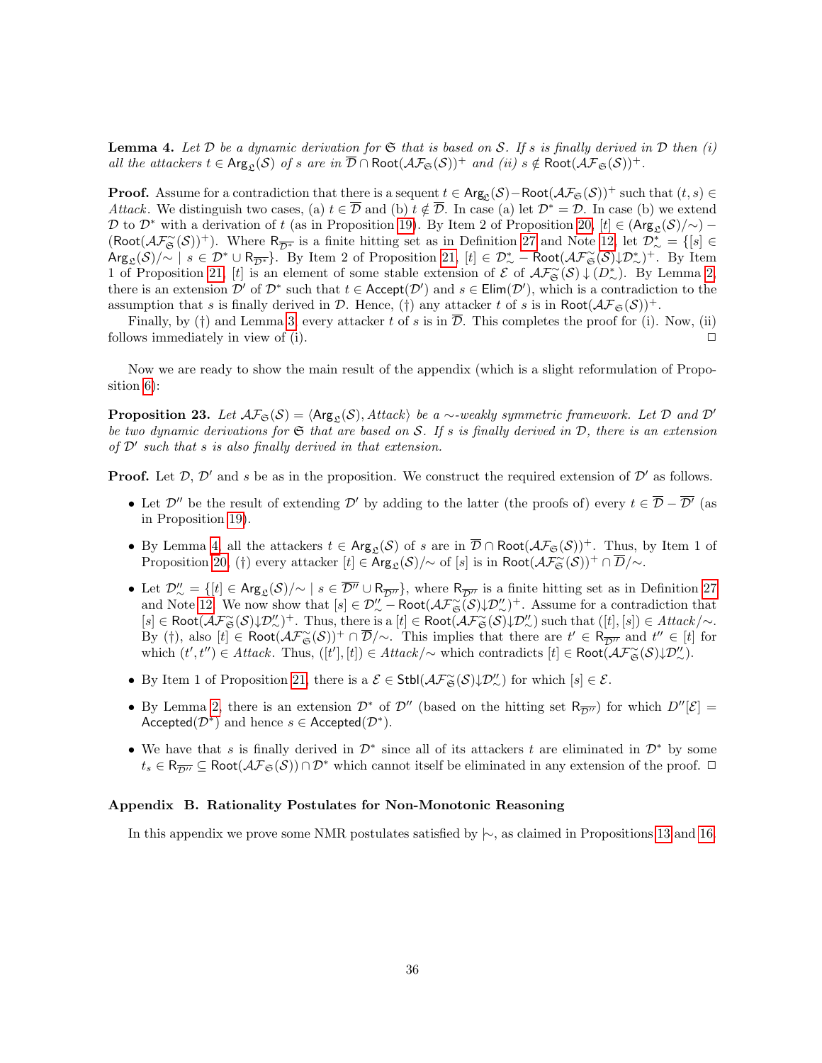**Lemma 4.** *Let $\mathcal{D}$ be a dynamic derivation for $\mathfrak{S}$ that is based on $\mathcal{S}$. If $s$ is finally derived in $\mathcal{D}$ then (i) all the attackers $t \in \mathsf{Arg}_{\mathfrak{L}}(\mathcal{S})$ of $s$ are in $\overline{\mathcal{D}} \cap \mathsf{Root}(\mathcal{AF}_{\mathfrak{S}}(\mathcal{S}))^+$ and (ii) $s \notin \mathsf{Root}(\mathcal{AF}_{\mathfrak{S}}(\mathcal{S}))^+$.*

**Proof.** Assume for a contradiction that there is a sequent $t \in \mathsf{Arg}_{\mathfrak{L}}(\mathcal{S}) - \mathsf{Root}(\mathcal{AF}_{\mathfrak{S}}(\mathcal{S}))^+$ such that $(t, s) \in$ *Attack*. We distinguish two cases, (a) $t \in \overline{\mathcal{D}}$ and (b) $t \notin \overline{\mathcal{D}}$. In case (a) let $\mathcal{D}^* = \mathcal{D}$. In case (b) we extend $\mathcal{D}$ to $\mathcal{D}^*$ with a derivation of $t$ (as in Proposition 19). By Item 2 of Proposition 20, $[t] \in (\mathsf{Arg}_{\mathfrak{L}}(\mathcal{S})/\!\sim) - (\mathsf{Root}(\mathcal{AF}^{\sim}_{\mathfrak{S}}(\mathcal{S}))^+)$. Where $\mathsf{R}_{\overline{\mathcal{D}^*}}$ is a finite hitting set as in Definition 27 and Note 12, let $\mathcal{D}^*_{\sim} = \{[s] \in \mathsf{Arg}_{\mathfrak{L}}(\mathcal{S})/\!\sim \mid s \in \mathcal{D}^* \cup \mathsf{R}_{\overline{\mathcal{D}^*}}\}$. By Item 2 of Proposition 21, $[t] \in \mathcal{D}^*_{\sim} - \mathsf{Root}(\mathcal{AF}^{\sim}_{\mathfrak{S}}(\mathcal{S}){\downarrow}\mathcal{D}^*_{\sim})^+$. By Item 1 of Proposition 21, $[t]$ is an element of some stable extension of $\mathcal{E}$ of $\mathcal{AF}^{\sim}_{\mathfrak{S}}(\mathcal{S}) \downarrow (D^*_{\sim})$. By Lemma 2, there is an extension $\mathcal{D}'$ of $\mathcal{D}^*$ such that $t \in \mathsf{Accept}(\mathcal{D}')$ and $s \in \mathsf{Elim}(\mathcal{D}')$, which is a contradiction to the assumption that $s$ is finally derived in $\mathcal{D}$. Hence, (†) any attacker $t$ of $s$ is in $\mathsf{Root}(\mathcal{AF}_{\mathfrak{S}}(\mathcal{S}))^+$.

Finally, by (†) and Lemma 3 every attacker $t$ of $s$ is in $\overline{\mathcal{D}}$. This completes the proof for (i). Now, (ii) follows immediately in view of (i). □

Now we are ready to show the main result of the appendix (which is a slight reformulation of Proposition 6):

**Proposition 23.** *Let $\mathcal{AF}_{\mathfrak{S}}(\mathcal{S}) = \langle \mathsf{Arg}_{\mathfrak{L}}(\mathcal{S}), Attack\rangle$ be a $\sim$-weakly symmetric framework. Let $\mathcal{D}$ and $\mathcal{D}'$ be two dynamic derivations for $\mathfrak{S}$ that are based on $\mathcal{S}$. If $s$ is finally derived in $\mathcal{D}$, there is an extension of $\mathcal{D}'$ such that $s$ is also finally derived in that extension.*

**Proof.** Let $\mathcal{D}$, $\mathcal{D}'$ and $s$ be as in the proposition. We construct the required extension of $\mathcal{D}'$ as follows.

- Let $\mathcal{D}''$ be the result of extending $\mathcal{D}'$ by adding to the latter (the proofs of) every $t \in \overline{\mathcal{D}} - \overline{\mathcal{D}'}$ (as in Proposition 19).
- By Lemma 4, all the attackers $t \in \mathsf{Arg}_{\mathfrak{L}}(\mathcal{S})$ of $s$ are in $\overline{\mathcal{D}} \cap \mathsf{Root}(\mathcal{AF}_{\mathfrak{S}}(\mathcal{S}))^+$. Thus, by Item 1 of Proposition 20, (†) every attacker $[t] \in \mathsf{Arg}_{\mathfrak{L}}(\mathcal{S})/\!\sim$ of $[s]$ is in $\mathsf{Root}(\mathcal{AF}^{\sim}_{\mathfrak{S}}(\mathcal{S}))^+ \cap \overline{\mathcal{D}}/\!\sim$.
- Let $\mathcal{D}''_{\sim} = \{[t] \in \mathsf{Arg}_{\mathfrak{L}}(\mathcal{S})/\!\sim \mid s \in \overline{\mathcal{D}''} \cup \mathsf{R}_{\overline{\mathcal{D}''}}\}$, where $\mathsf{R}_{\overline{\mathcal{D}''}}$ is a finite hitting set as in Definition 27 and Note 12. We now show that $[s] \in \mathcal{D}''_{\sim} - \mathsf{Root}(\mathcal{AF}^{\sim}_{\mathfrak{S}}(\mathcal{S}){\downarrow}\mathcal{D}''_{\sim})^+$. Assume for a contradiction that $[s] \in \mathsf{Root}(\mathcal{AF}^{\sim}_{\mathfrak{S}}(\mathcal{S}){\downarrow}\mathcal{D}''_{\sim})^+$. Thus, there is a $[t] \in \mathsf{Root}(\mathcal{AF}^{\sim}_{\mathfrak{S}}(\mathcal{S}){\downarrow}\mathcal{D}''_{\sim})$ such that $([t], [s]) \in Attack/\!\sim$. By (†), also $[t] \in \mathsf{Root}(\mathcal{AF}^{\sim}_{\mathfrak{S}}(\mathcal{S}))^+ \cap \overline{\mathcal{D}}/\!\sim$. This implies that there are $t' \in \mathsf{R}_{\overline{\mathcal{D}''}}$ and $t'' \in [t]$ for which $(t', t'') \in Attack$. Thus, $([t'], [t]) \in Attack/\!\sim$ which contradicts $[t] \in \mathsf{Root}(\mathcal{AF}^{\sim}_{\mathfrak{S}}(\mathcal{S}){\downarrow}\mathcal{D}''_{\sim})$.
- By Item 1 of Proposition 21, there is a $\mathcal{E} \in \mathsf{Stbl}(\mathcal{AF}^{\sim}_{\mathfrak{S}}(\mathcal{S}){\downarrow}\mathcal{D}''_{\sim})$ for which $[s] \in \mathcal{E}$.
- By Lemma 2, there is an extension $\mathcal{D}^*$ of $\mathcal{D}''$ (based on the hitting set $\mathsf{R}_{\overline{\mathcal{D}''}}$) for which $D''[\mathcal{E}] = \mathsf{Accepted}(\mathcal{D}^*)$ and hence $s \in \mathsf{Accepted}(\mathcal{D}^*)$.
- We have that $s$ is finally derived in $\mathcal{D}^*$ since all of its attackers $t$ are eliminated in $\mathcal{D}^*$ by some $t_s \in \mathsf{R}_{\overline{\mathcal{D}''}} \subseteq \mathsf{Root}(\mathcal{AF}_{\mathfrak{S}}(\mathcal{S})) \cap \mathcal{D}^*$ which cannot itself be eliminated in any extension of the proof. □

## Appendix B. Rationality Postulates for Non-Monotonic Reasoning

In this appendix we prove some NMR postulates satisfied by $\mid\!\sim$, as claimed in Propositions 13 and 16.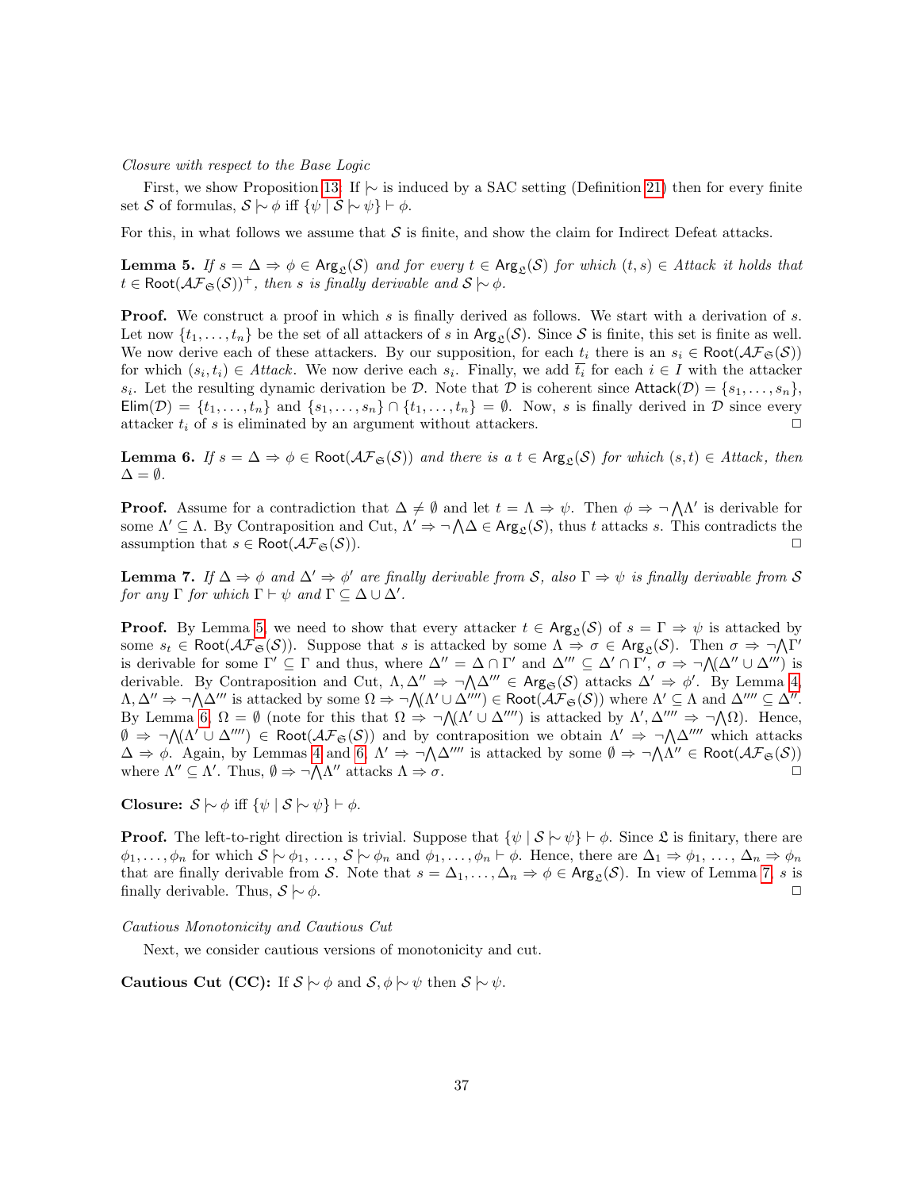*Closure with respect to the Base Logic*

First, we show Proposition 13. If $\mathrel{|\!\sim}$ is induced by a SAC setting (Definition 21) then for every finite set $\mathcal{S}$ of formulas, $\mathcal{S} \mathrel{|\!\sim} \phi$ iff $\{\psi \mid \mathcal{S} \mathrel{|\!\sim} \psi\} \vdash \phi$.

For this, in what follows we assume that $\mathcal{S}$ is finite, and show the claim for Indirect Defeat attacks.

**Lemma 5.** *If $s = \Delta \Rightarrow \phi \in \mathsf{Arg}_{\mathfrak{L}}(\mathcal{S})$ and for every $t \in \mathsf{Arg}_{\mathfrak{L}}(\mathcal{S})$ for which $(t, s) \in Attack$ it holds that $t \in \mathsf{Root}(\mathcal{AF}_{\mathfrak{S}}(\mathcal{S}))^+$, then $s$ is finally derivable and $\mathcal{S} \mathrel{|\!\sim} \phi$.*

**Proof.** We construct a proof in which $s$ is finally derived as follows. We start with a derivation of $s$. Let now $\{t_1, \ldots, t_n\}$ be the set of all attackers of $s$ in $\mathsf{Arg}_{\mathfrak{L}}(\mathcal{S})$. Since $\mathcal{S}$ is finite, this set is finite as well. We now derive each of these attackers. By our supposition, for each $t_i$ there is an $s_i \in \mathsf{Root}(\mathcal{AF}_{\mathfrak{S}}(\mathcal{S}))$ for which $(s_i, t_i) \in Attack$. We now derive each $s_i$. Finally, we add $\overline{t_i}$ for each $i \in I$ with the attacker $s_i$. Let the resulting dynamic derivation be $\mathcal{D}$. Note that $\mathcal{D}$ is coherent since $\mathsf{Attack}(\mathcal{D}) = \{s_1, \ldots, s_n\}$, $\mathsf{Elim}(\mathcal{D}) = \{t_1, \ldots, t_n\}$ and $\{s_1, \ldots, s_n\} \cap \{t_1, \ldots, t_n\} = \emptyset$. Now, $s$ is finally derived in $\mathcal{D}$ since every attacker $t_i$ of $s$ is eliminated by an argument without attackers. ◻

**Lemma 6.** *If $s = \Delta \Rightarrow \phi \in \mathsf{Root}(\mathcal{AF}_{\mathfrak{S}}(\mathcal{S}))$ and there is a $t \in \mathsf{Arg}_{\mathfrak{L}}(\mathcal{S})$ for which $(s, t) \in Attack$, then $\Delta = \emptyset$.*

**Proof.** Assume for a contradiction that $\Delta \neq \emptyset$ and let $t = \Lambda \Rightarrow \psi$. Then $\phi \Rightarrow \neg \bigwedge \Lambda'$ is derivable for some $\Lambda' \subseteq \Lambda$. By Contraposition and Cut, $\Lambda' \Rightarrow \neg \bigwedge \Delta \in \mathsf{Arg}_{\mathfrak{L}}(\mathcal{S})$, thus $t$ attacks $s$. This contradicts the assumption that $s \in \mathsf{Root}(\mathcal{AF}_{\mathfrak{S}}(\mathcal{S}))$. ◻

**Lemma 7.** *If $\Delta \Rightarrow \phi$ and $\Delta' \Rightarrow \phi'$ are finally derivable from $\mathcal{S}$, also $\Gamma \Rightarrow \psi$ is finally derivable from $\mathcal{S}$ for any $\Gamma$ for which $\Gamma \vdash \psi$ and $\Gamma \subseteq \Delta \cup \Delta'$.*

**Proof.** By Lemma 5, we need to show that every attacker $t \in \mathsf{Arg}_{\mathfrak{L}}(\mathcal{S})$ of $s = \Gamma \Rightarrow \psi$ is attacked by some $s_t \in \mathsf{Root}(\mathcal{AF}_{\mathfrak{S}}(\mathcal{S}))$. Suppose that $s$ is attacked by some $\Lambda \Rightarrow \sigma \in \mathsf{Arg}_{\mathfrak{L}}(\mathcal{S})$. Then $\sigma \Rightarrow \neg \bigwedge \Gamma'$ is derivable for some $\Gamma' \subseteq \Gamma$ and thus, where $\Delta'' = \Delta \cap \Gamma'$ and $\Delta''' \subseteq \Delta' \cap \Gamma'$, $\sigma \Rightarrow \neg \bigwedge (\Delta'' \cup \Delta''')$ is derivable. By Contraposition and Cut, $\Lambda, \Delta'' \Rightarrow \neg \bigwedge \Delta''' \in \mathsf{Arg}_{\mathfrak{S}}(\mathcal{S})$ attacks $\Delta' \Rightarrow \phi'$. By Lemma 4, $\Lambda, \Delta'' \Rightarrow \neg \bigwedge \Delta'''$ is attacked by some $\Omega \Rightarrow \neg \bigwedge (\Lambda' \cup \Delta'''') \in \mathsf{Root}(\mathcal{AF}_{\mathfrak{S}}(\mathcal{S}))$ where $\Lambda' \subseteq \Lambda$ and $\Delta'''' \subseteq \Delta''$. By Lemma 6, $\Omega = \emptyset$ (note for this that $\Omega \Rightarrow \neg \bigwedge (\Lambda' \cup \Delta'''')$ is attacked by $\Lambda', \Delta'''' \Rightarrow \neg \bigwedge \Omega$). Hence, $\emptyset \Rightarrow \neg \bigwedge (\Lambda' \cup \Delta'''') \in \mathsf{Root}(\mathcal{AF}_{\mathfrak{S}}(\mathcal{S}))$ and by contraposition we obtain $\Lambda' \Rightarrow \neg \bigwedge \Delta''''$ which attacks $\Delta \Rightarrow \phi$. Again, by Lemmas 4 and 6, $\Lambda' \Rightarrow \neg \bigwedge \Delta''''$ is attacked by some $\emptyset \Rightarrow \neg \bigwedge \Lambda'' \in \mathsf{Root}(\mathcal{AF}_{\mathfrak{S}}(\mathcal{S}))$ where $\Lambda'' \subseteq \Lambda'$. Thus, $\emptyset \Rightarrow \neg \bigwedge \Lambda''$ attacks $\Lambda \Rightarrow \sigma$. ◻

**Closure:** $\mathcal{S} \mathrel{|\!\sim} \phi$ iff $\{\psi \mid \mathcal{S} \mathrel{|\!\sim} \psi\} \vdash \phi$.

**Proof.** The left-to-right direction is trivial. Suppose that $\{\psi \mid \mathcal{S} \mathrel{|\!\sim} \psi\} \vdash \phi$. Since $\mathfrak{L}$ is finitary, there are $\phi_1, \ldots, \phi_n$ for which $\mathcal{S} \mathrel{|\!\sim} \phi_1, \ldots, \mathcal{S} \mathrel{|\!\sim} \phi_n$ and $\phi_1, \ldots, \phi_n \vdash \phi$. Hence, there are $\Delta_1 \Rightarrow \phi_1, \ldots, \Delta_n \Rightarrow \phi_n$ that are finally derivable from $\mathcal{S}$. Note that $s = \Delta_1, \ldots, \Delta_n \Rightarrow \phi \in \mathsf{Arg}_{\mathfrak{L}}(\mathcal{S})$. In view of Lemma 7, $s$ is finally derivable. Thus, $\mathcal{S} \mathrel{|\!\sim} \phi$. ◻

*Cautious Monotonicity and Cautious Cut*

Next, we consider cautious versions of monotonicity and cut.

**Cautious Cut (CC):** If $\mathcal{S} \mathrel{|\!\sim} \phi$ and $\mathcal{S}, \phi \mathrel{|\!\sim} \psi$ then $\mathcal{S} \mathrel{|\!\sim} \psi$.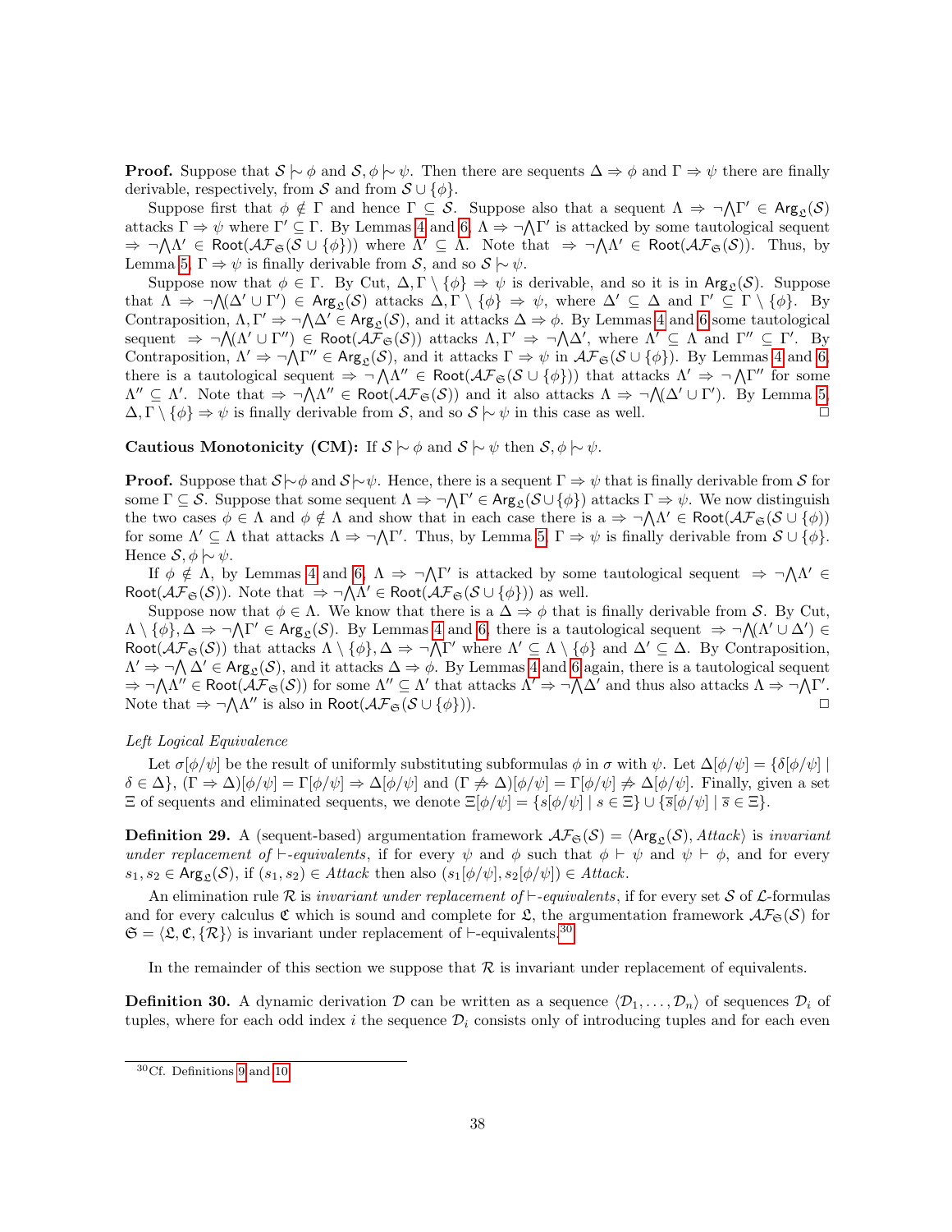**Proof.** Suppose that $\mathcal{S} \mathrel{|\!\sim} \phi$ and $\mathcal{S}, \phi \mathrel{|\!\sim} \psi$. Then there are sequents $\Delta \Rightarrow \phi$ and $\Gamma \Rightarrow \psi$ there are finally derivable, respectively, from $\mathcal{S}$ and from $\mathcal{S} \cup \{\phi\}$.

Suppose first that $\phi \notin \Gamma$ and hence $\Gamma \subseteq \mathcal{S}$. Suppose also that a sequent $\Lambda \Rightarrow \neg \bigwedge \Gamma' \in \mathsf{Arg}_{\mathfrak{L}}(\mathcal{S})$ attacks $\Gamma \Rightarrow \psi$ where $\Gamma' \subseteq \Gamma$. By Lemmas 4 and 6, $\Lambda \Rightarrow \neg \bigwedge \Gamma'$ is attacked by some tautological sequent $\Rightarrow \neg \bigwedge \Lambda' \in \mathsf{Root}(\mathcal{AF}_{\mathfrak{S}}(\mathcal{S} \cup \{\phi\}))$ where $\Lambda' \subseteq \Lambda$. Note that $\Rightarrow \neg \bigwedge \Lambda' \in \mathsf{Root}(\mathcal{AF}_{\mathfrak{S}}(\mathcal{S}))$. Thus, by Lemma 5, $\Gamma \Rightarrow \psi$ is finally derivable from $\mathcal{S}$, and so $\mathcal{S} \mathrel{|\!\sim} \psi$.

Suppose now that $\phi \in \Gamma$. By Cut, $\Delta, \Gamma \setminus \{\phi\} \Rightarrow \psi$ is derivable, and so it is in $\mathsf{Arg}_{\mathfrak{L}}(\mathcal{S})$. Suppose that $\Lambda \Rightarrow \neg \bigwedge (\Delta' \cup \Gamma') \in \mathsf{Arg}_{\mathfrak{L}}(\mathcal{S})$ attacks $\Delta, \Gamma \setminus \{\phi\} \Rightarrow \psi$, where $\Delta' \subseteq \Delta$ and $\Gamma' \subseteq \Gamma \setminus \{\phi\}$. By Contraposition, $\Lambda, \Gamma' \Rightarrow \neg \bigwedge \Delta' \in \mathsf{Arg}_{\mathfrak{L}}(\mathcal{S})$, and it attacks $\Delta \Rightarrow \phi$. By Lemmas 4 and 6 some tautological sequent $\Rightarrow \neg \bigwedge (\Lambda' \cup \Gamma'') \in \mathsf{Root}(\mathcal{AF}_{\mathfrak{S}}(\mathcal{S}))$ attacks $\Lambda, \Gamma' \Rightarrow \neg \bigwedge \Delta'$, where $\Lambda' \subseteq \Lambda$ and $\Gamma'' \subseteq \Gamma'$. By Contraposition, $\Lambda' \Rightarrow \neg \bigwedge \Gamma'' \in \mathsf{Arg}_{\mathfrak{L}}(\mathcal{S})$, and it attacks $\Gamma \Rightarrow \psi$ in $\mathcal{AF}_{\mathfrak{S}}(\mathcal{S} \cup \{\phi\})$. By Lemmas 4 and 6, there is a tautological sequent $\Rightarrow \neg \bigwedge \Lambda'' \in \mathsf{Root}(\mathcal{AF}_{\mathfrak{S}}(\mathcal{S} \cup \{\phi\}))$ that attacks $\Lambda' \Rightarrow \neg \bigwedge \Gamma''$ for some $\Lambda'' \subseteq \Lambda'$. Note that $\Rightarrow \neg \bigwedge \Lambda'' \in \mathsf{Root}(\mathcal{AF}_{\mathfrak{S}}(\mathcal{S}))$ and it also attacks $\Lambda \Rightarrow \neg \bigwedge (\Delta' \cup \Gamma')$. By Lemma 5, $\Delta, \Gamma \setminus \{\phi\} \Rightarrow \psi$ is finally derivable from $\mathcal{S}$, and so $\mathcal{S} \mathrel{|\!\sim} \psi$ in this case as well. □

**Cautious Monotonicity (CM):** If $\mathcal{S} \mathrel{|\!\sim} \phi$ and $\mathcal{S} \mathrel{|\!\sim} \psi$ then $\mathcal{S}, \phi \mathrel{|\!\sim} \psi$.

**Proof.** Suppose that $\mathcal{S} \mathrel{|\!\sim} \phi$ and $\mathcal{S} \mathrel{|\!\sim} \psi$. Hence, there is a sequent $\Gamma \Rightarrow \psi$ that is finally derivable from $\mathcal{S}$ for some $\Gamma \subseteq \mathcal{S}$. Suppose that some sequent $\Lambda \Rightarrow \neg \bigwedge \Gamma' \in \mathsf{Arg}_{\mathfrak{L}}(\mathcal{S} \cup \{\phi\})$ attacks $\Gamma \Rightarrow \psi$. We now distinguish the two cases $\phi \in \Lambda$ and $\phi \notin \Lambda$ and show that in each case there is a $\Rightarrow \neg \bigwedge \Lambda' \in \mathsf{Root}(\mathcal{AF}_{\mathfrak{S}}(\mathcal{S} \cup \{\phi\}))$ for some $\Lambda' \subseteq \Lambda$ that attacks $\Lambda \Rightarrow \neg \bigwedge \Gamma'$. Thus, by Lemma 5, $\Gamma \Rightarrow \psi$ is finally derivable from $\mathcal{S} \cup \{\phi\}$. Hence $\mathcal{S}, \phi \mathrel{|\!\sim} \psi$.

If $\phi \notin \Lambda$, by Lemmas 4 and 6, $\Lambda \Rightarrow \neg \bigwedge \Gamma'$ is attacked by some tautological sequent $\Rightarrow \neg \bigwedge \Lambda' \in \mathsf{Root}(\mathcal{AF}_{\mathfrak{S}}(\mathcal{S}))$. Note that $\Rightarrow \neg \bigwedge \Lambda' \in \mathsf{Root}(\mathcal{AF}_{\mathfrak{S}}(\mathcal{S} \cup \{\phi\}))$ as well.

Suppose now that $\phi \in \Lambda$. We know that there is a $\Delta \Rightarrow \phi$ that is finally derivable from $\mathcal{S}$. By Cut, $\Lambda \setminus \{\phi\}, \Delta \Rightarrow \neg \bigwedge \Gamma' \in \mathsf{Arg}_{\mathfrak{L}}(\mathcal{S})$. By Lemmas 4 and 6, there is a tautological sequent $\Rightarrow \neg \bigwedge (\Lambda' \cup \Delta') \in \mathsf{Root}(\mathcal{AF}_{\mathfrak{S}}(\mathcal{S}))$ that attacks $\Lambda \setminus \{\phi\}, \Delta \Rightarrow \neg \bigwedge \Gamma'$ where $\Lambda' \subseteq \Lambda \setminus \{\phi\}$ and $\Delta' \subseteq \Delta$. By Contraposition, $\Lambda' \Rightarrow \neg \bigwedge \Delta' \in \mathsf{Arg}_{\mathfrak{L}}(\mathcal{S})$, and it attacks $\Delta \Rightarrow \phi$. By Lemmas 4 and 6 again, there is a tautological sequent $\Rightarrow \neg \bigwedge \Lambda'' \in \mathsf{Root}(\mathcal{AF}_{\mathfrak{S}}(\mathcal{S}))$ for some $\Lambda'' \subseteq \Lambda'$ that attacks $\Lambda' \Rightarrow \neg \bigwedge \Delta'$ and thus also attacks $\Lambda \Rightarrow \neg \bigwedge \Gamma'$. Note that $\Rightarrow \neg \bigwedge \Lambda''$ is also in $\mathsf{Root}(\mathcal{AF}_{\mathfrak{S}}(\mathcal{S} \cup \{\phi\}))$. □

*Left Logical Equivalence*

Let $\sigma[\phi/\psi]$ be the result of uniformly substituting subformulas $\phi$ in $\sigma$ with $\psi$. Let $\Delta[\phi/\psi] = \{\delta[\phi/\psi] \mid \delta \in \Delta\}$, $(\Gamma \Rightarrow \Delta)[\phi/\psi] = \Gamma[\phi/\psi] \Rightarrow \Delta[\phi/\psi]$ and $(\Gamma \not\Rightarrow \Delta)[\phi/\psi] = \Gamma[\phi/\psi] \not\Rightarrow \Delta[\phi/\psi]$. Finally, given a set $\Xi$ of sequents and eliminated sequents, we denote $\Xi[\phi/\psi] = \{s[\phi/\psi] \mid s \in \Xi\} \cup \{\overline{s}[\phi/\psi] \mid \overline{s} \in \Xi\}$.

**Definition 29.** A (sequent-based) argumentation framework $\mathcal{AF}_{\mathfrak{S}}(\mathcal{S}) = \langle \mathsf{Arg}_{\mathfrak{L}}(\mathcal{S}), \mathit{Attack} \rangle$ is *invariant under replacement of $\vdash$-equivalents*, if for every $\psi$ and $\phi$ such that $\phi \vdash \psi$ and $\psi \vdash \phi$, and for every $s_1, s_2 \in \mathsf{Arg}_{\mathfrak{L}}(\mathcal{S})$, if $(s_1, s_2) \in \mathit{Attack}$ then also $(s_1[\phi/\psi], s_2[\phi/\psi]) \in \mathit{Attack}$.

An elimination rule $\mathcal{R}$ is *invariant under replacement of $\vdash$-equivalents*, if for every set $\mathcal{S}$ of $\mathcal{L}$-formulas and for every calculus $\mathfrak{C}$ which is sound and complete for $\mathfrak{L}$, the argumentation framework $\mathcal{AF}_{\mathfrak{S}}(\mathcal{S})$ for $\mathfrak{S} = \langle \mathfrak{L}, \mathfrak{C}, \{\mathcal{R}\} \rangle$ is invariant under replacement of $\vdash$-equivalents.[30]

In the remainder of this section we suppose that $\mathcal{R}$ is invariant under replacement of equivalents.

**Definition 30.** A dynamic derivation $\mathcal{D}$ can be written as a sequence $\langle \mathcal{D}_1, \ldots, \mathcal{D}_n \rangle$ of sequences $\mathcal{D}_i$ of tuples, where for each odd index $i$ the sequence $\mathcal{D}_i$ consists only of introducing tuples and for each even

[30] Cf. Definitions 9 and 10.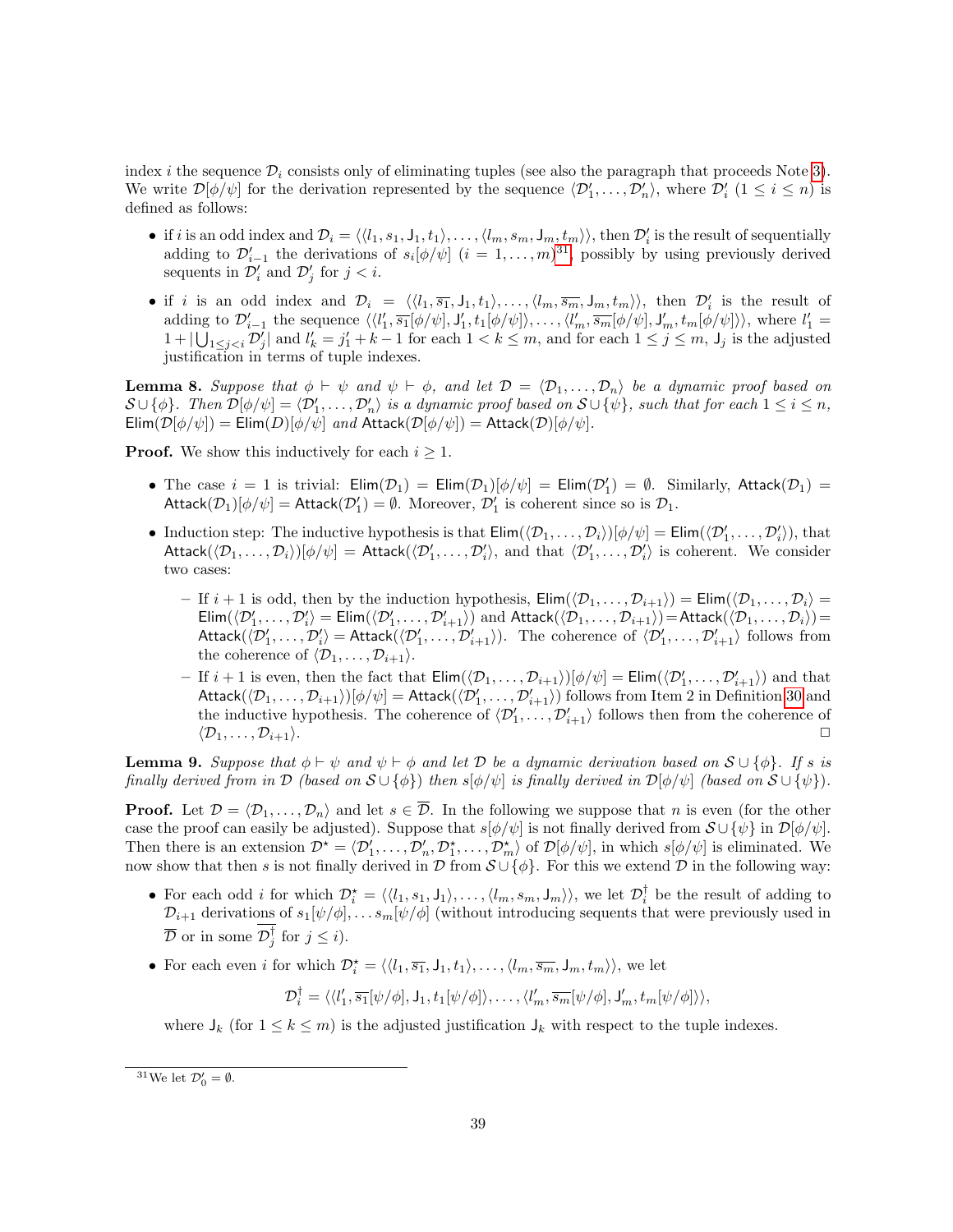index $i$ the sequence $\mathcal{D}_i$ consists only of eliminating tuples (see also the paragraph that proceeds Note 3). We write $\mathcal{D}[\phi/\psi]$ for the derivation represented by the sequence $\langle \mathcal{D}'_1, \ldots, \mathcal{D}'_n \rangle$, where $\mathcal{D}'_i$ $(1 \leq i \leq n)$ is defined as follows:

- if $i$ is an odd index and $\mathcal{D}_i = \langle \langle l_1, s_1, \mathsf{J}_1, t_1 \rangle, \ldots, \langle l_m, s_m, \mathsf{J}_m, t_m \rangle \rangle$, then $\mathcal{D}'_i$ is the result of sequentially adding to $\mathcal{D}'_{i-1}$ the derivations of $s_i[\phi/\psi]$ $(i = 1, \ldots, m)$[31], possibly by using previously derived sequents in $\mathcal{D}'_i$ and $\mathcal{D}'_j$ for $j < i$.
- if $i$ is an odd index and $\mathcal{D}_i = \langle \langle l_1, \overline{s_1}, \mathsf{J}_1, t_1 \rangle, \ldots, \langle l_m, \overline{s_m}, \mathsf{J}_m, t_m \rangle \rangle$, then $\mathcal{D}'_i$ is the result of adding to $\mathcal{D}'_{i-1}$ the sequence $\langle \langle l'_1, \overline{s_1}[\phi/\psi], \mathsf{J}'_1, t_1[\phi/\psi] \rangle, \ldots, \langle l'_m, \overline{s_m}[\phi/\psi], \mathsf{J}'_m, t_m[\phi/\psi] \rangle \rangle$, where $l'_1 = 1 + |\bigcup_{1 \leq j < i} \mathcal{D}'_j|$ and $l'_k = j'_1 + k - 1$ for each $1 < k \leq m$, and for each $1 \leq j \leq m$, $\mathsf{J}_j$ is the adjusted justification in terms of tuple indexes.

**Lemma 8.** *Suppose that $\phi \vdash \psi$ and $\psi \vdash \phi$, and let $\mathcal{D} = \langle \mathcal{D}_1, \ldots, \mathcal{D}_n \rangle$ be a dynamic proof based on $\mathcal{S} \cup \{\phi\}$. Then $\mathcal{D}[\phi/\psi] = \langle \mathcal{D}'_1, \ldots, \mathcal{D}'_n \rangle$ is a dynamic proof based on $\mathcal{S} \cup \{\psi\}$, such that for each $1 \leq i \leq n$, $\mathsf{Elim}(\mathcal{D}[\phi/\psi]) = \mathsf{Elim}(D)[\phi/\psi]$ and $\mathsf{Attack}(\mathcal{D}[\phi/\psi]) = \mathsf{Attack}(\mathcal{D})[\phi/\psi]$.*

**Proof.** We show this inductively for each $i \geq 1$.

- The case $i = 1$ is trivial: $\mathsf{Elim}(\mathcal{D}_1) = \mathsf{Elim}(\mathcal{D}_1)[\phi/\psi] = \mathsf{Elim}(\mathcal{D}'_1) = \emptyset$. Similarly, $\mathsf{Attack}(\mathcal{D}_1) = \mathsf{Attack}(\mathcal{D}_1)[\phi/\psi] = \mathsf{Attack}(\mathcal{D}'_1) = \emptyset$. Moreover, $\mathcal{D}'_1$ is coherent since so is $\mathcal{D}_1$.
- Induction step: The inductive hypothesis is that $\mathsf{Elim}(\langle \mathcal{D}_1, \ldots, \mathcal{D}_i \rangle)[\phi/\psi] = \mathsf{Elim}(\langle \mathcal{D}'_1, \ldots, \mathcal{D}'_i \rangle)$, that $\mathsf{Attack}(\langle \mathcal{D}_1, \ldots, \mathcal{D}_i \rangle)[\phi/\psi] = \mathsf{Attack}(\langle \mathcal{D}'_1, \ldots, \mathcal{D}'_i \rangle$, and that $\langle \mathcal{D}'_1, \ldots, \mathcal{D}'_i \rangle$ is coherent. We consider two cases:
  - If $i + 1$ is odd, then by the induction hypothesis, $\mathsf{Elim}(\langle \mathcal{D}_1, \ldots, \mathcal{D}_{i+1} \rangle) = \mathsf{Elim}(\langle \mathcal{D}_1, \ldots, \mathcal{D}_i \rangle = \mathsf{Elim}(\langle \mathcal{D}'_1, \ldots \mathcal{D}'_i \rangle = \mathsf{Elim}(\langle \mathcal{D}'_1, \ldots, \mathcal{D}'_{i+1} \rangle)$ and $\mathsf{Attack}(\langle \mathcal{D}_1, \ldots, \mathcal{D}_{i+1} \rangle) = \mathsf{Attack}(\langle \mathcal{D}_1, \ldots, \mathcal{D}_i \rangle) = \mathsf{Attack}(\langle \mathcal{D}'_1, \ldots, \mathcal{D}'_i \rangle = \mathsf{Attack}(\langle \mathcal{D}'_1, \ldots, \mathcal{D}'_{i+1} \rangle)$. The coherence of $\langle \mathcal{D}'_1, \ldots, \mathcal{D}'_{i+1} \rangle$ follows from the coherence of $\langle \mathcal{D}_1, \ldots, \mathcal{D}_{i+1} \rangle$.
  - If $i + 1$ is even, then the fact that $\mathsf{Elim}(\langle \mathcal{D}_1, \ldots, \mathcal{D}_{i+1} \rangle)[\phi/\psi] = \mathsf{Elim}(\langle \mathcal{D}'_1, \ldots, \mathcal{D}'_{i+1} \rangle)$ and that $\mathsf{Attack}(\langle \mathcal{D}_1, \ldots, \mathcal{D}_{i+1} \rangle)[\phi/\psi] = \mathsf{Attack}(\langle \mathcal{D}'_1, \ldots, \mathcal{D}'_{i+1} \rangle)$ follows from Item 2 in Definition 30 and the inductive hypothesis. The coherence of $\langle \mathcal{D}'_1, \ldots, \mathcal{D}'_{i+1} \rangle$ follows then from the coherence of $\langle \mathcal{D}_1, \ldots, \mathcal{D}_{i+1} \rangle$. □

**Lemma 9.** *Suppose that $\phi \vdash \psi$ and $\psi \vdash \phi$ and let $\mathcal{D}$ be a dynamic derivation based on $\mathcal{S} \cup \{\phi\}$. If $s$ is finally derived from in $\mathcal{D}$ (based on $\mathcal{S} \cup \{\phi\}$) then $s[\phi/\psi]$ is finally derived in $\mathcal{D}[\phi/\psi]$ (based on $\mathcal{S} \cup \{\psi\}$).*

**Proof.** Let $\mathcal{D} = \langle \mathcal{D}_1, \ldots, \mathcal{D}_n \rangle$ and let $s \in \overline{\mathcal{D}}$. In the following we suppose that $n$ is even (for the other case the proof can easily be adjusted). Suppose that $s[\phi/\psi]$ is not finally derived from $\mathcal{S} \cup \{\psi\}$ in $\mathcal{D}[\phi/\psi]$. Then there is an extension $\mathcal{D}^\star = \langle \mathcal{D}'_1, \ldots, \mathcal{D}'_n, \mathcal{D}^\star_1, \ldots, \mathcal{D}^\star_m \rangle$ of $\mathcal{D}[\phi/\psi]$, in which $s[\phi/\psi]$ is eliminated. We now show that then $s$ is not finally derived in $\mathcal{D}$ from $\mathcal{S} \cup \{\phi\}$. For this we extend $\mathcal{D}$ in the following way:

- For each odd $i$ for which $\mathcal{D}^\star_i = \langle \langle l_1, s_1, \mathsf{J}_1 \rangle, \ldots, \langle l_m, s_m, \mathsf{J}_m \rangle \rangle$, we let $\mathcal{D}^\dagger_i$ be the result of adding to $\mathcal{D}_{i+1}$ derivations of $s_1[\psi/\phi], \ldots s_m[\psi/\phi]$ (without introducing sequents that were previously used in $\overline{\mathcal{D}}$ or in some $\overline{\mathcal{D}^\dagger_j}$ for $j \leq i$).
- For each even $i$ for which $\mathcal{D}^\star_i = \langle \langle l_1, \overline{s_1}, \mathsf{J}_1, t_1 \rangle, \ldots, \langle l_m, \overline{s_m}, \mathsf{J}_m, t_m \rangle \rangle$, we let

$$\mathcal{D}^\dagger_i = \langle \langle l'_1, \overline{s_1}[\psi/\phi], \mathsf{J}_1, t_1[\psi/\phi] \rangle, \ldots, \langle l'_m, \overline{s_m}[\psi/\phi], \mathsf{J}'_m, t_m[\psi/\phi] \rangle \rangle,$$

  where $\mathsf{J}_k$ (for $1 \leq k \leq m$) is the adjusted justification $\mathsf{J}_k$ with respect to the tuple indexes.

[31] We let $\mathcal{D}'_0 = \emptyset$.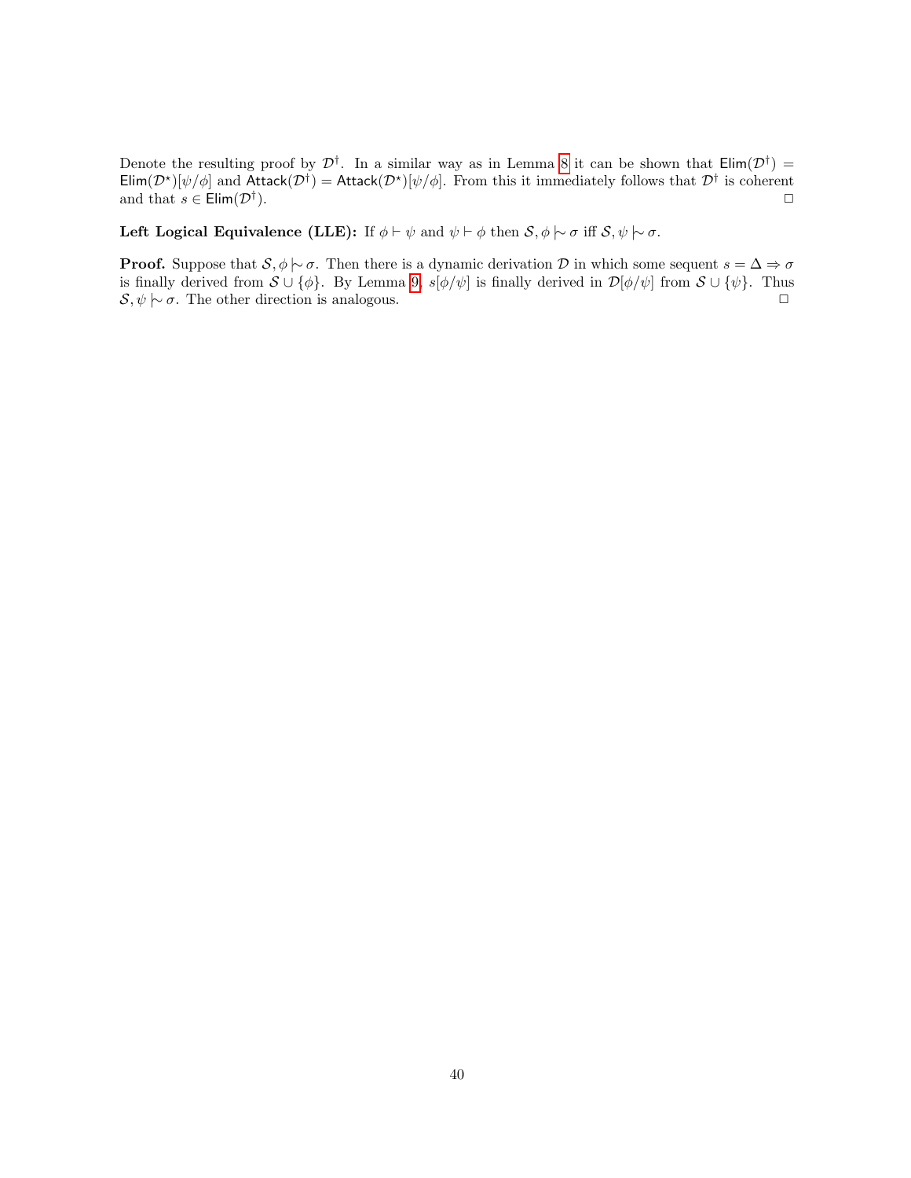Denote the resulting proof by $\mathcal{D}^\dagger$. In a similar way as in Lemma 8 it can be shown that $\mathsf{Elim}(\mathcal{D}^\dagger) = \mathsf{Elim}(\mathcal{D}^\star)[\psi/\phi]$ and $\mathsf{Attack}(\mathcal{D}^\dagger) = \mathsf{Attack}(\mathcal{D}^\star)[\psi/\phi]$. From this it immediately follows that $\mathcal{D}^\dagger$ is coherent and that $s \in \mathsf{Elim}(\mathcal{D}^\dagger)$. $\Box$

**Left Logical Equivalence (LLE):** If $\phi \vdash \psi$ and $\psi \vdash \phi$ then $\mathcal{S}, \phi \mid\!\sim \sigma$ iff $\mathcal{S}, \psi \mid\!\sim \sigma$.

**Proof.** Suppose that $\mathcal{S}, \phi \mid\!\sim \sigma$. Then there is a dynamic derivation $\mathcal{D}$ in which some sequent $s = \Delta \Rightarrow \sigma$ is finally derived from $\mathcal{S} \cup \{\phi\}$. By Lemma 9, $s[\phi/\psi]$ is finally derived in $\mathcal{D}[\phi/\psi]$ from $\mathcal{S} \cup \{\psi\}$. Thus $\mathcal{S}, \psi \mid\!\sim \sigma$. The other direction is analogous. $\Box$